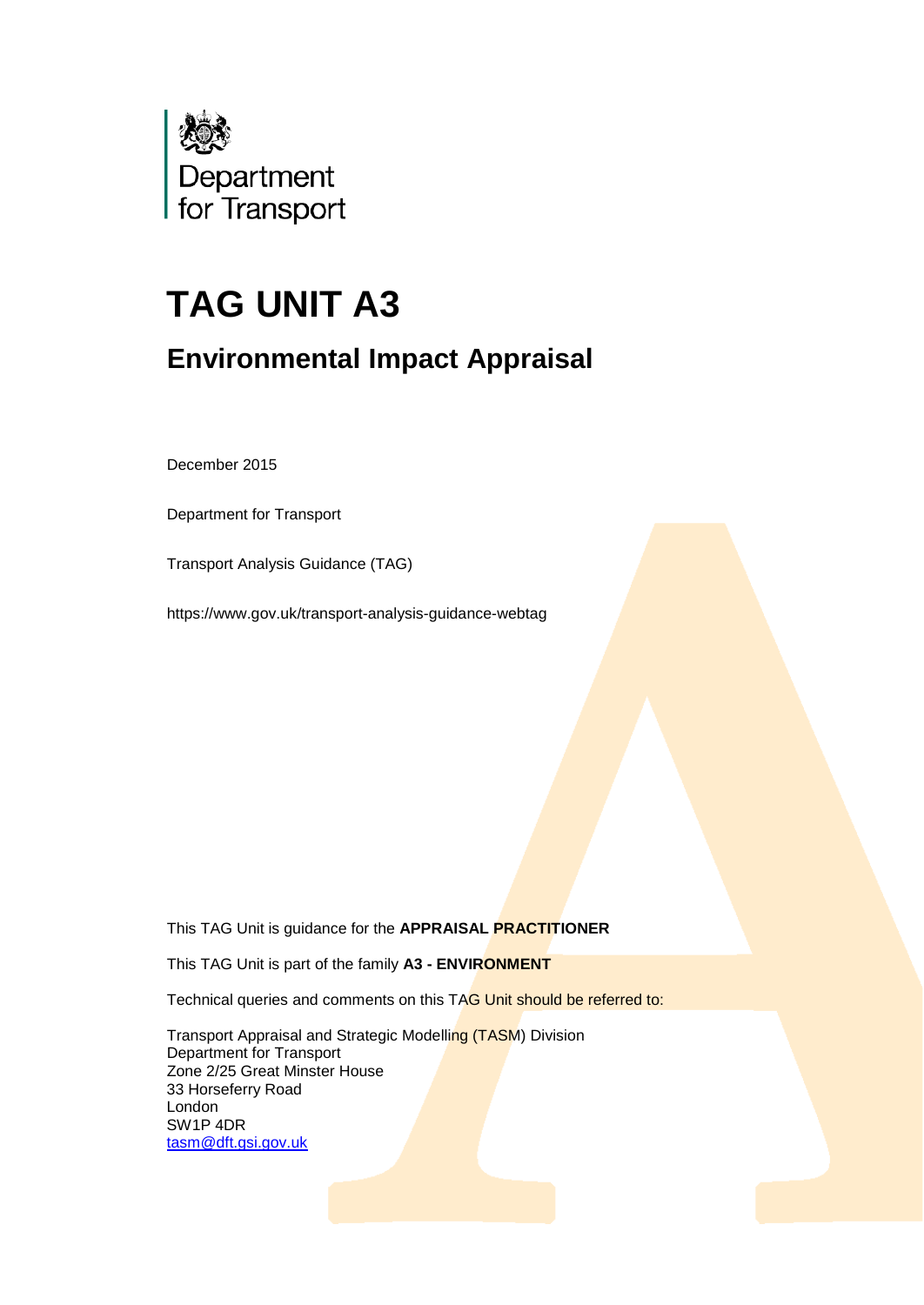Department for Transport

# TAG UNIT A3

## Environmental Impact Appraisal

December 2015

Department for Transport

Transport Analysis Guidance (TAG)

https://www.gov.uk/transport-analysis-guidance-webtag

This TAG Unit is guidance for the **APPRAISAL PRACTITIONER**

This TAG Unit is part of the family **A3 - ENVIRONMENT**

Technical queries and comments on this TAG Unit should be referred to:

Transport Appraisal and Strategic Modelling (TASM) Division
Department for Transport
Zone 2/25 Great Minster House
33 Horseferry Road
London
SW1P 4DR
tasm@dft.gsi.gov.uk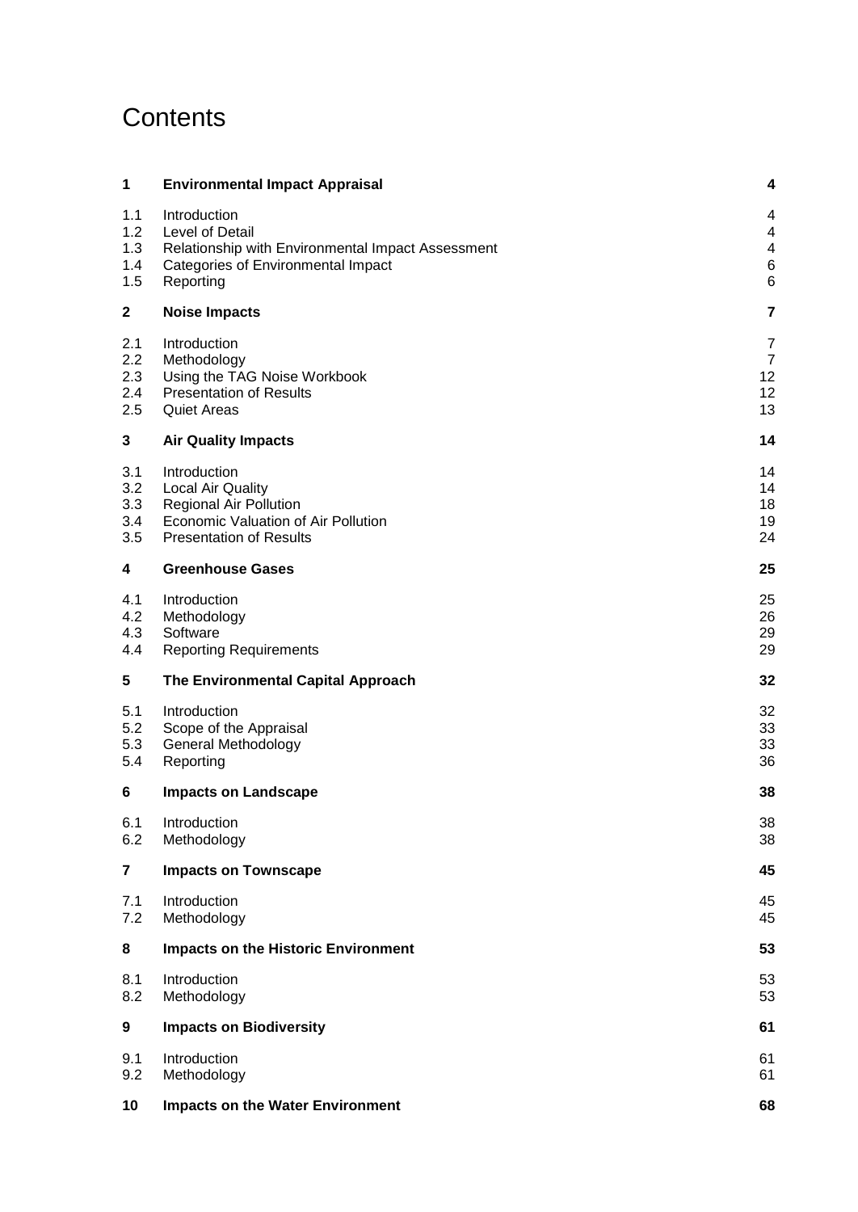# Contents

| | | |
|---|---|---|
| **1** | **Environmental Impact Appraisal** | **4** |
| 1.1 | Introduction | 4 |
| 1.2 | Level of Detail | 4 |
| 1.3 | Relationship with Environmental Impact Assessment | 4 |
| 1.4 | Categories of Environmental Impact | 6 |
| 1.5 | Reporting | 6 |
| **2** | **Noise Impacts** | **7** |
| 2.1 | Introduction | 7 |
| 2.2 | Methodology | 7 |
| 2.3 | Using the TAG Noise Workbook | 12 |
| 2.4 | Presentation of Results | 12 |
| 2.5 | Quiet Areas | 13 |
| **3** | **Air Quality Impacts** | **14** |
| 3.1 | Introduction | 14 |
| 3.2 | Local Air Quality | 14 |
| 3.3 | Regional Air Pollution | 18 |
| 3.4 | Economic Valuation of Air Pollution | 19 |
| 3.5 | Presentation of Results | 24 |
| **4** | **Greenhouse Gases** | **25** |
| 4.1 | Introduction | 25 |
| 4.2 | Methodology | 26 |
| 4.3 | Software | 29 |
| 4.4 | Reporting Requirements | 29 |
| **5** | **The Environmental Capital Approach** | **32** |
| 5.1 | Introduction | 32 |
| 5.2 | Scope of the Appraisal | 33 |
| 5.3 | General Methodology | 33 |
| 5.4 | Reporting | 36 |
| **6** | **Impacts on Landscape** | **38** |
| 6.1 | Introduction | 38 |
| 6.2 | Methodology | 38 |
| **7** | **Impacts on Townscape** | **45** |
| 7.1 | Introduction | 45 |
| 7.2 | Methodology | 45 |
| **8** | **Impacts on the Historic Environment** | **53** |
| 8.1 | Introduction | 53 |
| 8.2 | Methodology | 53 |
| **9** | **Impacts on Biodiversity** | **61** |
| 9.1 | Introduction | 61 |
| 9.2 | Methodology | 61 |
| **10** | **Impacts on the Water Environment** | **68** |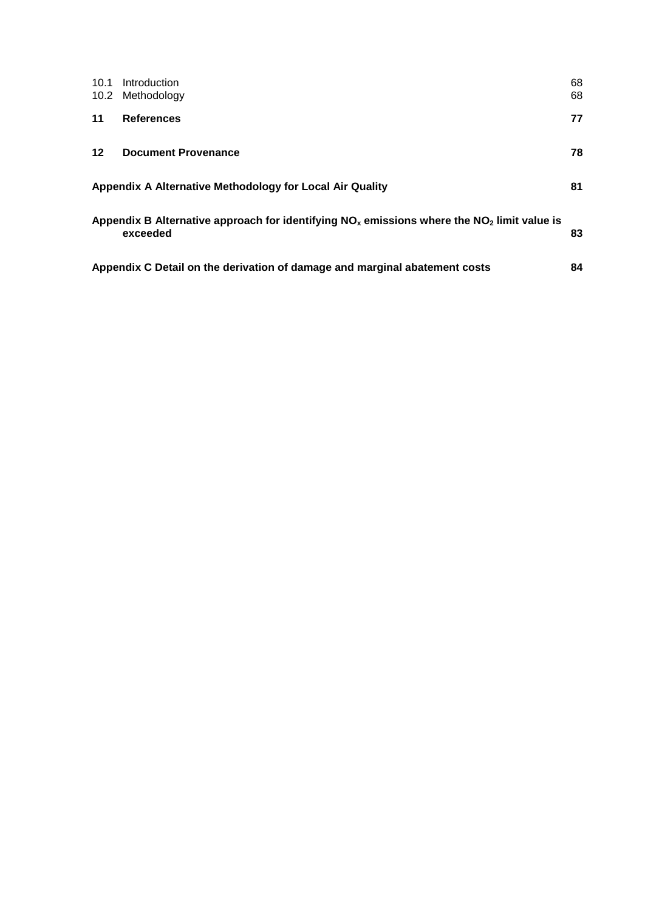10.1 Introduction 68
10.2 Methodology 68

**11 References 77**

**12 Document Provenance 78**

**Appendix A Alternative Methodology for Local Air Quality 81**

**Appendix B Alternative approach for identifying $NO_x$ emissions where the $NO_2$ limit value is exceeded 83**

**Appendix C Detail on the derivation of damage and marginal abatement costs 84**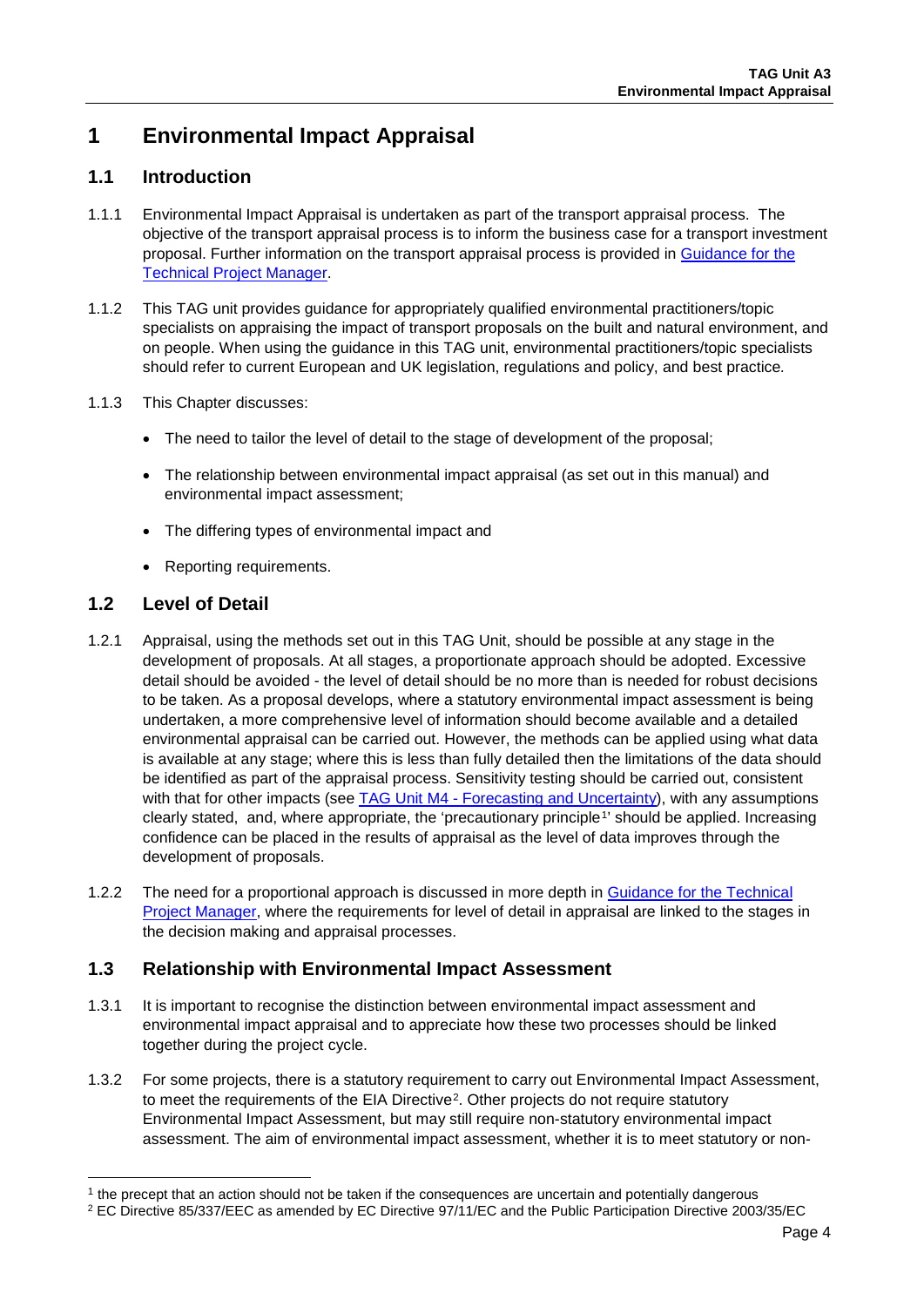# 1 Environmental Impact Appraisal

## 1.1 Introduction

1.1.1 Environmental Impact Appraisal is undertaken as part of the transport appraisal process. The objective of the transport appraisal process is to inform the business case for a transport investment proposal. Further information on the transport appraisal process is provided in Guidance for the Technical Project Manager.

1.1.2 This TAG unit provides guidance for appropriately qualified environmental practitioners/topic specialists on appraising the impact of transport proposals on the built and natural environment, and on people. When using the guidance in this TAG unit, environmental practitioners/topic specialists should refer to current European and UK legislation, regulations and policy, and best practice.

1.1.3 This Chapter discusses:

- The need to tailor the level of detail to the stage of development of the proposal;
- The relationship between environmental impact appraisal (as set out in this manual) and environmental impact assessment;
- The differing types of environmental impact and
- Reporting requirements.

## 1.2 Level of Detail

1.2.1 Appraisal, using the methods set out in this TAG Unit, should be possible at any stage in the development of proposals. At all stages, a proportionate approach should be adopted. Excessive detail should be avoided - the level of detail should be no more than is needed for robust decisions to be taken. As a proposal develops, where a statutory environmental impact assessment is being undertaken, a more comprehensive level of information should become available and a detailed environmental appraisal can be carried out. However, the methods can be applied using what data is available at any stage; where this is less than fully detailed then the limitations of the data should be identified as part of the appraisal process. Sensitivity testing should be carried out, consistent with that for other impacts (see TAG Unit M4 - Forecasting and Uncertainty), with any assumptions clearly stated, and, where appropriate, the 'precautionary principle[1]' should be applied. Increasing confidence can be placed in the results of appraisal as the level of data improves through the development of proposals.

1.2.2 The need for a proportional approach is discussed in more depth in Guidance for the Technical Project Manager, where the requirements for level of detail in appraisal are linked to the stages in the decision making and appraisal processes.

## 1.3 Relationship with Environmental Impact Assessment

1.3.1 It is important to recognise the distinction between environmental impact assessment and environmental impact appraisal and to appreciate how these two processes should be linked together during the project cycle.

1.3.2 For some projects, there is a statutory requirement to carry out Environmental Impact Assessment, to meet the requirements of the EIA Directive[2]. Other projects do not require statutory Environmental Impact Assessment, but may still require non-statutory environmental impact assessment. The aim of environmental impact assessment, whether it is to meet statutory or non-

[1] the precept that an action should not be taken if the consequences are uncertain and potentially dangerous

[2] EC Directive 85/337/EEC as amended by EC Directive 97/11/EC and the Public Participation Directive 2003/35/EC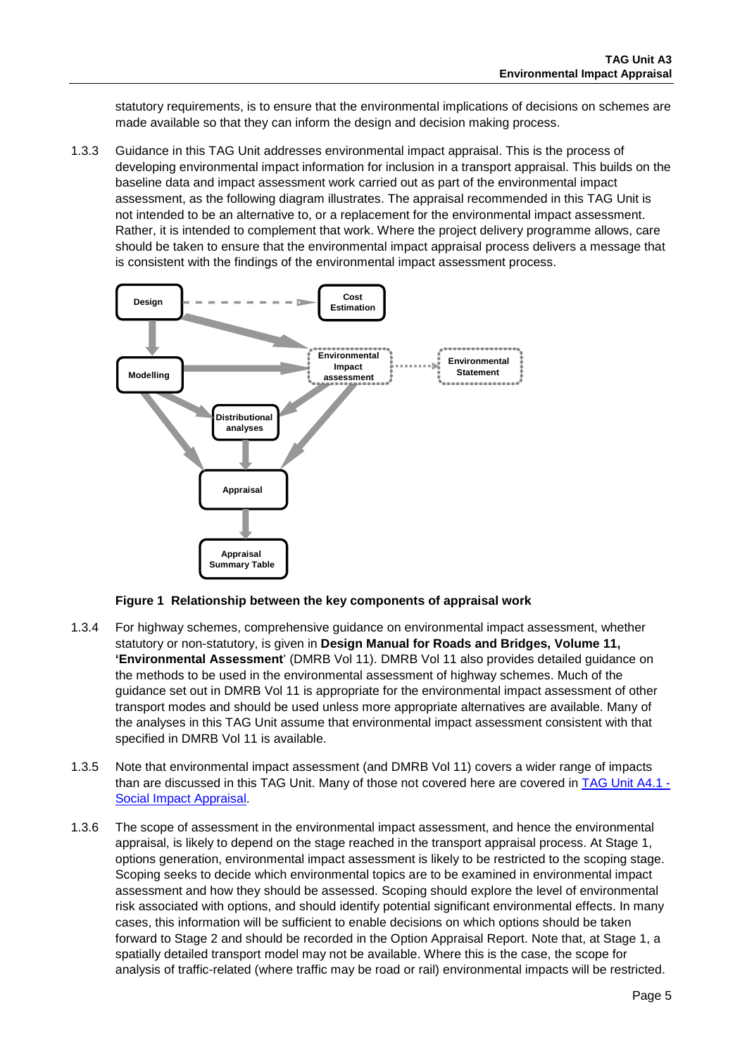statutory requirements, is to ensure that the environmental implications of decisions on schemes are made available so that they can inform the design and decision making process.

1.3.3 Guidance in this TAG Unit addresses environmental impact appraisal. This is the process of developing environmental impact information for inclusion in a transport appraisal. This builds on the baseline data and impact assessment work carried out as part of the environmental impact assessment, as the following diagram illustrates. The appraisal recommended in this TAG Unit is not intended to be an alternative to, or a replacement for the environmental impact assessment. Rather, it is intended to complement that work. Where the project delivery programme allows, care should be taken to ensure that the environmental impact appraisal process delivers a message that is consistent with the findings of the environmental impact assessment process.

**Figure 1 Relationship between the key components of appraisal work**

1.3.4 For highway schemes, comprehensive guidance on environmental impact assessment, whether statutory or non-statutory, is given in **Design Manual for Roads and Bridges, Volume 11, 'Environmental Assessment**' (DMRB Vol 11). DMRB Vol 11 also provides detailed guidance on the methods to be used in the environmental assessment of highway schemes. Much of the guidance set out in DMRB Vol 11 is appropriate for the environmental impact assessment of other transport modes and should be used unless more appropriate alternatives are available. Many of the analyses in this TAG Unit assume that environmental impact assessment consistent with that specified in DMRB Vol 11 is available.

1.3.5 Note that environmental impact assessment (and DMRB Vol 11) covers a wider range of impacts than are discussed in this TAG Unit. Many of those not covered here are covered in [TAG Unit A4.1 - Social Impact Appraisal](#).

1.3.6 The scope of assessment in the environmental impact assessment, and hence the environmental appraisal, is likely to depend on the stage reached in the transport appraisal process. At Stage 1, options generation, environmental impact assessment is likely to be restricted to the scoping stage. Scoping seeks to decide which environmental topics are to be examined in environmental impact assessment and how they should be assessed. Scoping should explore the level of environmental risk associated with options, and should identify potential significant environmental effects. In many cases, this information will be sufficient to enable decisions on which options should be taken forward to Stage 2 and should be recorded in the Option Appraisal Report. Note that, at Stage 1, a spatially detailed transport model may not be available. Where this is the case, the scope for analysis of traffic-related (where traffic may be road or rail) environmental impacts will be restricted.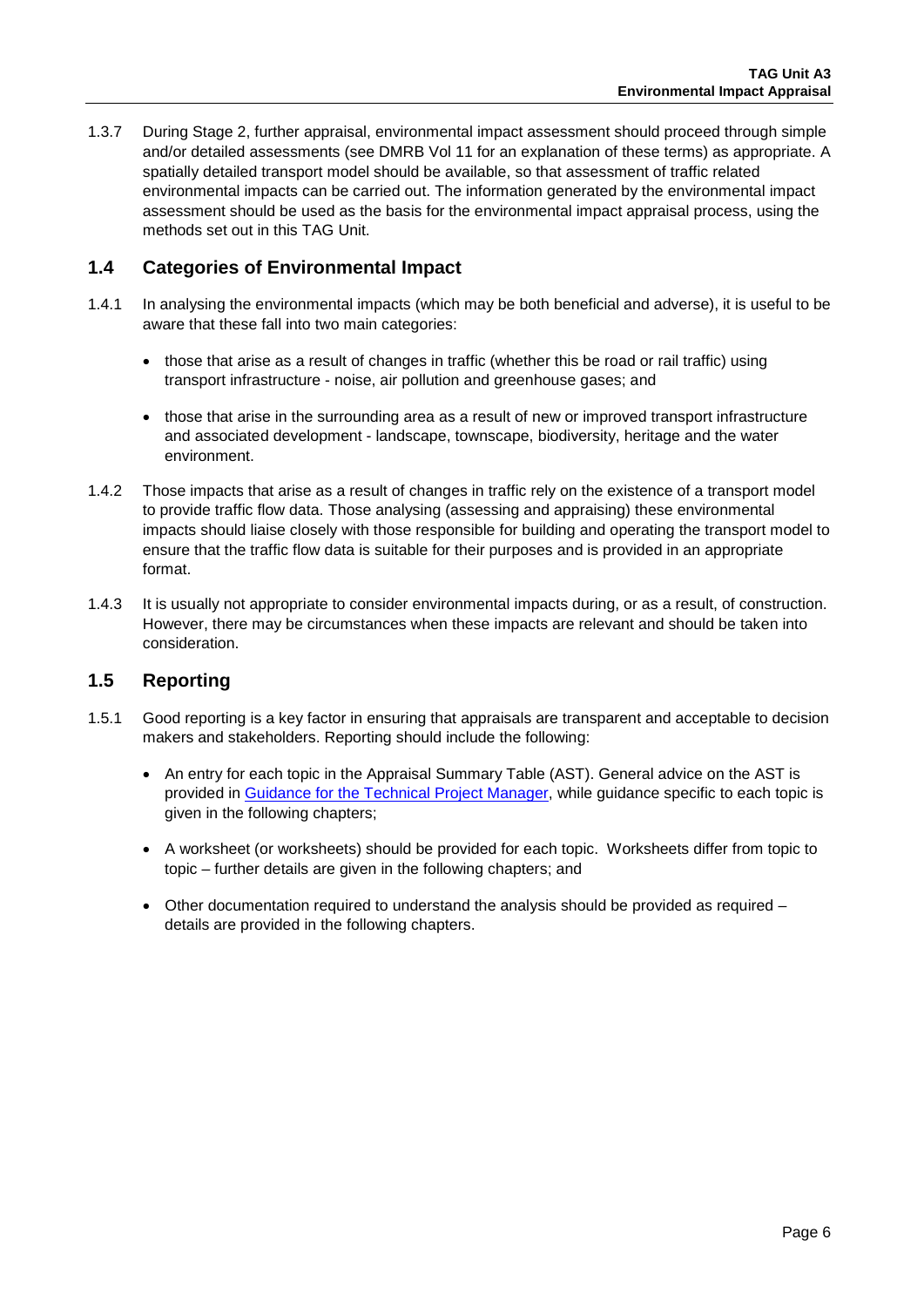1.3.7 During Stage 2, further appraisal, environmental impact assessment should proceed through simple and/or detailed assessments (see DMRB Vol 11 for an explanation of these terms) as appropriate. A spatially detailed transport model should be available, so that assessment of traffic related environmental impacts can be carried out. The information generated by the environmental impact assessment should be used as the basis for the environmental impact appraisal process, using the methods set out in this TAG Unit.

## 1.4 Categories of Environmental Impact

1.4.1 In analysing the environmental impacts (which may be both beneficial and adverse), it is useful to be aware that these fall into two main categories:

- those that arise as a result of changes in traffic (whether this be road or rail traffic) using transport infrastructure - noise, air pollution and greenhouse gases; and
- those that arise in the surrounding area as a result of new or improved transport infrastructure and associated development - landscape, townscape, biodiversity, heritage and the water environment.

1.4.2 Those impacts that arise as a result of changes in traffic rely on the existence of a transport model to provide traffic flow data. Those analysing (assessing and appraising) these environmental impacts should liaise closely with those responsible for building and operating the transport model to ensure that the traffic flow data is suitable for their purposes and is provided in an appropriate format.

1.4.3 It is usually not appropriate to consider environmental impacts during, or as a result, of construction. However, there may be circumstances when these impacts are relevant and should be taken into consideration.

## 1.5 Reporting

1.5.1 Good reporting is a key factor in ensuring that appraisals are transparent and acceptable to decision makers and stakeholders. Reporting should include the following:

- An entry for each topic in the Appraisal Summary Table (AST). General advice on the AST is provided in Guidance for the Technical Project Manager, while guidance specific to each topic is given in the following chapters;
- A worksheet (or worksheets) should be provided for each topic. Worksheets differ from topic to topic – further details are given in the following chapters; and
- Other documentation required to understand the analysis should be provided as required – details are provided in the following chapters.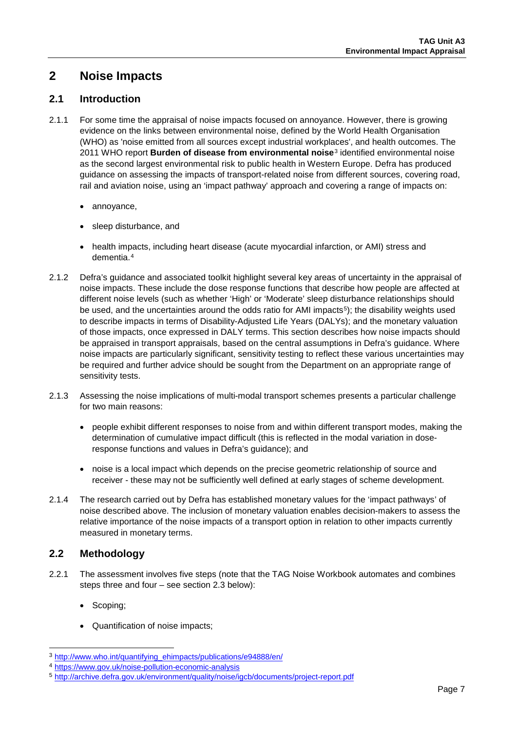# 2 Noise Impacts

## 2.1 Introduction

2.1.1 For some time the appraisal of noise impacts focused on annoyance. However, there is growing evidence on the links between environmental noise, defined by the World Health Organisation (WHO) as 'noise emitted from all sources except industrial workplaces', and health outcomes. The 2011 WHO report **Burden of disease from environmental noise**[3] identified environmental noise as the second largest environmental risk to public health in Western Europe. Defra has produced guidance on assessing the impacts of transport-related noise from different sources, covering road, rail and aviation noise, using an 'impact pathway' approach and covering a range of impacts on:

- annoyance,
- sleep disturbance, and
- health impacts, including heart disease (acute myocardial infarction, or AMI) stress and dementia.[4]

2.1.2 Defra's guidance and associated toolkit highlight several key areas of uncertainty in the appraisal of noise impacts. These include the dose response functions that describe how people are affected at different noise levels (such as whether 'High' or 'Moderate' sleep disturbance relationships should be used, and the uncertainties around the odds ratio for AMI impacts[5]); the disability weights used to describe impacts in terms of Disability-Adjusted Life Years (DALYs); and the monetary valuation of those impacts, once expressed in DALY terms. This section describes how noise impacts should be appraised in transport appraisals, based on the central assumptions in Defra's guidance. Where noise impacts are particularly significant, sensitivity testing to reflect these various uncertainties may be required and further advice should be sought from the Department on an appropriate range of sensitivity tests.

2.1.3 Assessing the noise implications of multi-modal transport schemes presents a particular challenge for two main reasons:

- people exhibit different responses to noise from and within different transport modes, making the determination of cumulative impact difficult (this is reflected in the modal variation in dose-response functions and values in Defra's guidance); and
- noise is a local impact which depends on the precise geometric relationship of source and receiver - these may not be sufficiently well defined at early stages of scheme development.

2.1.4 The research carried out by Defra has established monetary values for the 'impact pathways' of noise described above. The inclusion of monetary valuation enables decision-makers to assess the relative importance of the noise impacts of a transport option in relation to other impacts currently measured in monetary terms.

## 2.2 Methodology

2.2.1 The assessment involves five steps (note that the TAG Noise Workbook automates and combines steps three and four – see section 2.3 below):

- Scoping;
- Quantification of noise impacts;

---

[3] http://www.who.int/quantifying_ehimpacts/publications/e94888/en/

[4] https://www.gov.uk/noise-pollution-economic-analysis

[5] http://archive.defra.gov.uk/environment/quality/noise/igcb/documents/project-report.pdf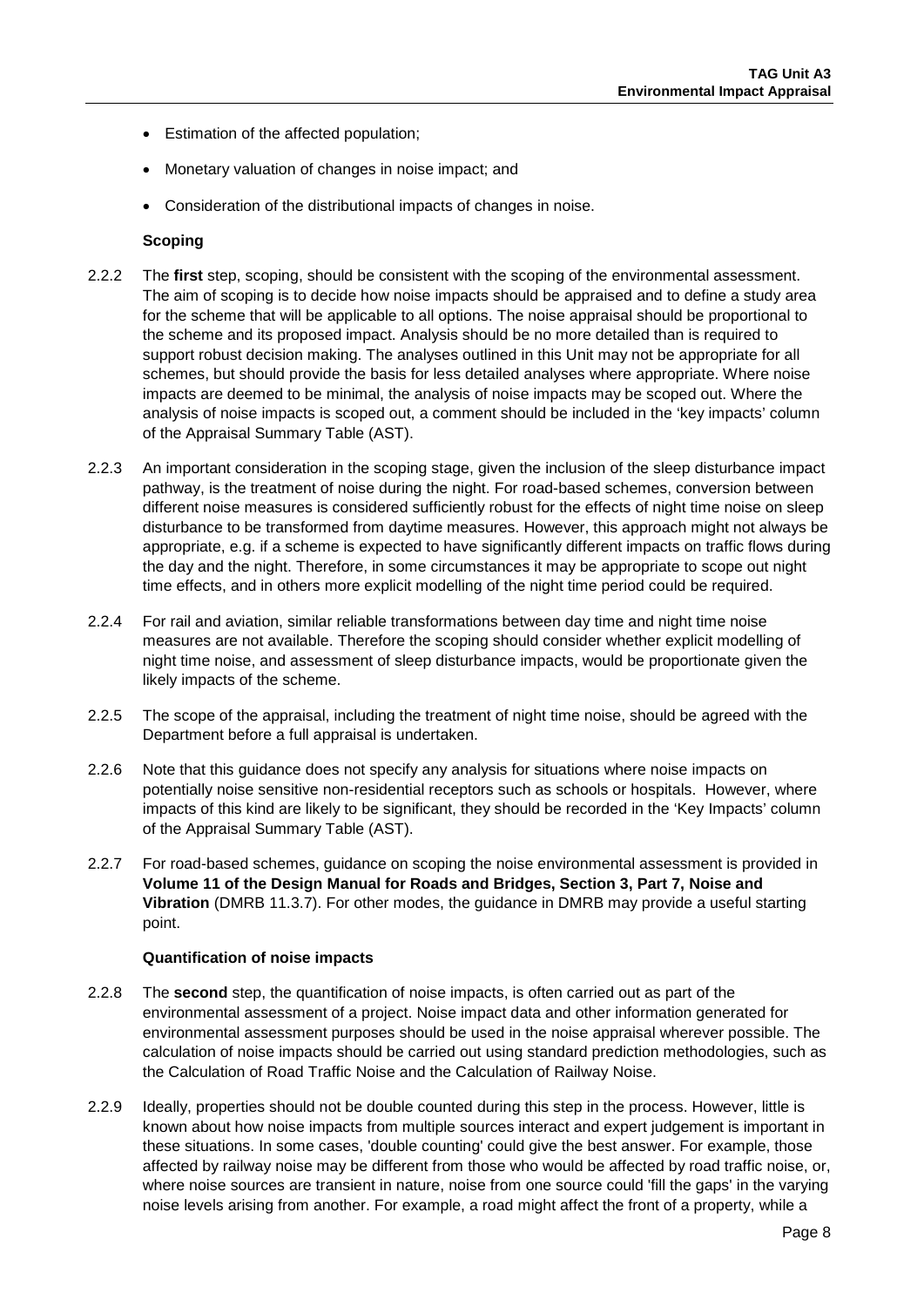- Estimation of the affected population;
- Monetary valuation of changes in noise impact; and
- Consideration of the distributional impacts of changes in noise.

**Scoping**

2.2.2 The **first** step, scoping, should be consistent with the scoping of the environmental assessment. The aim of scoping is to decide how noise impacts should be appraised and to define a study area for the scheme that will be applicable to all options. The noise appraisal should be proportional to the scheme and its proposed impact. Analysis should be no more detailed than is required to support robust decision making. The analyses outlined in this Unit may not be appropriate for all schemes, but should provide the basis for less detailed analyses where appropriate. Where noise impacts are deemed to be minimal, the analysis of noise impacts may be scoped out. Where the analysis of noise impacts is scoped out, a comment should be included in the 'key impacts' column of the Appraisal Summary Table (AST).

2.2.3 An important consideration in the scoping stage, given the inclusion of the sleep disturbance impact pathway, is the treatment of noise during the night. For road-based schemes, conversion between different noise measures is considered sufficiently robust for the effects of night time noise on sleep disturbance to be transformed from daytime measures. However, this approach might not always be appropriate, e.g. if a scheme is expected to have significantly different impacts on traffic flows during the day and the night. Therefore, in some circumstances it may be appropriate to scope out night time effects, and in others more explicit modelling of the night time period could be required.

2.2.4 For rail and aviation, similar reliable transformations between day time and night time noise measures are not available. Therefore the scoping should consider whether explicit modelling of night time noise, and assessment of sleep disturbance impacts, would be proportionate given the likely impacts of the scheme.

2.2.5 The scope of the appraisal, including the treatment of night time noise, should be agreed with the Department before a full appraisal is undertaken.

2.2.6 Note that this guidance does not specify any analysis for situations where noise impacts on potentially noise sensitive non-residential receptors such as schools or hospitals. However, where impacts of this kind are likely to be significant, they should be recorded in the 'Key Impacts' column of the Appraisal Summary Table (AST).

2.2.7 For road-based schemes, guidance on scoping the noise environmental assessment is provided in **Volume 11 of the Design Manual for Roads and Bridges, Section 3, Part 7, Noise and Vibration** (DMRB 11.3.7). For other modes, the guidance in DMRB may provide a useful starting point.

**Quantification of noise impacts**

2.2.8 The **second** step, the quantification of noise impacts, is often carried out as part of the environmental assessment of a project. Noise impact data and other information generated for environmental assessment purposes should be used in the noise appraisal wherever possible. The calculation of noise impacts should be carried out using standard prediction methodologies, such as the Calculation of Road Traffic Noise and the Calculation of Railway Noise.

2.2.9 Ideally, properties should not be double counted during this step in the process. However, little is known about how noise impacts from multiple sources interact and expert judgement is important in these situations. In some cases, 'double counting' could give the best answer. For example, those affected by railway noise may be different from those who would be affected by road traffic noise, or, where noise sources are transient in nature, noise from one source could 'fill the gaps' in the varying noise levels arising from another. For example, a road might affect the front of a property, while a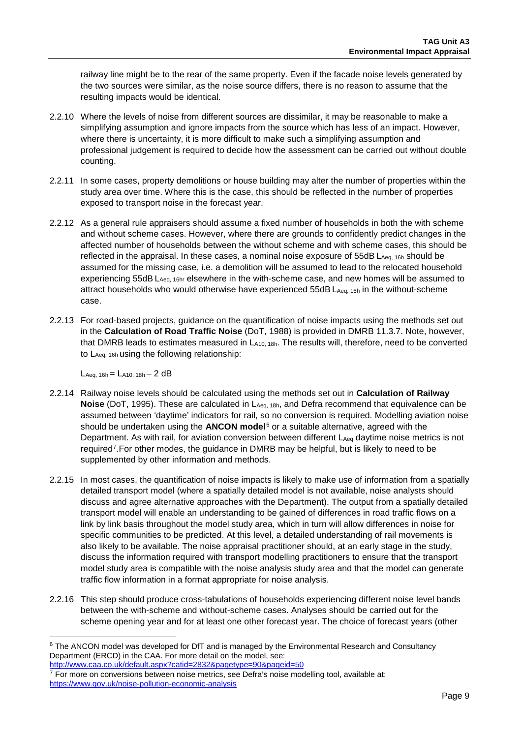railway line might be to the rear of the same property. Even if the facade noise levels generated by the two sources were similar, as the noise source differs, there is no reason to assume that the resulting impacts would be identical.

2.2.10 Where the levels of noise from different sources are dissimilar, it may be reasonable to make a simplifying assumption and ignore impacts from the source which has less of an impact. However, where there is uncertainty, it is more difficult to make such a simplifying assumption and professional judgement is required to decide how the assessment can be carried out without double counting.

2.2.11 In some cases, property demolitions or house building may alter the number of properties within the study area over time. Where this is the case, this should be reflected in the number of properties exposed to transport noise in the forecast year.

2.2.12 As a general rule appraisers should assume a fixed number of households in both the with scheme and without scheme cases. However, where there are grounds to confidently predict changes in the affected number of households between the without scheme and with scheme cases, this should be reflected in the appraisal. In these cases, a nominal noise exposure of 55dB $L_{Aeq,\,16h}$ should be assumed for the missing case, i.e. a demolition will be assumed to lead to the relocated household experiencing 55dB $L_{Aeq,\,16hr}$ elsewhere in the with-scheme case, and new homes will be assumed to attract households who would otherwise have experienced 55dB $L_{Aeq,\,16h}$ in the without-scheme case.

2.2.13 For road-based projects, guidance on the quantification of noise impacts using the methods set out in the **Calculation of Road Traffic Noise** (DoT, 1988) is provided in DMRB 11.3.7. Note, however, that DMRB leads to estimates measured in $L_{A10,\,18h}$. The results will, therefore, need to be converted to $L_{Aeq,\,16h}$ using the following relationship:

$$L_{Aeq,\,16h} = L_{A10,\,18h} - 2\ \text{dB}$$

2.2.14 Railway noise levels should be calculated using the methods set out in **Calculation of Railway Noise** (DoT, 1995). These are calculated in $L_{Aeq,\,18h}$, and Defra recommend that equivalence can be assumed between 'daytime' indicators for rail, so no conversion is required. Modelling aviation noise should be undertaken using the **ANCON model**[6] or a suitable alternative, agreed with the Department. As with rail, for aviation conversion between different $L_{Aeq}$ daytime noise metrics is not required[7].For other modes, the guidance in DMRB may be helpful, but is likely to need to be supplemented by other information and methods.

2.2.15 In most cases, the quantification of noise impacts is likely to make use of information from a spatially detailed transport model (where a spatially detailed model is not available, noise analysts should discuss and agree alternative approaches with the Department). The output from a spatially detailed transport model will enable an understanding to be gained of differences in road traffic flows on a link by link basis throughout the model study area, which in turn will allow differences in noise for specific communities to be predicted. At this level, a detailed understanding of rail movements is also likely to be available. The noise appraisal practitioner should, at an early stage in the study, discuss the information required with transport modelling practitioners to ensure that the transport model study area is compatible with the noise analysis study area and that the model can generate traffic flow information in a format appropriate for noise analysis.

2.2.16 This step should produce cross-tabulations of households experiencing different noise level bands between the with-scheme and without-scheme cases. Analyses should be carried out for the scheme opening year and for at least one other forecast year. The choice of forecast years (other

---

[6] The ANCON model was developed for DfT and is managed by the Environmental Research and Consultancy Department (ERCD) in the CAA. For more detail on the model, see: http://www.caa.co.uk/default.aspx?catid=2832&pagetype=90&pageid=50

[7] For more on conversions between noise metrics, see Defra's noise modelling tool, available at: https://www.gov.uk/noise-pollution-economic-analysis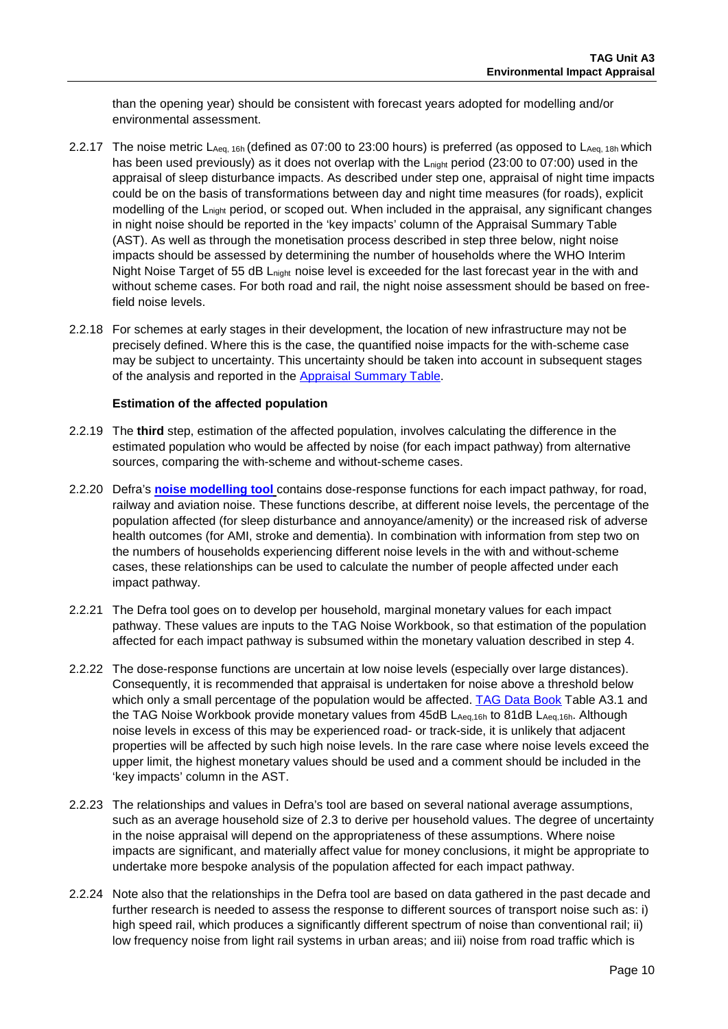than the opening year) should be consistent with forecast years adopted for modelling and/or environmental assessment.

2.2.17 The noise metric $L_{Aeq,\,16h}$ (defined as 07:00 to 23:00 hours) is preferred (as opposed to $L_{Aeq,\,18h}$ which has been used previously) as it does not overlap with the $L_{night}$ period (23:00 to 07:00) used in the appraisal of sleep disturbance impacts. As described under step one, appraisal of night time impacts could be on the basis of transformations between day and night time measures (for roads), explicit modelling of the $L_{night}$ period, or scoped out. When included in the appraisal, any significant changes in night noise should be reported in the 'key impacts' column of the Appraisal Summary Table (AST). As well as through the monetisation process described in step three below, night noise impacts should be assessed by determining the number of households where the WHO Interim Night Noise Target of 55 dB $L_{night}$ noise level is exceeded for the last forecast year in the with and without scheme cases. For both road and rail, the night noise assessment should be based on free-field noise levels.

2.2.18 For schemes at early stages in their development, the location of new infrastructure may not be precisely defined. Where this is the case, the quantified noise impacts for the with-scheme case may be subject to uncertainty. This uncertainty should be taken into account in subsequent stages of the analysis and reported in the Appraisal Summary Table.

**Estimation of the affected population**

2.2.19 The **third** step, estimation of the affected population, involves calculating the difference in the estimated population who would be affected by noise (for each impact pathway) from alternative sources, comparing the with-scheme and without-scheme cases.

2.2.20 Defra's **noise modelling tool** contains dose-response functions for each impact pathway, for road, railway and aviation noise. These functions describe, at different noise levels, the percentage of the population affected (for sleep disturbance and annoyance/amenity) or the increased risk of adverse health outcomes (for AMI, stroke and dementia). In combination with information from step two on the numbers of households experiencing different noise levels in the with and without-scheme cases, these relationships can be used to calculate the number of people affected under each impact pathway.

2.2.21 The Defra tool goes on to develop per household, marginal monetary values for each impact pathway. These values are inputs to the TAG Noise Workbook, so that estimation of the population affected for each impact pathway is subsumed within the monetary valuation described in step 4.

2.2.22 The dose-response functions are uncertain at low noise levels (especially over large distances). Consequently, it is recommended that appraisal is undertaken for noise above a threshold below which only a small percentage of the population would be affected. TAG Data Book Table A3.1 and the TAG Noise Workbook provide monetary values from 45dB $L_{Aeq,16h}$ to 81dB $L_{Aeq,16h}$. Although noise levels in excess of this may be experienced road- or track-side, it is unlikely that adjacent properties will be affected by such high noise levels. In the rare case where noise levels exceed the upper limit, the highest monetary values should be used and a comment should be included in the 'key impacts' column in the AST.

2.2.23 The relationships and values in Defra's tool are based on several national average assumptions, such as an average household size of 2.3 to derive per household values. The degree of uncertainty in the noise appraisal will depend on the appropriateness of these assumptions. Where noise impacts are significant, and materially affect value for money conclusions, it might be appropriate to undertake more bespoke analysis of the population affected for each impact pathway.

2.2.24 Note also that the relationships in the Defra tool are based on data gathered in the past decade and further research is needed to assess the response to different sources of transport noise such as: i) high speed rail, which produces a significantly different spectrum of noise than conventional rail; ii) low frequency noise from light rail systems in urban areas; and iii) noise from road traffic which is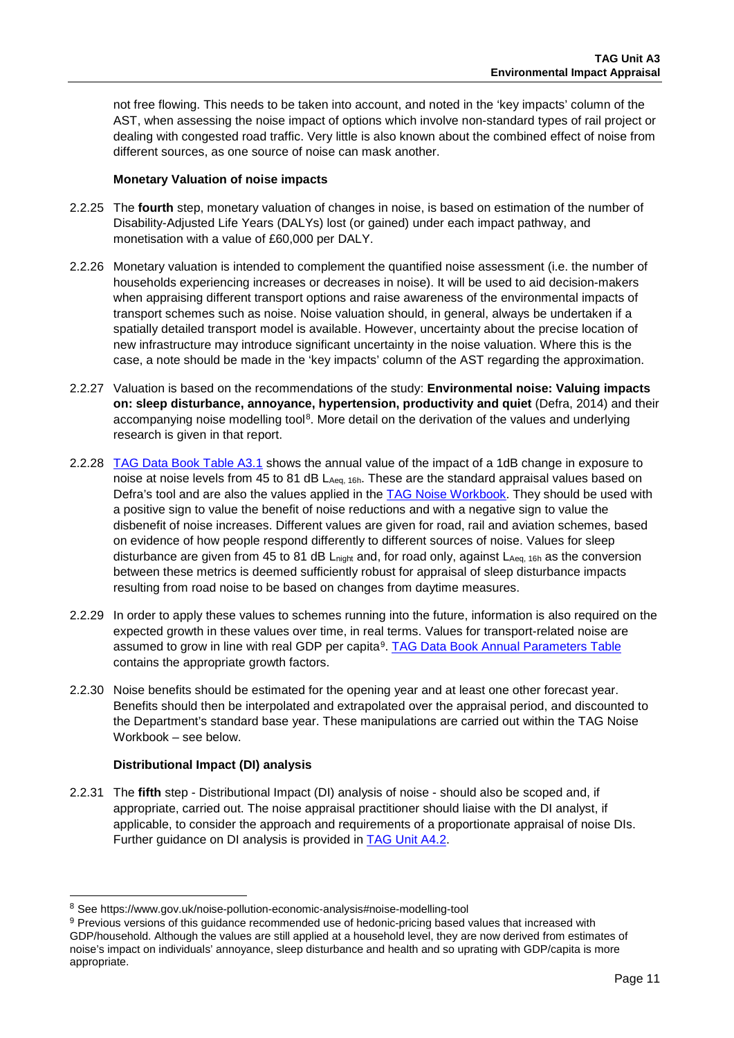not free flowing. This needs to be taken into account, and noted in the 'key impacts' column of the AST, when assessing the noise impact of options which involve non-standard types of rail project or dealing with congested road traffic. Very little is also known about the combined effect of noise from different sources, as one source of noise can mask another.

#### Monetary Valuation of noise impacts

2.2.25 The **fourth** step, monetary valuation of changes in noise, is based on estimation of the number of Disability-Adjusted Life Years (DALYs) lost (or gained) under each impact pathway, and monetisation with a value of £60,000 per DALY.

2.2.26 Monetary valuation is intended to complement the quantified noise assessment (i.e. the number of households experiencing increases or decreases in noise). It will be used to aid decision-makers when appraising different transport options and raise awareness of the environmental impacts of transport schemes such as noise. Noise valuation should, in general, always be undertaken if a spatially detailed transport model is available. However, uncertainty about the precise location of new infrastructure may introduce significant uncertainty in the noise valuation. Where this is the case, a note should be made in the 'key impacts' column of the AST regarding the approximation.

2.2.27 Valuation is based on the recommendations of the study: **Environmental noise: Valuing impacts on: sleep disturbance, annoyance, hypertension, productivity and quiet** (Defra, 2014) and their accompanying noise modelling tool[8]. More detail on the derivation of the values and underlying research is given in that report.

2.2.28 TAG Data Book Table A3.1 shows the annual value of the impact of a 1dB change in exposure to noise at noise levels from 45 to 81 dB $L_{Aeq,\,16h}$. These are the standard appraisal values based on Defra's tool and are also the values applied in the TAG Noise Workbook. They should be used with a positive sign to value the benefit of noise reductions and with a negative sign to value the disbenefit of noise increases. Different values are given for road, rail and aviation schemes, based on evidence of how people respond differently to different sources of noise. Values for sleep disturbance are given from 45 to 81 dB $L_{night}$ and, for road only, against $L_{Aeq,\,16h}$ as the conversion between these metrics is deemed sufficiently robust for appraisal of sleep disturbance impacts resulting from road noise to be based on changes from daytime measures.

2.2.29 In order to apply these values to schemes running into the future, information is also required on the expected growth in these values over time, in real terms. Values for transport-related noise are assumed to grow in line with real GDP per capita[9]. TAG Data Book Annual Parameters Table contains the appropriate growth factors.

2.2.30 Noise benefits should be estimated for the opening year and at least one other forecast year. Benefits should then be interpolated and extrapolated over the appraisal period, and discounted to the Department's standard base year. These manipulations are carried out within the TAG Noise Workbook – see below.

#### Distributional Impact (DI) analysis

2.2.31 The **fifth** step - Distributional Impact (DI) analysis of noise - should also be scoped and, if appropriate, carried out. The noise appraisal practitioner should liaise with the DI analyst, if applicable, to consider the approach and requirements of a proportionate appraisal of noise DIs. Further guidance on DI analysis is provided in TAG Unit A4.2.

---

[8] See https://www.gov.uk/noise-pollution-economic-analysis#noise-modelling-tool

[9] Previous versions of this guidance recommended use of hedonic-pricing based values that increased with GDP/household. Although the values are still applied at a household level, they are now derived from estimates of noise's impact on individuals' annoyance, sleep disturbance and health and so uprating with GDP/capita is more appropriate.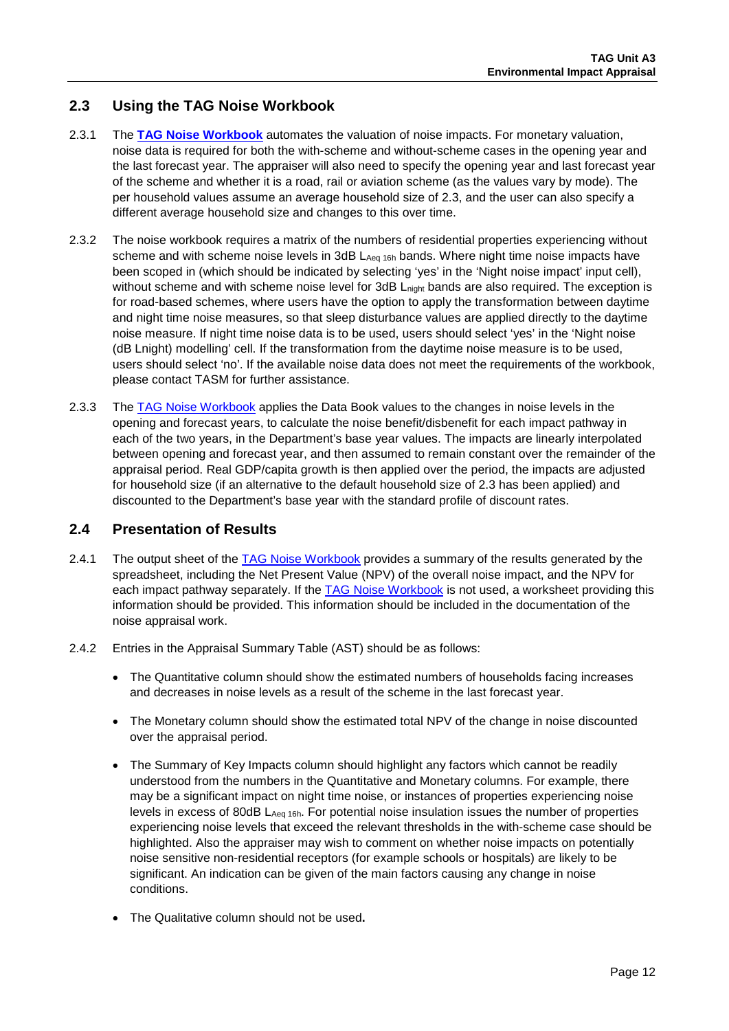## 2.3 Using the TAG Noise Workbook

2.3.1 The **TAG Noise Workbook** automates the valuation of noise impacts. For monetary valuation, noise data is required for both the with-scheme and without-scheme cases in the opening year and the last forecast year. The appraiser will also need to specify the opening year and last forecast year of the scheme and whether it is a road, rail or aviation scheme (as the values vary by mode). The per household values assume an average household size of 2.3, and the user can also specify a different average household size and changes to this over time.

2.3.2 The noise workbook requires a matrix of the numbers of residential properties experiencing without scheme and with scheme noise levels in 3dB $L_{Aeq\ 16h}$ bands. Where night time noise impacts have been scoped in (which should be indicated by selecting 'yes' in the 'Night noise impact' input cell), without scheme and with scheme noise level for 3dB $L_{night}$ bands are also required. The exception is for road-based schemes, where users have the option to apply the transformation between daytime and night time noise measures, so that sleep disturbance values are applied directly to the daytime noise measure. If night time noise data is to be used, users should select 'yes' in the 'Night noise (dB Lnight) modelling' cell. If the transformation from the daytime noise measure is to be used, users should select 'no'. If the available noise data does not meet the requirements of the workbook, please contact TASM for further assistance.

2.3.3 The TAG Noise Workbook applies the Data Book values to the changes in noise levels in the opening and forecast years, to calculate the noise benefit/disbenefit for each impact pathway in each of the two years, in the Department's base year values. The impacts are linearly interpolated between opening and forecast year, and then assumed to remain constant over the remainder of the appraisal period. Real GDP/capita growth is then applied over the period, the impacts are adjusted for household size (if an alternative to the default household size of 2.3 has been applied) and discounted to the Department's base year with the standard profile of discount rates.

## 2.4 Presentation of Results

2.4.1 The output sheet of the TAG Noise Workbook provides a summary of the results generated by the spreadsheet, including the Net Present Value (NPV) of the overall noise impact, and the NPV for each impact pathway separately. If the TAG Noise Workbook is not used, a worksheet providing this information should be provided. This information should be included in the documentation of the noise appraisal work.

2.4.2 Entries in the Appraisal Summary Table (AST) should be as follows:

- The Quantitative column should show the estimated numbers of households facing increases and decreases in noise levels as a result of the scheme in the last forecast year.
- The Monetary column should show the estimated total NPV of the change in noise discounted over the appraisal period.
- The Summary of Key Impacts column should highlight any factors which cannot be readily understood from the numbers in the Quantitative and Monetary columns. For example, there may be a significant impact on night time noise, or instances of properties experiencing noise levels in excess of 80dB $L_{Aeq\ 16h}$. For potential noise insulation issues the number of properties experiencing noise levels that exceed the relevant thresholds in the with-scheme case should be highlighted. Also the appraiser may wish to comment on whether noise impacts on potentially noise sensitive non-residential receptors (for example schools or hospitals) are likely to be significant. An indication can be given of the main factors causing any change in noise conditions.
- The Qualitative column should not be used**.**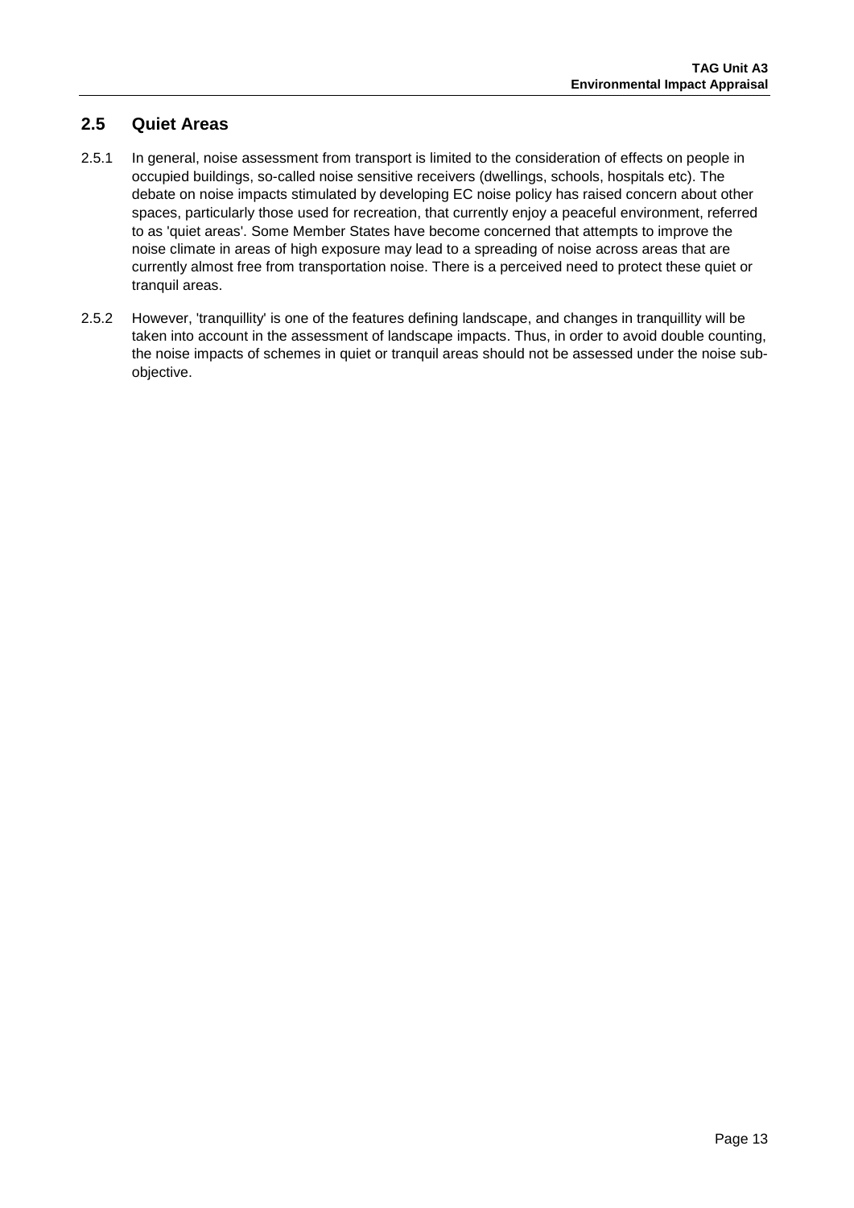## 2.5 Quiet Areas

2.5.1 In general, noise assessment from transport is limited to the consideration of effects on people in occupied buildings, so-called noise sensitive receivers (dwellings, schools, hospitals etc). The debate on noise impacts stimulated by developing EC noise policy has raised concern about other spaces, particularly those used for recreation, that currently enjoy a peaceful environment, referred to as 'quiet areas'. Some Member States have become concerned that attempts to improve the noise climate in areas of high exposure may lead to a spreading of noise across areas that are currently almost free from transportation noise. There is a perceived need to protect these quiet or tranquil areas.

2.5.2 However, 'tranquillity' is one of the features defining landscape, and changes in tranquillity will be taken into account in the assessment of landscape impacts. Thus, in order to avoid double counting, the noise impacts of schemes in quiet or tranquil areas should not be assessed under the noise sub-objective.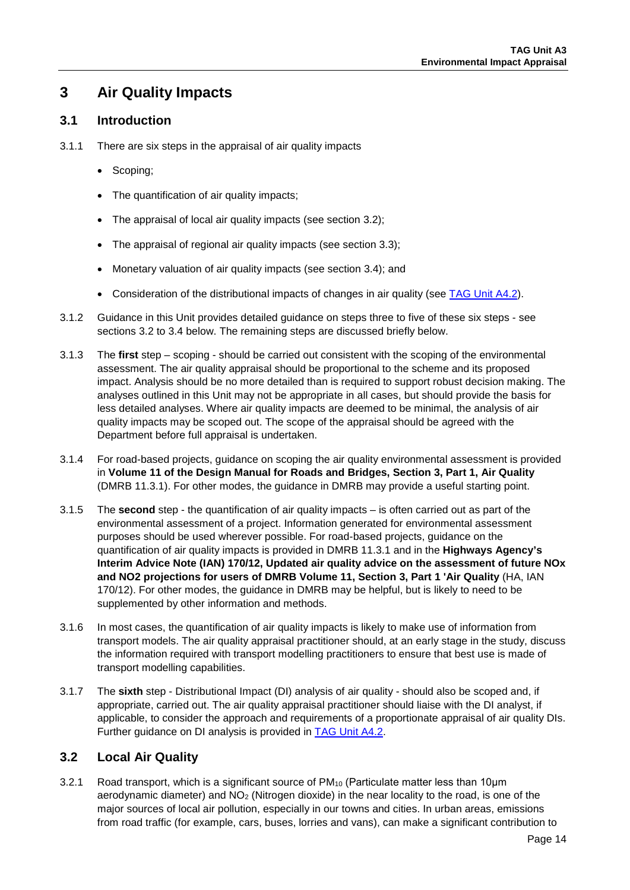# 3 Air Quality Impacts

## 3.1 Introduction

3.1.1 There are six steps in the appraisal of air quality impacts

- Scoping;
- The quantification of air quality impacts;
- The appraisal of local air quality impacts (see section 3.2);
- The appraisal of regional air quality impacts (see section 3.3);
- Monetary valuation of air quality impacts (see section 3.4); and
- Consideration of the distributional impacts of changes in air quality (see TAG Unit A4.2).

3.1.2 Guidance in this Unit provides detailed guidance on steps three to five of these six steps - see sections 3.2 to 3.4 below. The remaining steps are discussed briefly below.

3.1.3 The **first** step – scoping - should be carried out consistent with the scoping of the environmental assessment. The air quality appraisal should be proportional to the scheme and its proposed impact. Analysis should be no more detailed than is required to support robust decision making. The analyses outlined in this Unit may not be appropriate in all cases, but should provide the basis for less detailed analyses. Where air quality impacts are deemed to be minimal, the analysis of air quality impacts may be scoped out. The scope of the appraisal should be agreed with the Department before full appraisal is undertaken.

3.1.4 For road-based projects, guidance on scoping the air quality environmental assessment is provided in **Volume 11 of the Design Manual for Roads and Bridges, Section 3, Part 1, Air Quality** (DMRB 11.3.1). For other modes, the guidance in DMRB may provide a useful starting point.

3.1.5 The **second** step - the quantification of air quality impacts – is often carried out as part of the environmental assessment of a project. Information generated for environmental assessment purposes should be used wherever possible. For road-based projects, guidance on the quantification of air quality impacts is provided in DMRB 11.3.1 and in the **Highways Agency's Interim Advice Note (IAN) 170/12, Updated air quality advice on the assessment of future NOx and NO2 projections for users of DMRB Volume 11, Section 3, Part 1 'Air Quality** (HA, IAN 170/12). For other modes, the guidance in DMRB may be helpful, but is likely to need to be supplemented by other information and methods.

3.1.6 In most cases, the quantification of air quality impacts is likely to make use of information from transport models. The air quality appraisal practitioner should, at an early stage in the study, discuss the information required with transport modelling practitioners to ensure that best use is made of transport modelling capabilities.

3.1.7 The **sixth** step - Distributional Impact (DI) analysis of air quality - should also be scoped and, if appropriate, carried out. The air quality appraisal practitioner should liaise with the DI analyst, if applicable, to consider the approach and requirements of a proportionate appraisal of air quality DIs. Further guidance on DI analysis is provided in TAG Unit A4.2.

## 3.2 Local Air Quality

3.2.1 Road transport, which is a significant source of $PM_{10}$ (Particulate matter less than 10μm aerodynamic diameter) and $NO_2$ (Nitrogen dioxide) in the near locality to the road, is one of the major sources of local air pollution, especially in our towns and cities. In urban areas, emissions from road traffic (for example, cars, buses, lorries and vans), can make a significant contribution to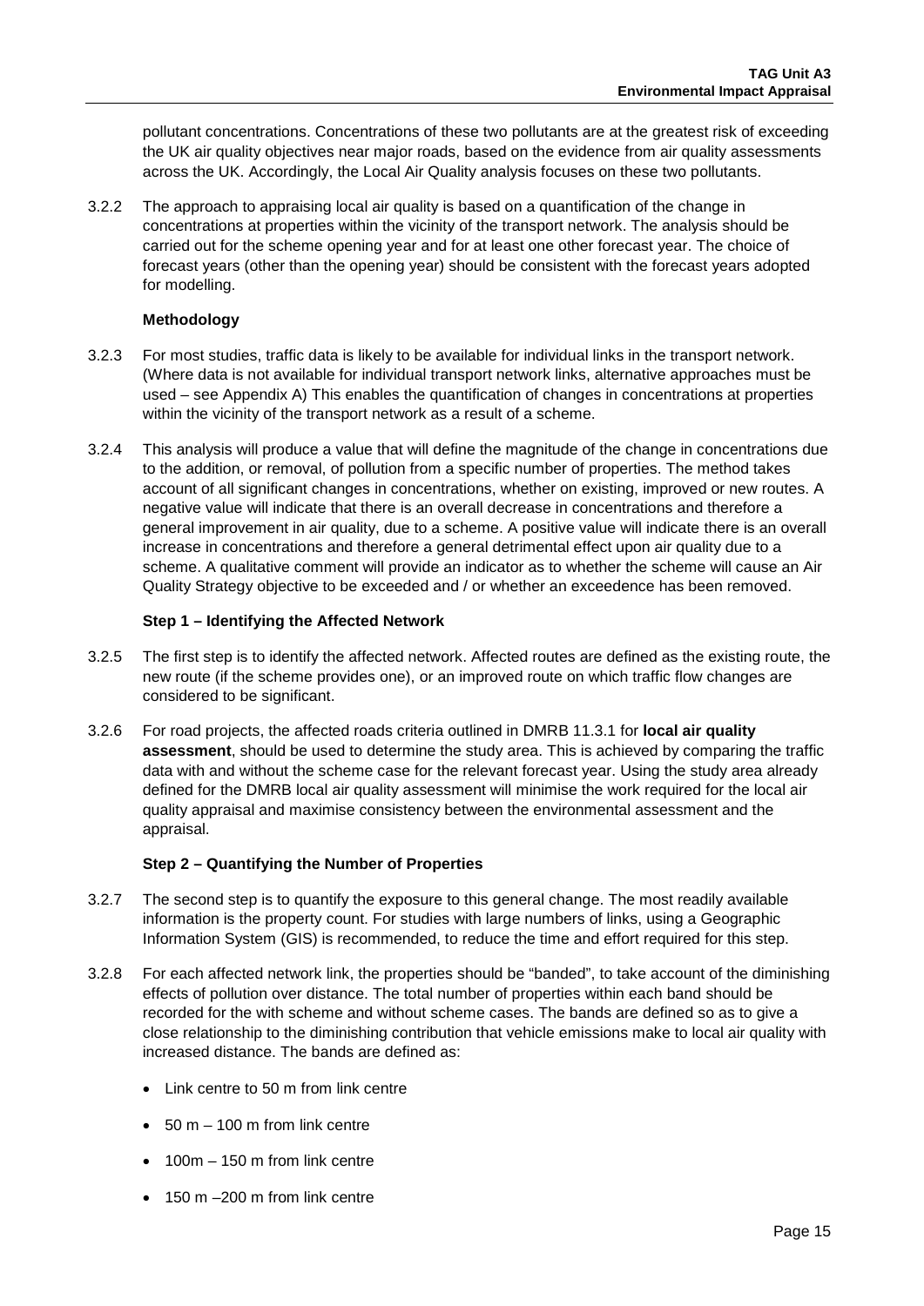pollutant concentrations. Concentrations of these two pollutants are at the greatest risk of exceeding the UK air quality objectives near major roads, based on the evidence from air quality assessments across the UK. Accordingly, the Local Air Quality analysis focuses on these two pollutants.

3.2.2 The approach to appraising local air quality is based on a quantification of the change in concentrations at properties within the vicinity of the transport network. The analysis should be carried out for the scheme opening year and for at least one other forecast year. The choice of forecast years (other than the opening year) should be consistent with the forecast years adopted for modelling.

#### Methodology

3.2.3 For most studies, traffic data is likely to be available for individual links in the transport network. (Where data is not available for individual transport network links, alternative approaches must be used – see Appendix A) This enables the quantification of changes in concentrations at properties within the vicinity of the transport network as a result of a scheme.

3.2.4 This analysis will produce a value that will define the magnitude of the change in concentrations due to the addition, or removal, of pollution from a specific number of properties. The method takes account of all significant changes in concentrations, whether on existing, improved or new routes. A negative value will indicate that there is an overall decrease in concentrations and therefore a general improvement in air quality, due to a scheme. A positive value will indicate there is an overall increase in concentrations and therefore a general detrimental effect upon air quality due to a scheme. A qualitative comment will provide an indicator as to whether the scheme will cause an Air Quality Strategy objective to be exceeded and / or whether an exceedence has been removed.

#### Step 1 – Identifying the Affected Network

3.2.5 The first step is to identify the affected network. Affected routes are defined as the existing route, the new route (if the scheme provides one), or an improved route on which traffic flow changes are considered to be significant.

3.2.6 For road projects, the affected roads criteria outlined in DMRB 11.3.1 for **local air quality assessment**, should be used to determine the study area. This is achieved by comparing the traffic data with and without the scheme case for the relevant forecast year. Using the study area already defined for the DMRB local air quality assessment will minimise the work required for the local air quality appraisal and maximise consistency between the environmental assessment and the appraisal.

#### Step 2 – Quantifying the Number of Properties

3.2.7 The second step is to quantify the exposure to this general change. The most readily available information is the property count. For studies with large numbers of links, using a Geographic Information System (GIS) is recommended, to reduce the time and effort required for this step.

3.2.8 For each affected network link, the properties should be "banded", to take account of the diminishing effects of pollution over distance. The total number of properties within each band should be recorded for the with scheme and without scheme cases. The bands are defined so as to give a close relationship to the diminishing contribution that vehicle emissions make to local air quality with increased distance. The bands are defined as:

- Link centre to 50 m from link centre
- 50 m – 100 m from link centre
- 100m – 150 m from link centre
- 150 m –200 m from link centre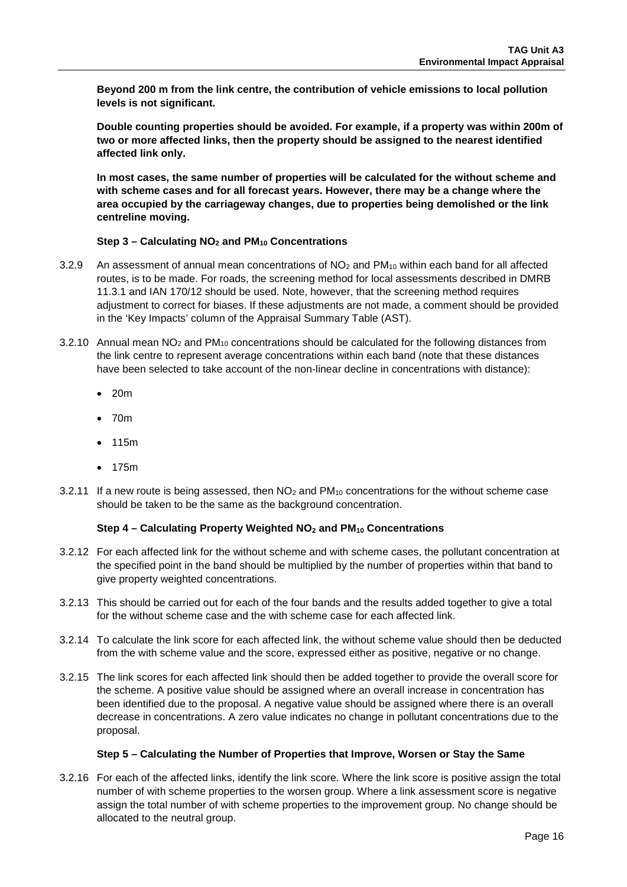**Beyond 200 m from the link centre, the contribution of vehicle emissions to local pollution levels is not significant.**

**Double counting properties should be avoided. For example, if a property was within 200m of two or more affected links, then the property should be assigned to the nearest identified affected link only.**

**In most cases, the same number of properties will be calculated for the without scheme and with scheme cases and for all forecast years. However, there may be a change where the area occupied by the carriageway changes, due to properties being demolished or the link centreline moving.**

#### Step 3 – Calculating $NO_2$ and $PM_{10}$ Concentrations

3.2.9 An assessment of annual mean concentrations of $NO_2$ and $PM_{10}$ within each band for all affected routes, is to be made. For roads, the screening method for local assessments described in DMRB 11.3.1 and IAN 170/12 should be used. Note, however, that the screening method requires adjustment to correct for biases. If these adjustments are not made, a comment should be provided in the 'Key Impacts' column of the Appraisal Summary Table (AST).

3.2.10 Annual mean $NO_2$ and $PM_{10}$ concentrations should be calculated for the following distances from the link centre to represent average concentrations within each band (note that these distances have been selected to take account of the non-linear decline in concentrations with distance):

- 20m
- 70m
- 115m
- 175m

3.2.11 If a new route is being assessed, then $NO_2$ and $PM_{10}$ concentrations for the without scheme case should be taken to be the same as the background concentration.

#### Step 4 – Calculating Property Weighted $NO_2$ and $PM_{10}$ Concentrations

3.2.12 For each affected link for the without scheme and with scheme cases, the pollutant concentration at the specified point in the band should be multiplied by the number of properties within that band to give property weighted concentrations.

3.2.13 This should be carried out for each of the four bands and the results added together to give a total for the without scheme case and the with scheme case for each affected link.

3.2.14 To calculate the link score for each affected link, the without scheme value should then be deducted from the with scheme value and the score, expressed either as positive, negative or no change.

3.2.15 The link scores for each affected link should then be added together to provide the overall score for the scheme. A positive value should be assigned where an overall increase in concentration has been identified due to the proposal. A negative value should be assigned where there is an overall decrease in concentrations. A zero value indicates no change in pollutant concentrations due to the proposal.

#### Step 5 – Calculating the Number of Properties that Improve, Worsen or Stay the Same

3.2.16 For each of the affected links, identify the link score. Where the link score is positive assign the total number of with scheme properties to the worsen group. Where a link assessment score is negative assign the total number of with scheme properties to the improvement group. No change should be allocated to the neutral group.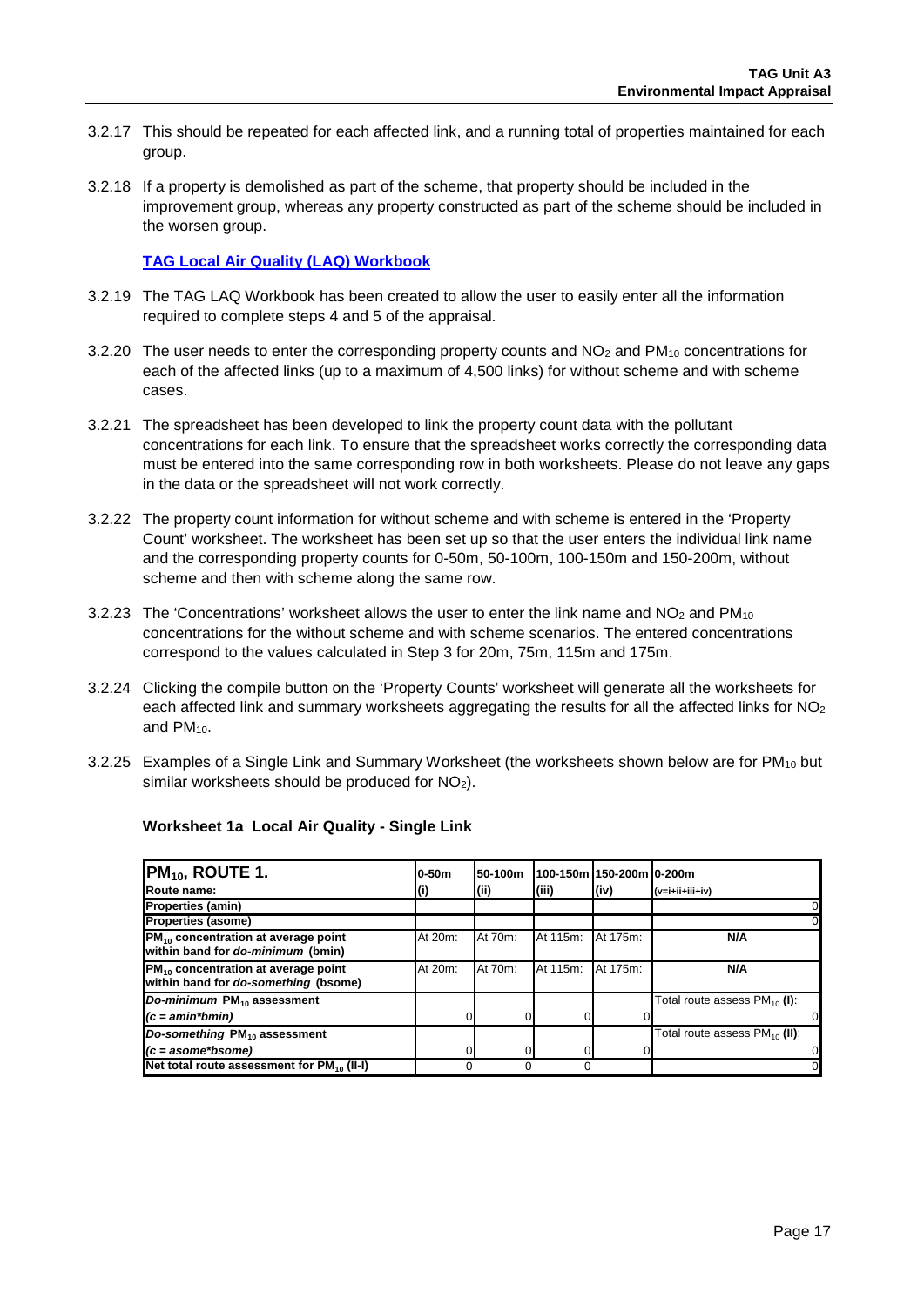3.2.17 This should be repeated for each affected link, and a running total of properties maintained for each group.

3.2.18 If a property is demolished as part of the scheme, that property should be included in the improvement group, whereas any property constructed as part of the scheme should be included in the worsen group.

**TAG Local Air Quality (LAQ) Workbook**

3.2.19 The TAG LAQ Workbook has been created to allow the user to easily enter all the information required to complete steps 4 and 5 of the appraisal.

3.2.20 The user needs to enter the corresponding property counts and $NO_2$ and $PM_{10}$ concentrations for each of the affected links (up to a maximum of 4,500 links) for without scheme and with scheme cases.

3.2.21 The spreadsheet has been developed to link the property count data with the pollutant concentrations for each link. To ensure that the spreadsheet works correctly the corresponding data must be entered into the same corresponding row in both worksheets. Please do not leave any gaps in the data or the spreadsheet will not work correctly.

3.2.22 The property count information for without scheme and with scheme is entered in the 'Property Count' worksheet. The worksheet has been set up so that the user enters the individual link name and the corresponding property counts for 0-50m, 50-100m, 100-150m and 150-200m, without scheme and then with scheme along the same row.

3.2.23 The 'Concentrations' worksheet allows the user to enter the link name and $NO_2$ and $PM_{10}$ concentrations for the without scheme and with scheme scenarios. The entered concentrations correspond to the values calculated in Step 3 for 20m, 75m, 115m and 175m.

3.2.24 Clicking the compile button on the 'Property Counts' worksheet will generate all the worksheets for each affected link and summary worksheets aggregating the results for all the affected links for $NO_2$ and $PM_{10}$.

3.2.25 Examples of a Single Link and Summary Worksheet (the worksheets shown below are for $PM_{10}$ but similar worksheets should be produced for $NO_2$).

**Worksheet 1a Local Air Quality - Single Link**

| **$PM_{10}$, ROUTE 1.** Route name: | 0-50m (i) | 50-100m (ii) | 100-150m (iii) | 150-200m (iv) | 0-200m (v=i+ii+iii+iv) |
|---|---|---|---|---|---|
| **Properties (amin)** | | | | | 0 |
| **Properties (asome)** | | | | | 0 |
| **$PM_{10}$ concentration at average point within band for *do-minimum* (bmin)** | At 20m: | At 70m: | At 115m: | At 175m: | **N/A** |
| **$PM_{10}$ concentration at average point within band for *do-something* (bsome)** | At 20m: | At 70m: | At 115m: | At 175m: | **N/A** |
| ***Do-minimum* $PM_{10}$ assessment** ***(c = amin\*bmin)*** | 0 | 0 | 0 | 0 | Total route assess $PM_{10}$ **(I)**: 0 |
| ***Do-something* $PM_{10}$ assessment** ***(c = asome\*bsome)*** | 0 | 0 | 0 | 0 | Total route assess $PM_{10}$ **(II)**: 0 |
| **Net total route assessment for $PM_{10}$ (II-I)** | 0 | 0 | 0 | | 0 |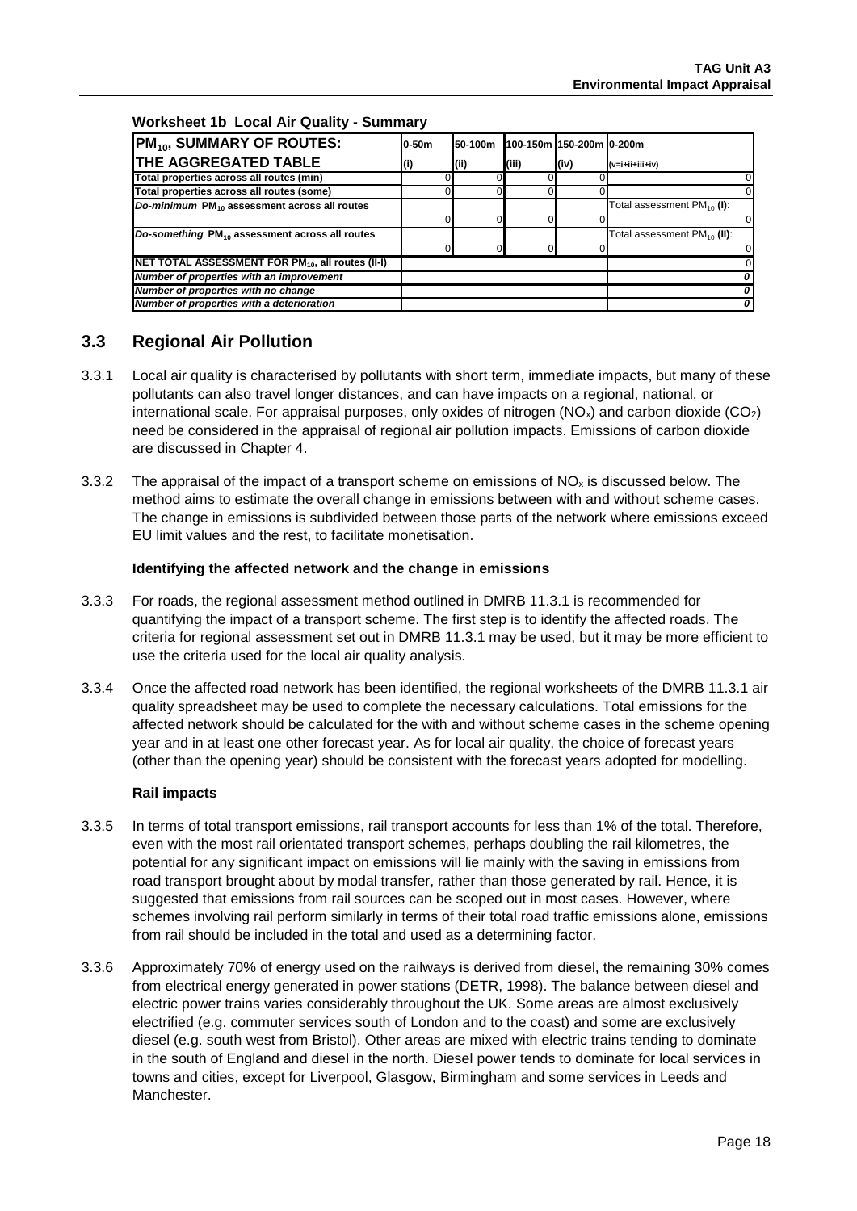**Worksheet 1b Local Air Quality - Summary**

| $PM_{10}$, SUMMARY OF ROUTES: THE AGGREGATED TABLE | 0-50m (i) | 50-100m (ii) | 100-150m (iii) | 150-200m (iv) | 0-200m (v=i+ii+iii+iv) |
|---|---|---|---|---|---|
| Total properties across all routes (min) | 0 | 0 | 0 | 0 | 0 |
| Total properties across all routes (some) | 0 | 0 | 0 | 0 | 0 |
| *Do-minimum* $PM_{10}$ assessment across all routes | 0 | 0 | 0 | 0 | Total assessment $PM_{10}$ (I): 0 |
| *Do-something* $PM_{10}$ assessment across all routes | 0 | 0 | 0 | 0 | Total assessment $PM_{10}$ (II): 0 |
| NET TOTAL ASSESSMENT FOR $PM_{10}$, all routes (II-I) | | | | | 0 |
| *Number of properties with an improvement* | | | | | *0* |
| *Number of properties with no change* | | | | | *0* |
| *Number of properties with a deterioration* | | | | | *0* |

## 3.3 Regional Air Pollution

3.3.1 Local air quality is characterised by pollutants with short term, immediate impacts, but many of these pollutants can also travel longer distances, and can have impacts on a regional, national, or international scale. For appraisal purposes, only oxides of nitrogen ($NO_x$) and carbon dioxide ($CO_2$) need be considered in the appraisal of regional air pollution impacts. Emissions of carbon dioxide are discussed in Chapter 4.

3.3.2 The appraisal of the impact of a transport scheme on emissions of $NO_x$ is discussed below. The method aims to estimate the overall change in emissions between with and without scheme cases. The change in emissions is subdivided between those parts of the network where emissions exceed EU limit values and the rest, to facilitate monetisation.

**Identifying the affected network and the change in emissions**

3.3.3 For roads, the regional assessment method outlined in DMRB 11.3.1 is recommended for quantifying the impact of a transport scheme. The first step is to identify the affected roads. The criteria for regional assessment set out in DMRB 11.3.1 may be used, but it may be more efficient to use the criteria used for the local air quality analysis.

3.3.4 Once the affected road network has been identified, the regional worksheets of the DMRB 11.3.1 air quality spreadsheet may be used to complete the necessary calculations. Total emissions for the affected network should be calculated for the with and without scheme cases in the scheme opening year and in at least one other forecast year. As for local air quality, the choice of forecast years (other than the opening year) should be consistent with the forecast years adopted for modelling.

**Rail impacts**

3.3.5 In terms of total transport emissions, rail transport accounts for less than 1% of the total. Therefore, even with the most rail orientated transport schemes, perhaps doubling the rail kilometres, the potential for any significant impact on emissions will lie mainly with the saving in emissions from road transport brought about by modal transfer, rather than those generated by rail. Hence, it is suggested that emissions from rail sources can be scoped out in most cases. However, where schemes involving rail perform similarly in terms of their total road traffic emissions alone, emissions from rail should be included in the total and used as a determining factor.

3.3.6 Approximately 70% of energy used on the railways is derived from diesel, the remaining 30% comes from electrical energy generated in power stations (DETR, 1998). The balance between diesel and electric power trains varies considerably throughout the UK. Some areas are almost exclusively electrified (e.g. commuter services south of London and to the coast) and some are exclusively diesel (e.g. south west from Bristol). Other areas are mixed with electric trains tending to dominate in the south of England and diesel in the north. Diesel power tends to dominate for local services in towns and cities, except for Liverpool, Glasgow, Birmingham and some services in Leeds and Manchester.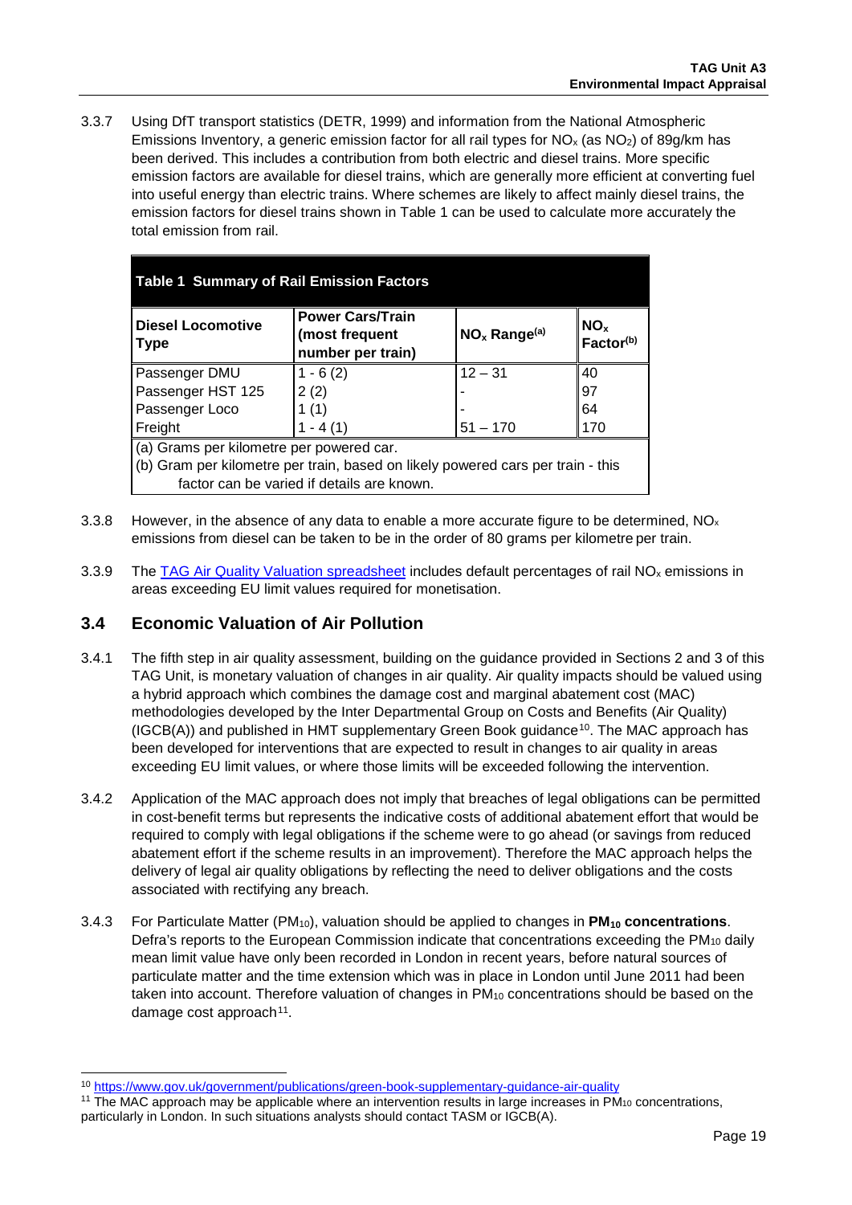3.3.7 Using DfT transport statistics (DETR, 1999) and information from the National Atmospheric Emissions Inventory, a generic emission factor for all rail types for $NO_x$ (as $NO_2$) of 89g/km has been derived. This includes a contribution from both electric and diesel trains. More specific emission factors are available for diesel trains, which are generally more efficient at converting fuel into useful energy than electric trains. Where schemes are likely to affect mainly diesel trains, the emission factors for diesel trains shown in Table 1 can be used to calculate more accurately the total emission from rail.

**Table 1 Summary of Rail Emission Factors**

| Diesel Locomotive Type | Power Cars/Train (most frequent number per train) | $NO_x$ Range[(a)] | $NO_x$ Factor[(b)] |
|---|---|---|---|
| Passenger DMU | 1 - 6 (2) | 12 – 31 | 40 |
| Passenger HST 125 | 2 (2) | - | 97 |
| Passenger Loco | 1 (1) | - | 64 |
| Freight | 1 - 4 (1) | 51 – 170 | 170 |

(a) Grams per kilometre per powered car.
(b) Gram per kilometre per train, based on likely powered cars per train - this factor can be varied if details are known.

3.3.8 However, in the absence of any data to enable a more accurate figure to be determined, $NO_x$ emissions from diesel can be taken to be in the order of 80 grams per kilometre per train.

3.3.9 The TAG Air Quality Valuation spreadsheet includes default percentages of rail $NO_x$ emissions in areas exceeding EU limit values required for monetisation.

## 3.4 Economic Valuation of Air Pollution

3.4.1 The fifth step in air quality assessment, building on the guidance provided in Sections 2 and 3 of this TAG Unit, is monetary valuation of changes in air quality. Air quality impacts should be valued using a hybrid approach which combines the damage cost and marginal abatement cost (MAC) methodologies developed by the Inter Departmental Group on Costs and Benefits (Air Quality) (IGCB(A)) and published in HMT supplementary Green Book guidance[10]. The MAC approach has been developed for interventions that are expected to result in changes to air quality in areas exceeding EU limit values, or where those limits will be exceeded following the intervention.

3.4.2 Application of the MAC approach does not imply that breaches of legal obligations can be permitted in cost-benefit terms but represents the indicative costs of additional abatement effort that would be required to comply with legal obligations if the scheme were to go ahead (or savings from reduced abatement effort if the scheme results in an improvement). Therefore the MAC approach helps the delivery of legal air quality obligations by reflecting the need to deliver obligations and the costs associated with rectifying any breach.

3.4.3 For Particulate Matter ($PM_{10}$), valuation should be applied to changes in **$PM_{10}$ concentrations**. Defra's reports to the European Commission indicate that concentrations exceeding the $PM_{10}$ daily mean limit value have only been recorded in London in recent years, before natural sources of particulate matter and the time extension which was in place in London until June 2011 had been taken into account. Therefore valuation of changes in $PM_{10}$ concentrations should be based on the damage cost approach[11].

[10] https://www.gov.uk/government/publications/green-book-supplementary-guidance-air-quality

[11] The MAC approach may be applicable where an intervention results in large increases in $PM_{10}$ concentrations, particularly in London. In such situations analysts should contact TASM or IGCB(A).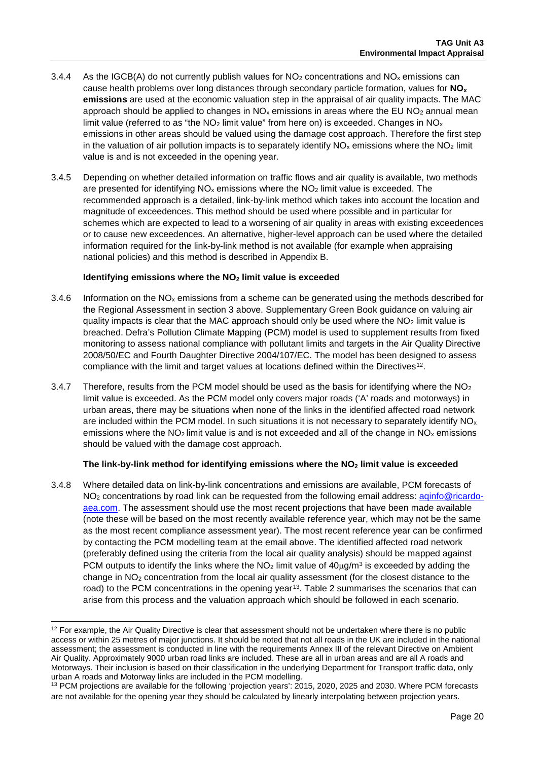3.4.4 As the IGCB(A) do not currently publish values for $NO_2$ concentrations and $NO_x$ emissions can cause health problems over long distances through secondary particle formation, values for **$NO_x$ emissions** are used at the economic valuation step in the appraisal of air quality impacts. The MAC approach should be applied to changes in $NO_x$ emissions in areas where the EU $NO_2$ annual mean limit value (referred to as "the $NO_2$ limit value" from here on) is exceeded. Changes in $NO_x$ emissions in other areas should be valued using the damage cost approach. Therefore the first step in the valuation of air pollution impacts is to separately identify $NO_x$ emissions where the $NO_2$ limit value is and is not exceeded in the opening year.

3.4.5 Depending on whether detailed information on traffic flows and air quality is available, two methods are presented for identifying $NO_x$ emissions where the $NO_2$ limit value is exceeded. The recommended approach is a detailed, link-by-link method which takes into account the location and magnitude of exceedences. This method should be used where possible and in particular for schemes which are expected to lead to a worsening of air quality in areas with existing exceedences or to cause new exceedences. An alternative, higher-level approach can be used where the detailed information required for the link-by-link method is not available (for example when appraising national policies) and this method is described in Appendix B.

**Identifying emissions where the $NO_2$ limit value is exceeded**

3.4.6 Information on the $NO_x$ emissions from a scheme can be generated using the methods described for the Regional Assessment in section 3 above. Supplementary Green Book guidance on valuing air quality impacts is clear that the MAC approach should only be used where the $NO_2$ limit value is breached. Defra's Pollution Climate Mapping (PCM) model is used to supplement results from fixed monitoring to assess national compliance with pollutant limits and targets in the Air Quality Directive 2008/50/EC and Fourth Daughter Directive 2004/107/EC. The model has been designed to assess compliance with the limit and target values at locations defined within the Directives[12].

3.4.7 Therefore, results from the PCM model should be used as the basis for identifying where the $NO_2$ limit value is exceeded. As the PCM model only covers major roads ('A' roads and motorways) in urban areas, there may be situations when none of the links in the identified affected road network are included within the PCM model. In such situations it is not necessary to separately identify $NO_x$ emissions where the $NO_2$ limit value is and is not exceeded and all of the change in $NO_x$ emissions should be valued with the damage cost approach.

**The link-by-link method for identifying emissions where the $NO_2$ limit value is exceeded**

3.4.8 Where detailed data on link-by-link concentrations and emissions are available, PCM forecasts of $NO_2$ concentrations by road link can be requested from the following email address: aqinfo@ricardo-aea.com. The assessment should use the most recent projections that have been made available (note these will be based on the most recently available reference year, which may not be the same as the most recent compliance assessment year). The most recent reference year can be confirmed by contacting the PCM modelling team at the email above. The identified affected road network (preferably defined using the criteria from the local air quality analysis) should be mapped against PCM outputs to identify the links where the $NO_2$ limit value of $40\mu g/m^3$ is exceeded by adding the change in $NO_2$ concentration from the local air quality assessment (for the closest distance to the road) to the PCM concentrations in the opening year[13]. Table 2 summarises the scenarios that can arise from this process and the valuation approach which should be followed in each scenario.

---

[12] For example, the Air Quality Directive is clear that assessment should not be undertaken where there is no public access or within 25 metres of major junctions. It should be noted that not all roads in the UK are included in the national assessment; the assessment is conducted in line with the requirements Annex III of the relevant Directive on Ambient Air Quality. Approximately 9000 urban road links are included. These are all in urban areas and are all A roads and Motorways. Their inclusion is based on their classification in the underlying Department for Transport traffic data, only urban A roads and Motorway links are included in the PCM modelling.

[13] PCM projections are available for the following 'projection years': 2015, 2020, 2025 and 2030. Where PCM forecasts are not available for the opening year they should be calculated by linearly interpolating between projection years.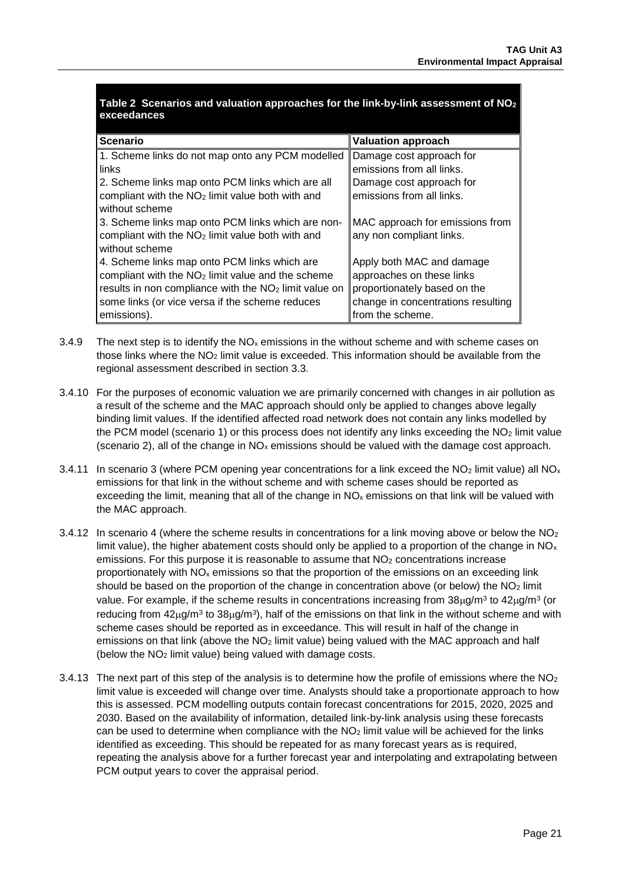**Table 2 Scenarios and valuation approaches for the link-by-link assessment of $NO_2$ exceedances**

| Scenario | Valuation approach |
|---|---|
| 1. Scheme links do not map onto any PCM modelled links | Damage cost approach for emissions from all links. |
| 2. Scheme links map onto PCM links which are all compliant with the $NO_2$ limit value both with and without scheme | Damage cost approach for emissions from all links. |
| 3. Scheme links map onto PCM links which are non-compliant with the $NO_2$ limit value both with and without scheme | MAC approach for emissions from any non compliant links. |
| 4. Scheme links map onto PCM links which are compliant with the $NO_2$ limit value and the scheme results in non compliance with the $NO_2$ limit value on some links (or vice versa if the scheme reduces emissions). | Apply both MAC and damage approaches on these links proportionately based on the change in concentrations resulting from the scheme. |

3.4.9 The next step is to identify the $NO_x$ emissions in the without scheme and with scheme cases on those links where the $NO_2$ limit value is exceeded. This information should be available from the regional assessment described in section 3.3.

3.4.10 For the purposes of economic valuation we are primarily concerned with changes in air pollution as a result of the scheme and the MAC approach should only be applied to changes above legally binding limit values. If the identified affected road network does not contain any links modelled by the PCM model (scenario 1) or this process does not identify any links exceeding the $NO_2$ limit value (scenario 2), all of the change in $NO_x$ emissions should be valued with the damage cost approach.

3.4.11 In scenario 3 (where PCM opening year concentrations for a link exceed the $NO_2$ limit value) all $NO_x$ emissions for that link in the without scheme and with scheme cases should be reported as exceeding the limit, meaning that all of the change in $NO_x$ emissions on that link will be valued with the MAC approach.

3.4.12 In scenario 4 (where the scheme results in concentrations for a link moving above or below the $NO_2$ limit value), the higher abatement costs should only be applied to a proportion of the change in $NO_x$ emissions. For this purpose it is reasonable to assume that $NO_2$ concentrations increase proportionately with $NO_x$ emissions so that the proportion of the emissions on an exceeding link should be based on the proportion of the change in concentration above (or below) the $NO_2$ limit value. For example, if the scheme results in concentrations increasing from $38\mu g/m^3$ to $42\mu g/m^3$ (or reducing from $42\mu g/m^3$ to $38\mu g/m^3$), half of the emissions on that link in the without scheme and with scheme cases should be reported as in exceedance. This will result in half of the change in emissions on that link (above the $NO_2$ limit value) being valued with the MAC approach and half (below the $NO_2$ limit value) being valued with damage costs.

3.4.13 The next part of this step of the analysis is to determine how the profile of emissions where the $NO_2$ limit value is exceeded will change over time. Analysts should take a proportionate approach to how this is assessed. PCM modelling outputs contain forecast concentrations for 2015, 2020, 2025 and 2030. Based on the availability of information, detailed link-by-link analysis using these forecasts can be used to determine when compliance with the $NO_2$ limit value will be achieved for the links identified as exceeding. This should be repeated for as many forecast years as is required, repeating the analysis above for a further forecast year and interpolating and extrapolating between PCM output years to cover the appraisal period.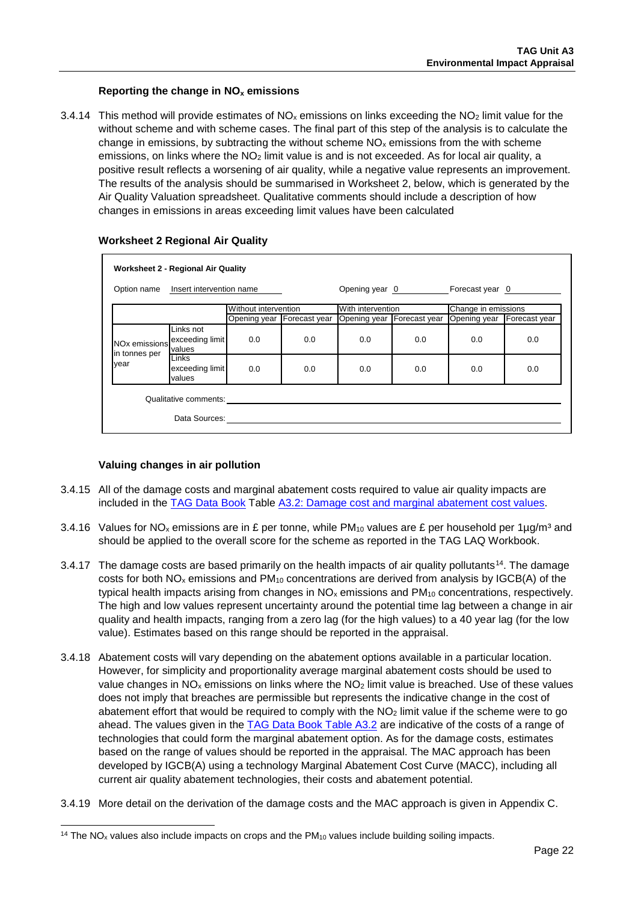### Reporting the change in $NO_x$ emissions

3.4.14 This method will provide estimates of $NO_x$ emissions on links exceeding the $NO_2$ limit value for the without scheme and with scheme cases. The final part of this step of the analysis is to calculate the change in emissions, by subtracting the without scheme $NO_x$ emissions from the with scheme emissions, on links where the $NO_2$ limit value is and is not exceeded. As for local air quality, a positive result reflects a worsening of air quality, while a negative value represents an improvement. The results of the analysis should be summarised in Worksheet 2, below, which is generated by the Air Quality Valuation spreadsheet. Qualitative comments should include a description of how changes in emissions in areas exceeding limit values have been calculated

### Worksheet 2 Regional Air Quality

**Worksheet 2 - Regional Air Quality**

Option name: Insert intervention name | Opening year: 0 | Forecast year: 0

| | | Without intervention | | With intervention | | Change in emissions | |
|---|---|---|---|---|---|---|---|
| | | Opening year | Forecast year | Opening year | Forecast year | Opening year | Forecast year |
| NOx emissions in tonnes per year | Links not exceeding limit values | 0.0 | 0.0 | 0.0 | 0.0 | 0.0 | 0.0 |
| | Links exceeding limit values | 0.0 | 0.0 | 0.0 | 0.0 | 0.0 | 0.0 |

Qualitative comments:

Data Sources:

### Valuing changes in air pollution

3.4.15 All of the damage costs and marginal abatement costs required to value air quality impacts are included in the TAG Data Book Table A3.2: Damage cost and marginal abatement cost values.

3.4.16 Values for $NO_x$ emissions are in £ per tonne, while $PM_{10}$ values are £ per household per $1\mu g/m^3$ and should be applied to the overall score for the scheme as reported in the TAG LAQ Workbook.

3.4.17 The damage costs are based primarily on the health impacts of air quality pollutants[14]. The damage costs for both $NO_x$ emissions and $PM_{10}$ concentrations are derived from analysis by IGCB(A) of the typical health impacts arising from changes in $NO_x$ emissions and $PM_{10}$ concentrations, respectively. The high and low values represent uncertainty around the potential time lag between a change in air quality and health impacts, ranging from a zero lag (for the high values) to a 40 year lag (for the low value). Estimates based on this range should be reported in the appraisal.

3.4.18 Abatement costs will vary depending on the abatement options available in a particular location. However, for simplicity and proportionality average marginal abatement costs should be used to value changes in $NO_x$ emissions on links where the $NO_2$ limit value is breached. Use of these values does not imply that breaches are permissible but represents the indicative change in the cost of abatement effort that would be required to comply with the $NO_2$ limit value if the scheme were to go ahead. The values given in the TAG Data Book Table A3.2 are indicative of the costs of a range of technologies that could form the marginal abatement option. As for the damage costs, estimates based on the range of values should be reported in the appraisal. The MAC approach has been developed by IGCB(A) using a technology Marginal Abatement Cost Curve (MACC), including all current air quality abatement technologies, their costs and abatement potential.

3.4.19 More detail on the derivation of the damage costs and the MAC approach is given in Appendix C.

[14] The $NO_x$ values also include impacts on crops and the $PM_{10}$ values include building soiling impacts.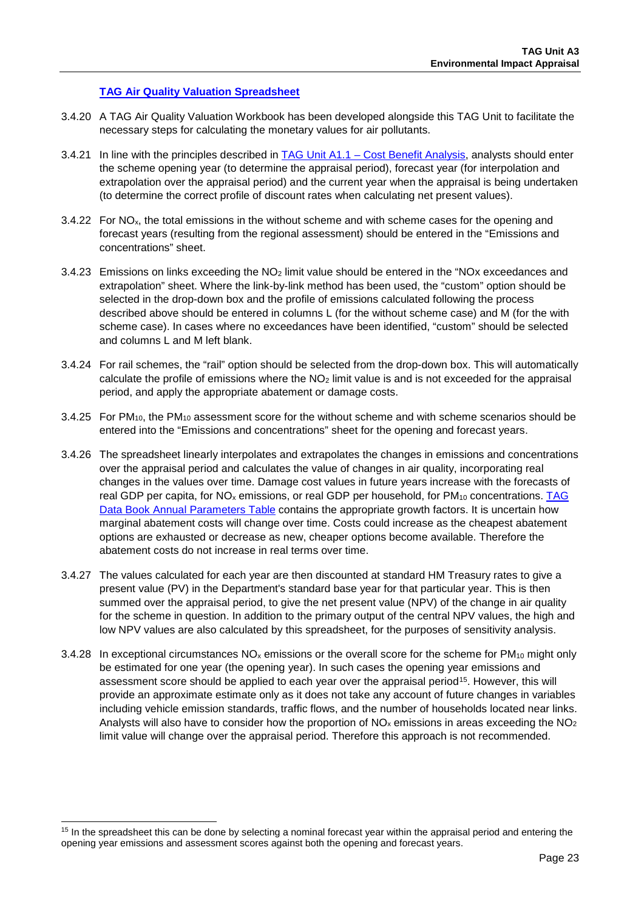### TAG Air Quality Valuation Spreadsheet

3.4.20 A TAG Air Quality Valuation Workbook has been developed alongside this TAG Unit to facilitate the necessary steps for calculating the monetary values for air pollutants.

3.4.21 In line with the principles described in TAG Unit A1.1 – Cost Benefit Analysis, analysts should enter the scheme opening year (to determine the appraisal period), forecast year (for interpolation and extrapolation over the appraisal period) and the current year when the appraisal is being undertaken (to determine the correct profile of discount rates when calculating net present values).

3.4.22 For $NO_x$, the total emissions in the without scheme and with scheme cases for the opening and forecast years (resulting from the regional assessment) should be entered in the "Emissions and concentrations" sheet.

3.4.23 Emissions on links exceeding the $NO_2$ limit value should be entered in the "NOx exceedances and extrapolation" sheet. Where the link-by-link method has been used, the "custom" option should be selected in the drop-down box and the profile of emissions calculated following the process described above should be entered in columns L (for the without scheme case) and M (for the with scheme case). In cases where no exceedances have been identified, "custom" should be selected and columns L and M left blank.

3.4.24 For rail schemes, the "rail" option should be selected from the drop-down box. This will automatically calculate the profile of emissions where the $NO_2$ limit value is and is not exceeded for the appraisal period, and apply the appropriate abatement or damage costs.

3.4.25 For $PM_{10}$, the $PM_{10}$ assessment score for the without scheme and with scheme scenarios should be entered into the "Emissions and concentrations" sheet for the opening and forecast years.

3.4.26 The spreadsheet linearly interpolates and extrapolates the changes in emissions and concentrations over the appraisal period and calculates the value of changes in air quality, incorporating real changes in the values over time. Damage cost values in future years increase with the forecasts of real GDP per capita, for $NO_x$ emissions, or real GDP per household, for $PM_{10}$ concentrations. TAG Data Book Annual Parameters Table contains the appropriate growth factors. It is uncertain how marginal abatement costs will change over time. Costs could increase as the cheapest abatement options are exhausted or decrease as new, cheaper options become available. Therefore the abatement costs do not increase in real terms over time.

3.4.27 The values calculated for each year are then discounted at standard HM Treasury rates to give a present value (PV) in the Department's standard base year for that particular year. This is then summed over the appraisal period, to give the net present value (NPV) of the change in air quality for the scheme in question. In addition to the primary output of the central NPV values, the high and low NPV values are also calculated by this spreadsheet, for the purposes of sensitivity analysis.

3.4.28 In exceptional circumstances $NO_x$ emissions or the overall score for the scheme for $PM_{10}$ might only be estimated for one year (the opening year). In such cases the opening year emissions and assessment score should be applied to each year over the appraisal period[15]. However, this will provide an approximate estimate only as it does not take any account of future changes in variables including vehicle emission standards, traffic flows, and the number of households located near links. Analysts will also have to consider how the proportion of $NO_x$ emissions in areas exceeding the $NO_2$ limit value will change over the appraisal period. Therefore this approach is not recommended.

[15] In the spreadsheet this can be done by selecting a nominal forecast year within the appraisal period and entering the opening year emissions and assessment scores against both the opening and forecast years.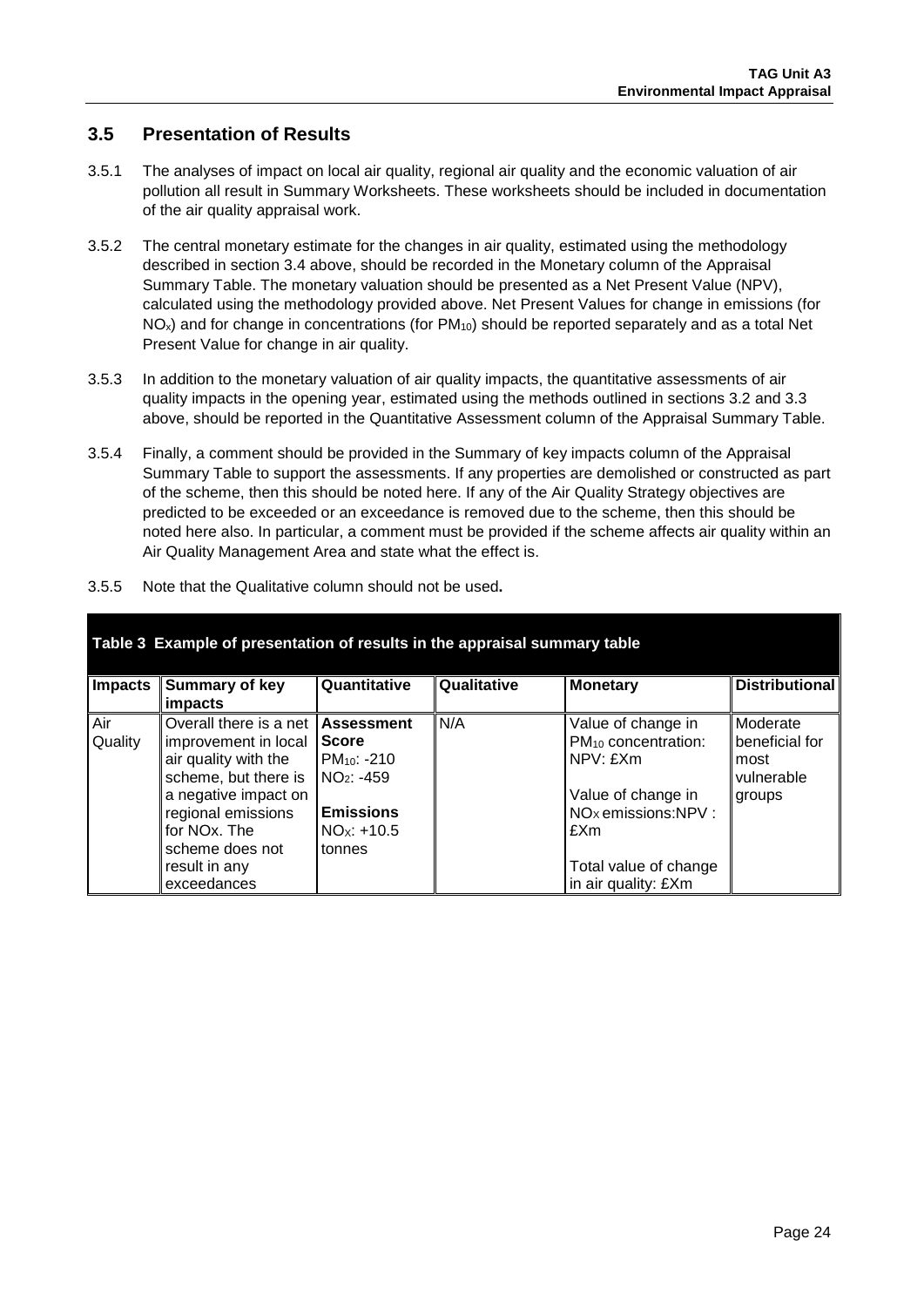## 3.5 Presentation of Results

3.5.1 The analyses of impact on local air quality, regional air quality and the economic valuation of air pollution all result in Summary Worksheets. These worksheets should be included in documentation of the air quality appraisal work.

3.5.2 The central monetary estimate for the changes in air quality, estimated using the methodology described in section 3.4 above, should be recorded in the Monetary column of the Appraisal Summary Table. The monetary valuation should be presented as a Net Present Value (NPV), calculated using the methodology provided above. Net Present Values for change in emissions (for $NO_x$) and for change in concentrations (for $PM_{10}$) should be reported separately and as a total Net Present Value for change in air quality.

3.5.3 In addition to the monetary valuation of air quality impacts, the quantitative assessments of air quality impacts in the opening year, estimated using the methods outlined in sections 3.2 and 3.3 above, should be reported in the Quantitative Assessment column of the Appraisal Summary Table.

3.5.4 Finally, a comment should be provided in the Summary of key impacts column of the Appraisal Summary Table to support the assessments. If any properties are demolished or constructed as part of the scheme, then this should be noted here. If any of the Air Quality Strategy objectives are predicted to be exceeded or an exceedance is removed due to the scheme, then this should be noted here also. In particular, a comment must be provided if the scheme affects air quality within an Air Quality Management Area and state what the effect is.

3.5.5 Note that the Qualitative column should not be used**.**

**Table 3 Example of presentation of results in the appraisal summary table**

| Impacts | Summary of key impacts | Quantitative | Qualitative | Monetary | Distributional |
|---|---|---|---|---|---|
| Air Quality | Overall there is a net improvement in local air quality with the scheme, but there is a negative impact on regional emissions for NOx. The scheme does not result in any exceedances | **Assessment Score** $PM_{10}$: -210 $NO_2$: -459 **Emissions** $NO_X$: +10.5 tonnes | N/A | Value of change in $PM_{10}$ concentration: NPV: £Xm Value of change in $NO_X$ emissions:NPV : £Xm Total value of change in air quality: £Xm | Moderate beneficial for most vulnerable groups |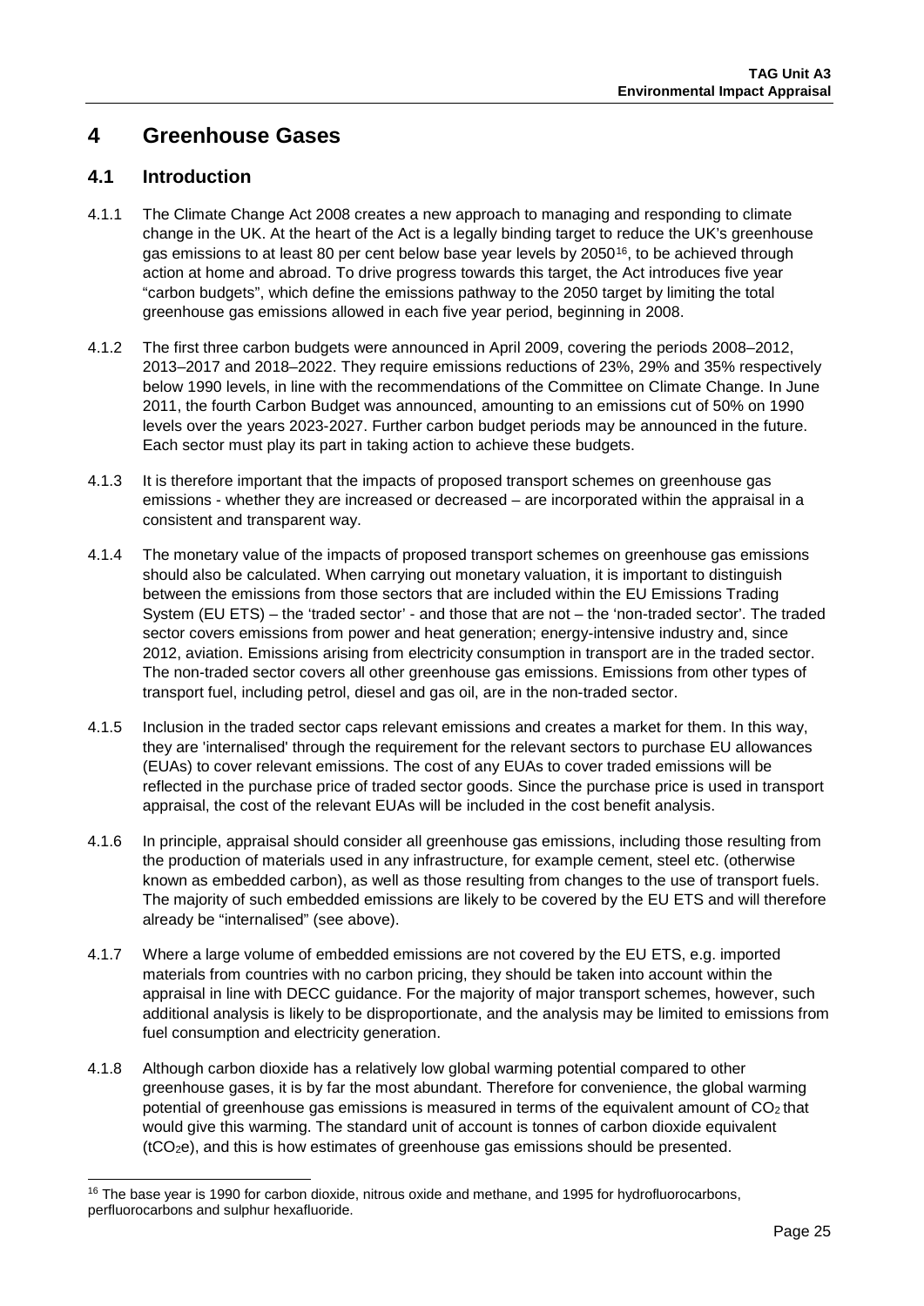# 4 Greenhouse Gases

## 4.1 Introduction

4.1.1 The Climate Change Act 2008 creates a new approach to managing and responding to climate change in the UK. At the heart of the Act is a legally binding target to reduce the UK's greenhouse gas emissions to at least 80 per cent below base year levels by 2050[16], to be achieved through action at home and abroad. To drive progress towards this target, the Act introduces five year "carbon budgets", which define the emissions pathway to the 2050 target by limiting the total greenhouse gas emissions allowed in each five year period, beginning in 2008.

4.1.2 The first three carbon budgets were announced in April 2009, covering the periods 2008–2012, 2013–2017 and 2018–2022. They require emissions reductions of 23%, 29% and 35% respectively below 1990 levels, in line with the recommendations of the Committee on Climate Change. In June 2011, the fourth Carbon Budget was announced, amounting to an emissions cut of 50% on 1990 levels over the years 2023-2027. Further carbon budget periods may be announced in the future. Each sector must play its part in taking action to achieve these budgets.

4.1.3 It is therefore important that the impacts of proposed transport schemes on greenhouse gas emissions - whether they are increased or decreased – are incorporated within the appraisal in a consistent and transparent way.

4.1.4 The monetary value of the impacts of proposed transport schemes on greenhouse gas emissions should also be calculated. When carrying out monetary valuation, it is important to distinguish between the emissions from those sectors that are included within the EU Emissions Trading System (EU ETS) – the 'traded sector' - and those that are not – the 'non-traded sector'. The traded sector covers emissions from power and heat generation; energy-intensive industry and, since 2012, aviation. Emissions arising from electricity consumption in transport are in the traded sector. The non-traded sector covers all other greenhouse gas emissions. Emissions from other types of transport fuel, including petrol, diesel and gas oil, are in the non-traded sector.

4.1.5 Inclusion in the traded sector caps relevant emissions and creates a market for them. In this way, they are 'internalised' through the requirement for the relevant sectors to purchase EU allowances (EUAs) to cover relevant emissions. The cost of any EUAs to cover traded emissions will be reflected in the purchase price of traded sector goods. Since the purchase price is used in transport appraisal, the cost of the relevant EUAs will be included in the cost benefit analysis.

4.1.6 In principle, appraisal should consider all greenhouse gas emissions, including those resulting from the production of materials used in any infrastructure, for example cement, steel etc. (otherwise known as embedded carbon), as well as those resulting from changes to the use of transport fuels. The majority of such embedded emissions are likely to be covered by the EU ETS and will therefore already be "internalised" (see above).

4.1.7 Where a large volume of embedded emissions are not covered by the EU ETS, e.g. imported materials from countries with no carbon pricing, they should be taken into account within the appraisal in line with DECC guidance. For the majority of major transport schemes, however, such additional analysis is likely to be disproportionate, and the analysis may be limited to emissions from fuel consumption and electricity generation.

4.1.8 Although carbon dioxide has a relatively low global warming potential compared to other greenhouse gases, it is by far the most abundant. Therefore for convenience, the global warming potential of greenhouse gas emissions is measured in terms of the equivalent amount of $CO_2$ that would give this warming. The standard unit of account is tonnes of carbon dioxide equivalent ($tCO_2e$), and this is how estimates of greenhouse gas emissions should be presented.

[16] The base year is 1990 for carbon dioxide, nitrous oxide and methane, and 1995 for hydrofluorocarbons, perfluorocarbons and sulphur hexafluoride.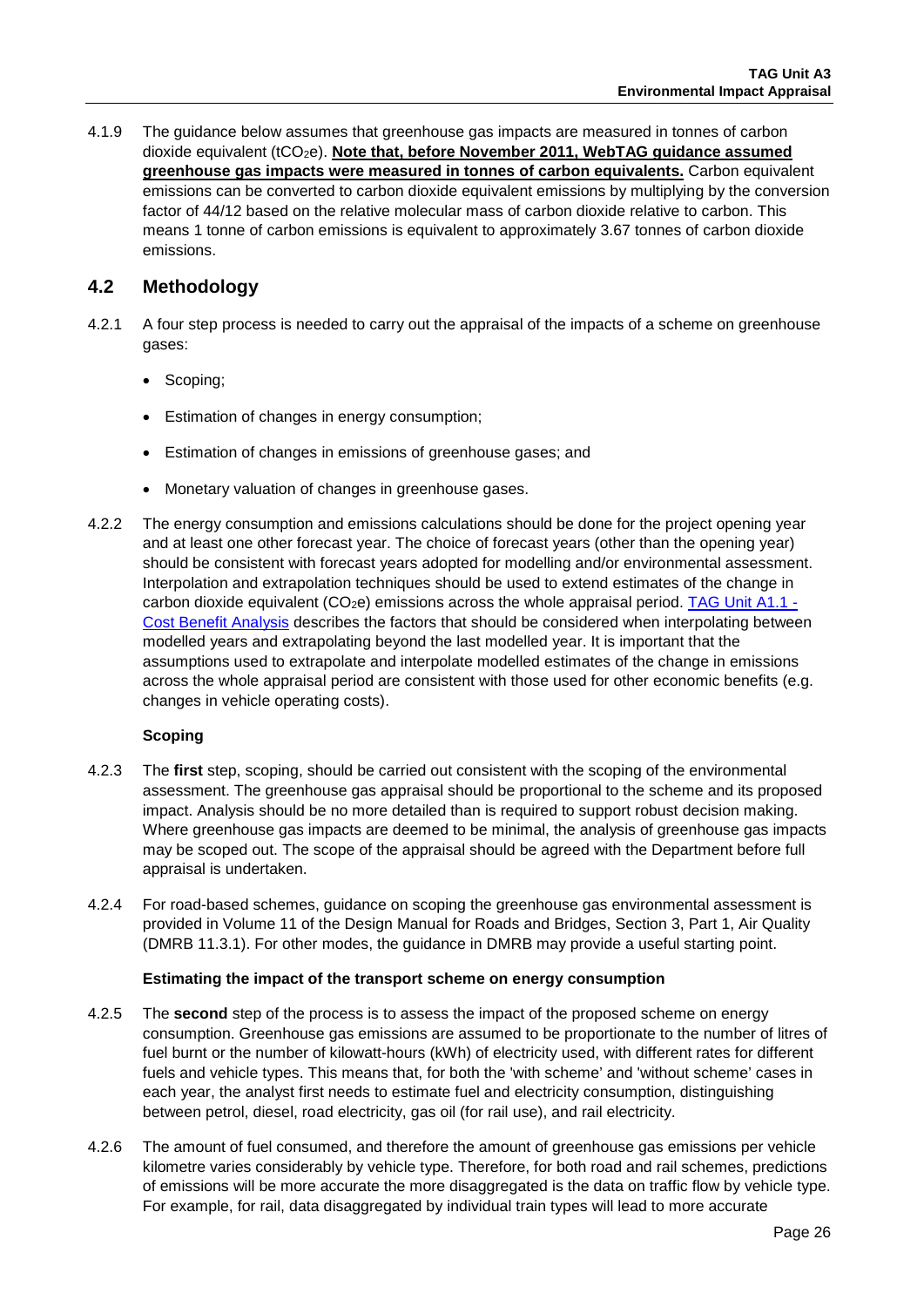4.1.9 The guidance below assumes that greenhouse gas impacts are measured in tonnes of carbon dioxide equivalent ($tCO_2e$). **Note that, before November 2011, WebTAG guidance assumed greenhouse gas impacts were measured in tonnes of carbon equivalents.** Carbon equivalent emissions can be converted to carbon dioxide equivalent emissions by multiplying by the conversion factor of 44/12 based on the relative molecular mass of carbon dioxide relative to carbon. This means 1 tonne of carbon emissions is equivalent to approximately 3.67 tonnes of carbon dioxide emissions.

## 4.2 Methodology

4.2.1 A four step process is needed to carry out the appraisal of the impacts of a scheme on greenhouse gases:

- Scoping;
- Estimation of changes in energy consumption;
- Estimation of changes in emissions of greenhouse gases; and
- Monetary valuation of changes in greenhouse gases.

4.2.2 The energy consumption and emissions calculations should be done for the project opening year and at least one other forecast year. The choice of forecast years (other than the opening year) should be consistent with forecast years adopted for modelling and/or environmental assessment. Interpolation and extrapolation techniques should be used to extend estimates of the change in carbon dioxide equivalent ($CO_2e$) emissions across the whole appraisal period. [TAG Unit A1.1 - Cost Benefit Analysis] describes the factors that should be considered when interpolating between modelled years and extrapolating beyond the last modelled year. It is important that the assumptions used to extrapolate and interpolate modelled estimates of the change in emissions across the whole appraisal period are consistent with those used for other economic benefits (e.g. changes in vehicle operating costs).

**Scoping**

4.2.3 The **first** step, scoping, should be carried out consistent with the scoping of the environmental assessment. The greenhouse gas appraisal should be proportional to the scheme and its proposed impact. Analysis should be no more detailed than is required to support robust decision making. Where greenhouse gas impacts are deemed to be minimal, the analysis of greenhouse gas impacts may be scoped out. The scope of the appraisal should be agreed with the Department before full appraisal is undertaken.

4.2.4 For road-based schemes, guidance on scoping the greenhouse gas environmental assessment is provided in Volume 11 of the Design Manual for Roads and Bridges, Section 3, Part 1, Air Quality (DMRB 11.3.1). For other modes, the guidance in DMRB may provide a useful starting point.

**Estimating the impact of the transport scheme on energy consumption**

4.2.5 The **second** step of the process is to assess the impact of the proposed scheme on energy consumption. Greenhouse gas emissions are assumed to be proportionate to the number of litres of fuel burnt or the number of kilowatt-hours (kWh) of electricity used, with different rates for different fuels and vehicle types. This means that, for both the 'with scheme' and 'without scheme' cases in each year, the analyst first needs to estimate fuel and electricity consumption, distinguishing between petrol, diesel, road electricity, gas oil (for rail use), and rail electricity.

4.2.6 The amount of fuel consumed, and therefore the amount of greenhouse gas emissions per vehicle kilometre varies considerably by vehicle type. Therefore, for both road and rail schemes, predictions of emissions will be more accurate the more disaggregated is the data on traffic flow by vehicle type. For example, for rail, data disaggregated by individual train types will lead to more accurate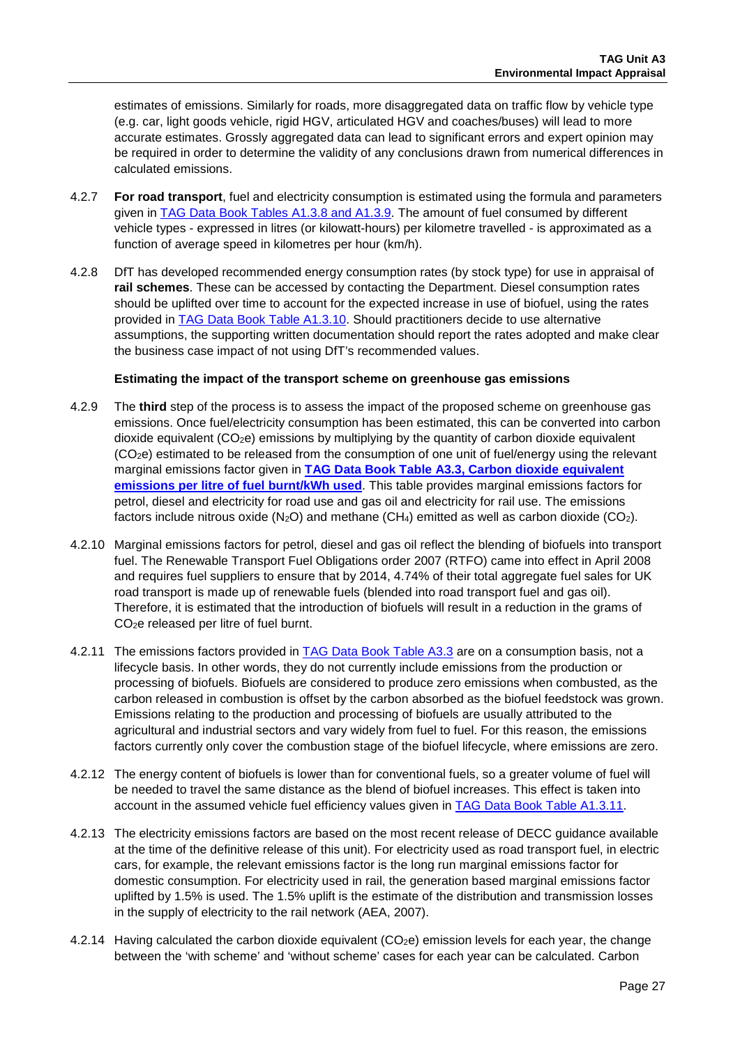estimates of emissions. Similarly for roads, more disaggregated data on traffic flow by vehicle type (e.g. car, light goods vehicle, rigid HGV, articulated HGV and coaches/buses) will lead to more accurate estimates. Grossly aggregated data can lead to significant errors and expert opinion may be required in order to determine the validity of any conclusions drawn from numerical differences in calculated emissions.

4.2.7 **For road transport**, fuel and electricity consumption is estimated using the formula and parameters given in TAG Data Book Tables A1.3.8 and A1.3.9. The amount of fuel consumed by different vehicle types - expressed in litres (or kilowatt-hours) per kilometre travelled - is approximated as a function of average speed in kilometres per hour (km/h).

4.2.8 DfT has developed recommended energy consumption rates (by stock type) for use in appraisal of **rail schemes**. These can be accessed by contacting the Department. Diesel consumption rates should be uplifted over time to account for the expected increase in use of biofuel, using the rates provided in TAG Data Book Table A1.3.10. Should practitioners decide to use alternative assumptions, the supporting written documentation should report the rates adopted and make clear the business case impact of not using DfT's recommended values.

**Estimating the impact of the transport scheme on greenhouse gas emissions**

4.2.9 The **third** step of the process is to assess the impact of the proposed scheme on greenhouse gas emissions. Once fuel/electricity consumption has been estimated, this can be converted into carbon dioxide equivalent ($CO_2e$) emissions by multiplying by the quantity of carbon dioxide equivalent ($CO_2e$) estimated to be released from the consumption of one unit of fuel/energy using the relevant marginal emissions factor given in **TAG Data Book Table A3.3, Carbon dioxide equivalent emissions per litre of fuel burnt/kWh used**. This table provides marginal emissions factors for petrol, diesel and electricity for road use and gas oil and electricity for rail use. The emissions factors include nitrous oxide ($N_2O$) and methane ($CH_4$) emitted as well as carbon dioxide ($CO_2$).

4.2.10 Marginal emissions factors for petrol, diesel and gas oil reflect the blending of biofuels into transport fuel. The Renewable Transport Fuel Obligations order 2007 (RTFO) came into effect in April 2008 and requires fuel suppliers to ensure that by 2014, 4.74% of their total aggregate fuel sales for UK road transport is made up of renewable fuels (blended into road transport fuel and gas oil). Therefore, it is estimated that the introduction of biofuels will result in a reduction in the grams of $CO_2e$ released per litre of fuel burnt.

4.2.11 The emissions factors provided in TAG Data Book Table A3.3 are on a consumption basis, not a lifecycle basis. In other words, they do not currently include emissions from the production or processing of biofuels. Biofuels are considered to produce zero emissions when combusted, as the carbon released in combustion is offset by the carbon absorbed as the biofuel feedstock was grown. Emissions relating to the production and processing of biofuels are usually attributed to the agricultural and industrial sectors and vary widely from fuel to fuel. For this reason, the emissions factors currently only cover the combustion stage of the biofuel lifecycle, where emissions are zero.

4.2.12 The energy content of biofuels is lower than for conventional fuels, so a greater volume of fuel will be needed to travel the same distance as the blend of biofuel increases. This effect is taken into account in the assumed vehicle fuel efficiency values given in TAG Data Book Table A1.3.11.

4.2.13 The electricity emissions factors are based on the most recent release of DECC guidance available at the time of the definitive release of this unit). For electricity used as road transport fuel, in electric cars, for example, the relevant emissions factor is the long run marginal emissions factor for domestic consumption. For electricity used in rail, the generation based marginal emissions factor uplifted by 1.5% is used. The 1.5% uplift is the estimate of the distribution and transmission losses in the supply of electricity to the rail network (AEA, 2007).

4.2.14 Having calculated the carbon dioxide equivalent ($CO_2e$) emission levels for each year, the change between the 'with scheme' and 'without scheme' cases for each year can be calculated. Carbon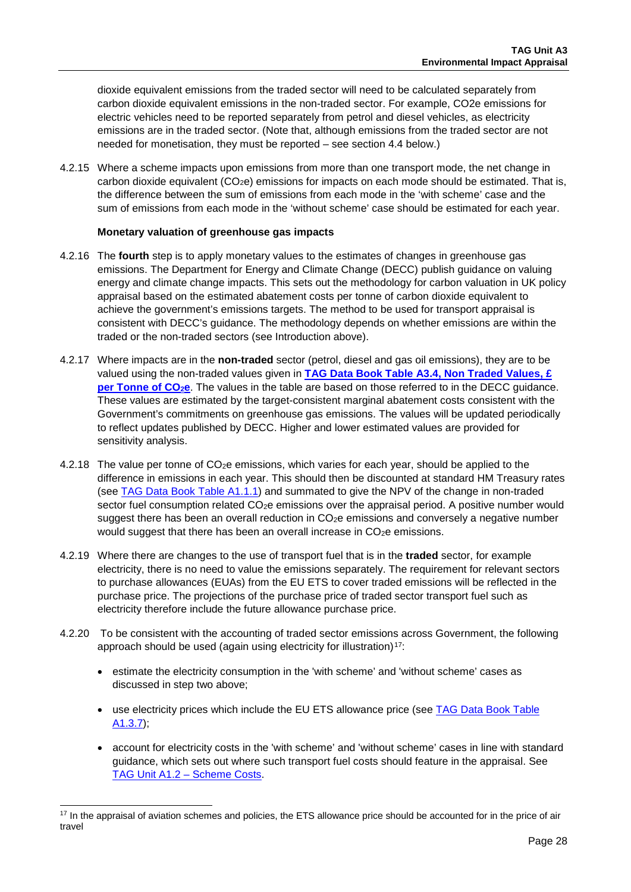dioxide equivalent emissions from the traded sector will need to be calculated separately from carbon dioxide equivalent emissions in the non-traded sector. For example, CO2e emissions for electric vehicles need to be reported separately from petrol and diesel vehicles, as electricity emissions are in the traded sector. (Note that, although emissions from the traded sector are not needed for monetisation, they must be reported – see section 4.4 below.)

4.2.15 Where a scheme impacts upon emissions from more than one transport mode, the net change in carbon dioxide equivalent ($CO_2e$) emissions for impacts on each mode should be estimated. That is, the difference between the sum of emissions from each mode in the 'with scheme' case and the sum of emissions from each mode in the 'without scheme' case should be estimated for each year.

**Monetary valuation of greenhouse gas impacts**

4.2.16 The **fourth** step is to apply monetary values to the estimates of changes in greenhouse gas emissions. The Department for Energy and Climate Change (DECC) publish guidance on valuing energy and climate change impacts. This sets out the methodology for carbon valuation in UK policy appraisal based on the estimated abatement costs per tonne of carbon dioxide equivalent to achieve the government's emissions targets. The method to be used for transport appraisal is consistent with DECC's guidance. The methodology depends on whether emissions are within the traded or the non-traded sectors (see Introduction above).

4.2.17 Where impacts are in the **non-traded** sector (petrol, diesel and gas oil emissions), they are to be valued using the non-traded values given in **TAG Data Book Table A3.4, Non Traded Values, £ per Tonne of $CO_2e$**. The values in the table are based on those referred to in the DECC guidance. These values are estimated by the target-consistent marginal abatement costs consistent with the Government's commitments on greenhouse gas emissions. The values will be updated periodically to reflect updates published by DECC. Higher and lower estimated values are provided for sensitivity analysis.

4.2.18 The value per tonne of $CO_2e$ emissions, which varies for each year, should be applied to the difference in emissions in each year. This should then be discounted at standard HM Treasury rates (see TAG Data Book Table A1.1.1) and summated to give the NPV of the change in non-traded sector fuel consumption related $CO_2e$ emissions over the appraisal period. A positive number would suggest there has been an overall reduction in $CO_2e$ emissions and conversely a negative number would suggest that there has been an overall increase in $CO_2e$ emissions.

4.2.19 Where there are changes to the use of transport fuel that is in the **traded** sector, for example electricity, there is no need to value the emissions separately. The requirement for relevant sectors to purchase allowances (EUAs) from the EU ETS to cover traded emissions will be reflected in the purchase price. The projections of the purchase price of traded sector transport fuel such as electricity therefore include the future allowance purchase price.

4.2.20 To be consistent with the accounting of traded sector emissions across Government, the following approach should be used (again using electricity for illustration)[17]:

- estimate the electricity consumption in the 'with scheme' and 'without scheme' cases as discussed in step two above;
- use electricity prices which include the EU ETS allowance price (see TAG Data Book Table A1.3.7);
- account for electricity costs in the 'with scheme' and 'without scheme' cases in line with standard guidance, which sets out where such transport fuel costs should feature in the appraisal. See TAG Unit A1.2 – Scheme Costs.

[17] In the appraisal of aviation schemes and policies, the ETS allowance price should be accounted for in the price of air travel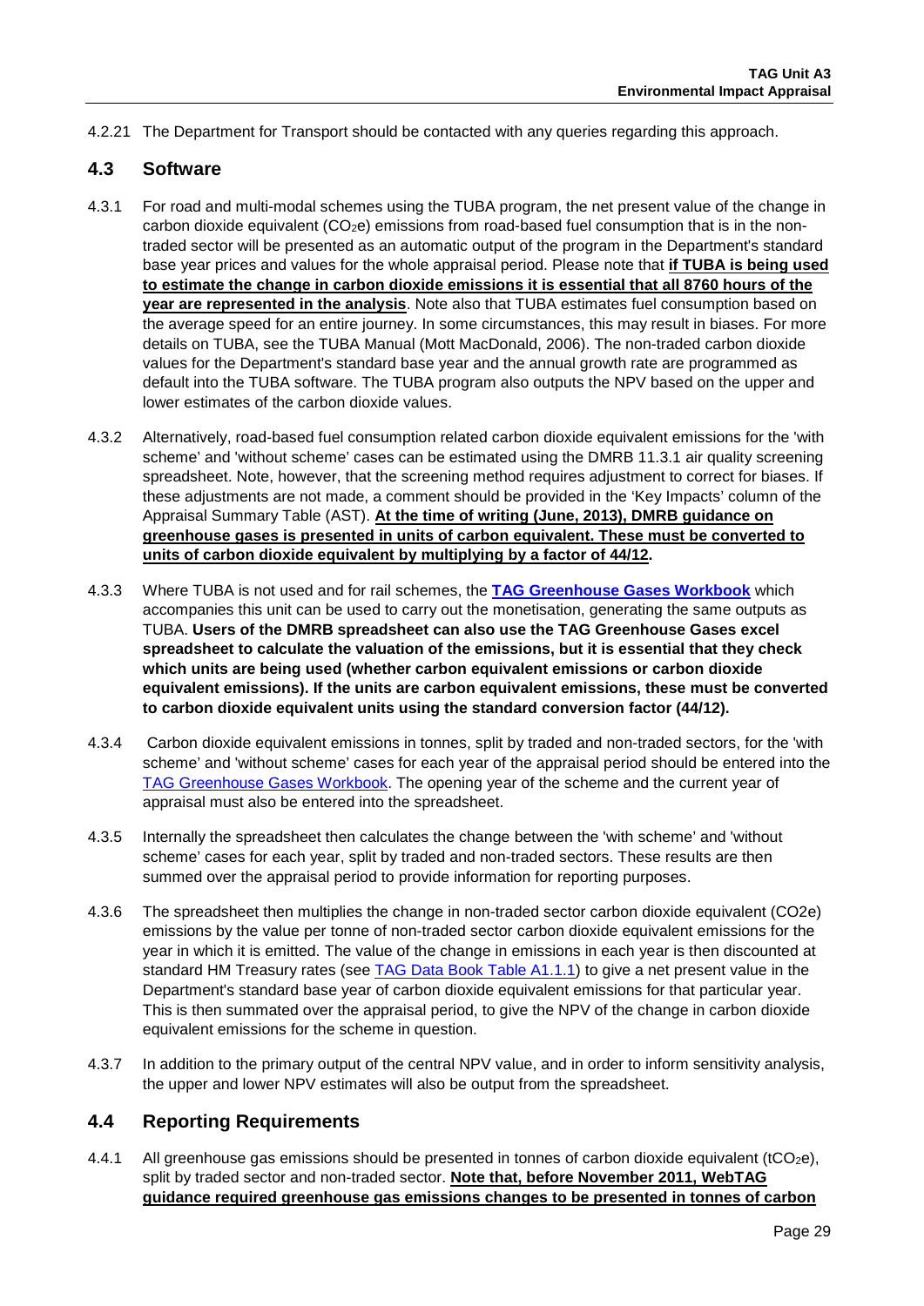4.2.21 The Department for Transport should be contacted with any queries regarding this approach.

## 4.3 Software

4.3.1 For road and multi-modal schemes using the TUBA program, the net present value of the change in carbon dioxide equivalent ($CO_2e$) emissions from road-based fuel consumption that is in the non-traded sector will be presented as an automatic output of the program in the Department's standard base year prices and values for the whole appraisal period. Please note that **<u>if TUBA is being used to estimate the change in carbon dioxide emissions it is essential that all 8760 hours of the year are represented in the analysis</u>**. Note also that TUBA estimates fuel consumption based on the average speed for an entire journey. In some circumstances, this may result in biases. For more details on TUBA, see the TUBA Manual (Mott MacDonald, 2006). The non-traded carbon dioxide values for the Department's standard base year and the annual growth rate are programmed as default into the TUBA software. The TUBA program also outputs the NPV based on the upper and lower estimates of the carbon dioxide values.

4.3.2 Alternatively, road-based fuel consumption related carbon dioxide equivalent emissions for the 'with scheme' and 'without scheme' cases can be estimated using the DMRB 11.3.1 air quality screening spreadsheet. Note, however, that the screening method requires adjustment to correct for biases. If these adjustments are not made, a comment should be provided in the 'Key Impacts' column of the Appraisal Summary Table (AST). **<u>At the time of writing (June, 2013), DMRB guidance on greenhouse gases is presented in units of carbon equivalent. These must be converted to units of carbon dioxide equivalent by multiplying by a factor of 44/12</u>**.

4.3.3 Where TUBA is not used and for rail schemes, the **[TAG Greenhouse Gases Workbook]** which accompanies this unit can be used to carry out the monetisation, generating the same outputs as TUBA. **Users of the DMRB spreadsheet can also use the TAG Greenhouse Gases excel spreadsheet to calculate the valuation of the emissions, but it is essential that they check which units are being used (whether carbon equivalent emissions or carbon dioxide equivalent emissions). If the units are carbon equivalent emissions, these must be converted to carbon dioxide equivalent units using the standard conversion factor (44/12).**

4.3.4 Carbon dioxide equivalent emissions in tonnes, split by traded and non-traded sectors, for the 'with scheme' and 'without scheme' cases for each year of the appraisal period should be entered into the TAG Greenhouse Gases Workbook. The opening year of the scheme and the current year of appraisal must also be entered into the spreadsheet.

4.3.5 Internally the spreadsheet then calculates the change between the 'with scheme' and 'without scheme' cases for each year, split by traded and non-traded sectors. These results are then summed over the appraisal period to provide information for reporting purposes.

4.3.6 The spreadsheet then multiplies the change in non-traded sector carbon dioxide equivalent ($CO2e$) emissions by the value per tonne of non-traded sector carbon dioxide equivalent emissions for the year in which it is emitted. The value of the change in emissions in each year is then discounted at standard HM Treasury rates (see TAG Data Book Table A1.1.1) to give a net present value in the Department's standard base year of carbon dioxide equivalent emissions for that particular year. This is then summated over the appraisal period, to give the NPV of the change in carbon dioxide equivalent emissions for the scheme in question.

4.3.7 In addition to the primary output of the central NPV value, and in order to inform sensitivity analysis, the upper and lower NPV estimates will also be output from the spreadsheet.

## 4.4 Reporting Requirements

4.4.1 All greenhouse gas emissions should be presented in tonnes of carbon dioxide equivalent ($tCO_2e$), split by traded sector and non-traded sector. **<u>Note that, before November 2011, WebTAG guidance required greenhouse gas emissions changes to be presented in tonnes of carbon</u>**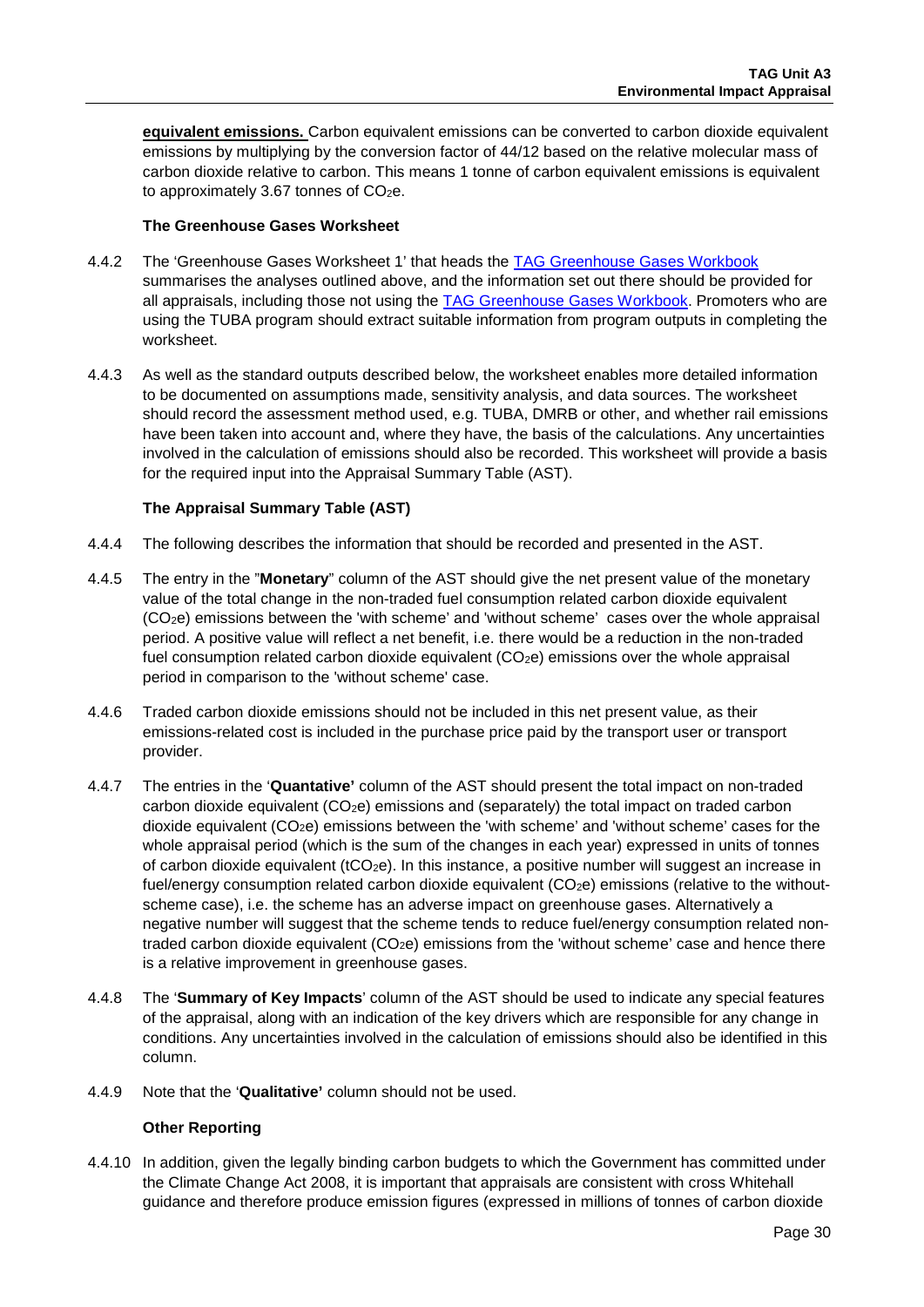**equivalent emissions.** Carbon equivalent emissions can be converted to carbon dioxide equivalent emissions by multiplying by the conversion factor of 44/12 based on the relative molecular mass of carbon dioxide relative to carbon. This means 1 tonne of carbon equivalent emissions is equivalent to approximately 3.67 tonnes of $CO_2e$.

**The Greenhouse Gases Worksheet**

4.4.2 The 'Greenhouse Gases Worksheet 1' that heads the [TAG Greenhouse Gases Workbook] summarises the analyses outlined above, and the information set out there should be provided for all appraisals, including those not using the [TAG Greenhouse Gases Workbook]. Promoters who are using the TUBA program should extract suitable information from program outputs in completing the worksheet.

4.4.3 As well as the standard outputs described below, the worksheet enables more detailed information to be documented on assumptions made, sensitivity analysis, and data sources. The worksheet should record the assessment method used, e.g. TUBA, DMRB or other, and whether rail emissions have been taken into account and, where they have, the basis of the calculations. Any uncertainties involved in the calculation of emissions should also be recorded. This worksheet will provide a basis for the required input into the Appraisal Summary Table (AST).

**The Appraisal Summary Table (AST)**

4.4.4 The following describes the information that should be recorded and presented in the AST.

4.4.5 The entry in the "**Monetary**" column of the AST should give the net present value of the monetary value of the total change in the non-traded fuel consumption related carbon dioxide equivalent ($CO_2e$) emissions between the 'with scheme' and 'without scheme' cases over the whole appraisal period. A positive value will reflect a net benefit, i.e. there would be a reduction in the non-traded fuel consumption related carbon dioxide equivalent ($CO_2e$) emissions over the whole appraisal period in comparison to the 'without scheme' case.

4.4.6 Traded carbon dioxide emissions should not be included in this net present value, as their emissions-related cost is included in the purchase price paid by the transport user or transport provider.

4.4.7 The entries in the '**Quantative'** column of the AST should present the total impact on non-traded carbon dioxide equivalent ($CO_2e$) emissions and (separately) the total impact on traded carbon dioxide equivalent ($CO_2e$) emissions between the 'with scheme' and 'without scheme' cases for the whole appraisal period (which is the sum of the changes in each year) expressed in units of tonnes of carbon dioxide equivalent ($tCO_2e$). In this instance, a positive number will suggest an increase in fuel/energy consumption related carbon dioxide equivalent ($CO_2e$) emissions (relative to the without-scheme case), i.e. the scheme has an adverse impact on greenhouse gases. Alternatively a negative number will suggest that the scheme tends to reduce fuel/energy consumption related non-traded carbon dioxide equivalent ($CO_2e$) emissions from the 'without scheme' case and hence there is a relative improvement in greenhouse gases.

4.4.8 The '**Summary of Key Impacts**' column of the AST should be used to indicate any special features of the appraisal, along with an indication of the key drivers which are responsible for any change in conditions. Any uncertainties involved in the calculation of emissions should also be identified in this column.

4.4.9 Note that the '**Qualitative'** column should not be used.

**Other Reporting**

4.4.10 In addition, given the legally binding carbon budgets to which the Government has committed under the Climate Change Act 2008, it is important that appraisals are consistent with cross Whitehall guidance and therefore produce emission figures (expressed in millions of tonnes of carbon dioxide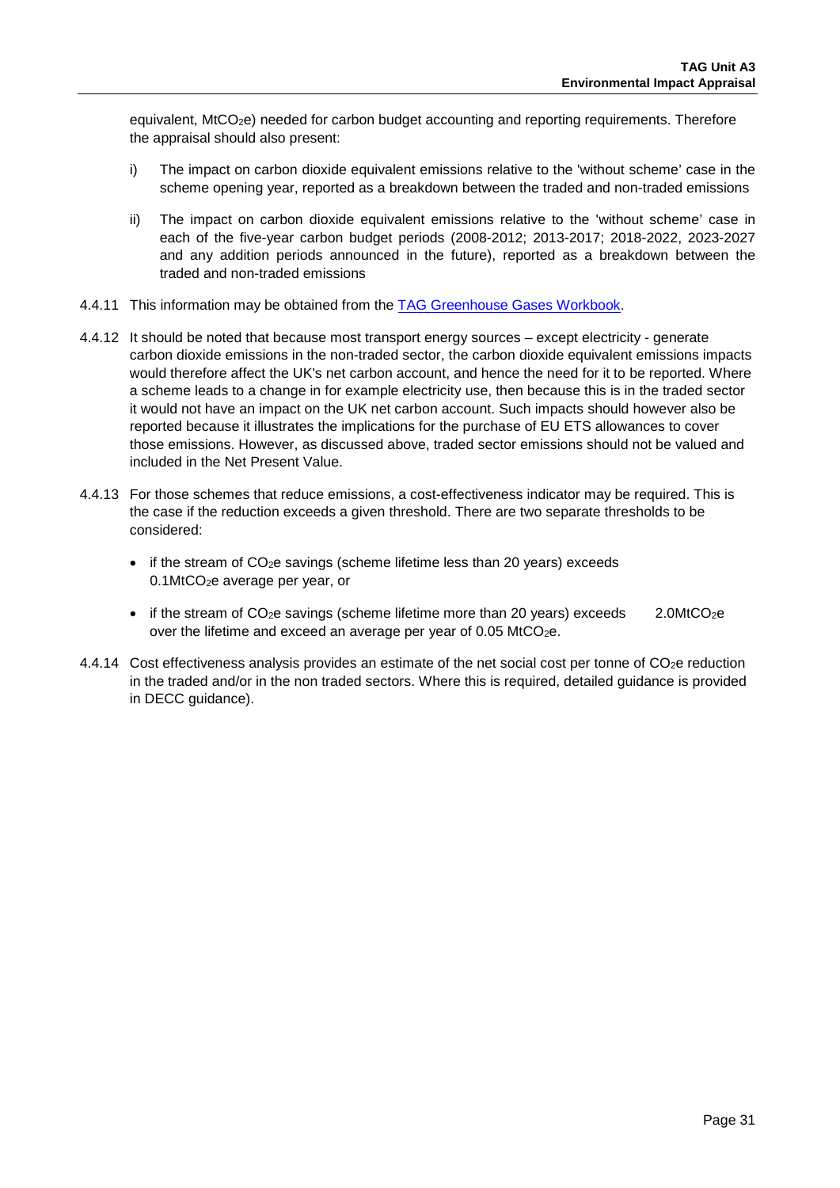equivalent, $MtCO_2e$) needed for carbon budget accounting and reporting requirements. Therefore the appraisal should also present:

i) The impact on carbon dioxide equivalent emissions relative to the 'without scheme' case in the scheme opening year, reported as a breakdown between the traded and non-traded emissions

ii) The impact on carbon dioxide equivalent emissions relative to the 'without scheme' case in each of the five-year carbon budget periods (2008-2012; 2013-2017; 2018-2022, 2023-2027 and any addition periods announced in the future), reported as a breakdown between the traded and non-traded emissions

4.4.11 This information may be obtained from the TAG Greenhouse Gases Workbook.

4.4.12 It should be noted that because most transport energy sources – except electricity - generate carbon dioxide emissions in the non-traded sector, the carbon dioxide equivalent emissions impacts would therefore affect the UK's net carbon account, and hence the need for it to be reported. Where a scheme leads to a change in for example electricity use, then because this is in the traded sector it would not have an impact on the UK net carbon account. Such impacts should however also be reported because it illustrates the implications for the purchase of EU ETS allowances to cover those emissions. However, as discussed above, traded sector emissions should not be valued and included in the Net Present Value.

4.4.13 For those schemes that reduce emissions, a cost-effectiveness indicator may be required. This is the case if the reduction exceeds a given threshold. There are two separate thresholds to be considered:

- if the stream of $CO_2e$ savings (scheme lifetime less than 20 years) exceeds $0.1MtCO_2e$ average per year, or
- if the stream of $CO_2e$ savings (scheme lifetime more than 20 years) exceeds $2.0MtCO_2e$ over the lifetime and exceed an average per year of 0.05 $MtCO_2e$.

4.4.14 Cost effectiveness analysis provides an estimate of the net social cost per tonne of $CO_2e$ reduction in the traded and/or in the non traded sectors. Where this is required, detailed guidance is provided in DECC guidance).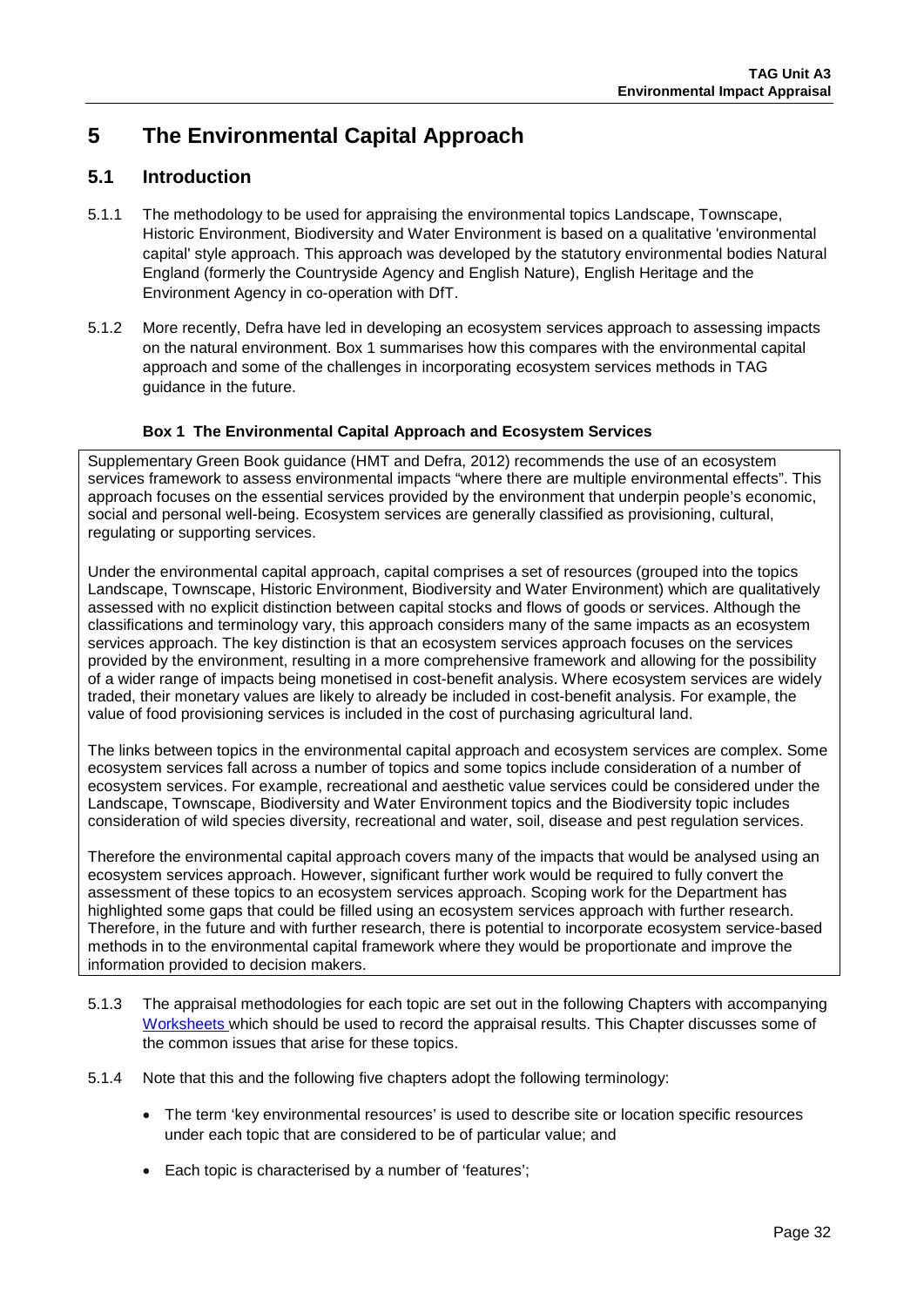# 5 The Environmental Capital Approach

## 5.1 Introduction

5.1.1 The methodology to be used for appraising the environmental topics Landscape, Townscape, Historic Environment, Biodiversity and Water Environment is based on a qualitative 'environmental capital' style approach. This approach was developed by the statutory environmental bodies Natural England (formerly the Countryside Agency and English Nature), English Heritage and the Environment Agency in co-operation with DfT.

5.1.2 More recently, Defra have led in developing an ecosystem services approach to assessing impacts on the natural environment. Box 1 summarises how this compares with the environmental capital approach and some of the challenges in incorporating ecosystem services methods in TAG guidance in the future.

**Box 1 The Environmental Capital Approach and Ecosystem Services**

Supplementary Green Book guidance (HMT and Defra, 2012) recommends the use of an ecosystem services framework to assess environmental impacts "where there are multiple environmental effects". This approach focuses on the essential services provided by the environment that underpin people's economic, social and personal well-being. Ecosystem services are generally classified as provisioning, cultural, regulating or supporting services.

Under the environmental capital approach, capital comprises a set of resources (grouped into the topics Landscape, Townscape, Historic Environment, Biodiversity and Water Environment) which are qualitatively assessed with no explicit distinction between capital stocks and flows of goods or services. Although the classifications and terminology vary, this approach considers many of the same impacts as an ecosystem services approach. The key distinction is that an ecosystem services approach focuses on the services provided by the environment, resulting in a more comprehensive framework and allowing for the possibility of a wider range of impacts being monetised in cost-benefit analysis. Where ecosystem services are widely traded, their monetary values are likely to already be included in cost-benefit analysis. For example, the value of food provisioning services is included in the cost of purchasing agricultural land.

The links between topics in the environmental capital approach and ecosystem services are complex. Some ecosystem services fall across a number of topics and some topics include consideration of a number of ecosystem services. For example, recreational and aesthetic value services could be considered under the Landscape, Townscape, Biodiversity and Water Environment topics and the Biodiversity topic includes consideration of wild species diversity, recreational and water, soil, disease and pest regulation services.

Therefore the environmental capital approach covers many of the impacts that would be analysed using an ecosystem services approach. However, significant further work would be required to fully convert the assessment of these topics to an ecosystem services approach. Scoping work for the Department has highlighted some gaps that could be filled using an ecosystem services approach with further research. Therefore, in the future and with further research, there is potential to incorporate ecosystem service-based methods in to the environmental capital framework where they would be proportionate and improve the information provided to decision makers.

5.1.3 The appraisal methodologies for each topic are set out in the following Chapters with accompanying Worksheets which should be used to record the appraisal results. This Chapter discusses some of the common issues that arise for these topics.

5.1.4 Note that this and the following five chapters adopt the following terminology:

- The term 'key environmental resources' is used to describe site or location specific resources under each topic that are considered to be of particular value; and
- Each topic is characterised by a number of 'features';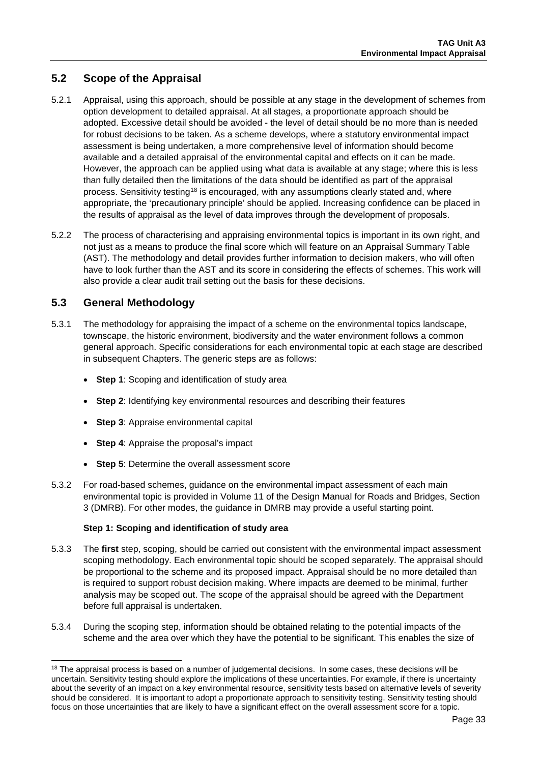## 5.2 Scope of the Appraisal

5.2.1 Appraisal, using this approach, should be possible at any stage in the development of schemes from option development to detailed appraisal. At all stages, a proportionate approach should be adopted. Excessive detail should be avoided - the level of detail should be no more than is needed for robust decisions to be taken. As a scheme develops, where a statutory environmental impact assessment is being undertaken, a more comprehensive level of information should become available and a detailed appraisal of the environmental capital and effects on it can be made. However, the approach can be applied using what data is available at any stage; where this is less than fully detailed then the limitations of the data should be identified as part of the appraisal process. Sensitivity testing[18] is encouraged, with any assumptions clearly stated and, where appropriate, the 'precautionary principle' should be applied. Increasing confidence can be placed in the results of appraisal as the level of data improves through the development of proposals.

5.2.2 The process of characterising and appraising environmental topics is important in its own right, and not just as a means to produce the final score which will feature on an Appraisal Summary Table (AST). The methodology and detail provides further information to decision makers, who will often have to look further than the AST and its score in considering the effects of schemes. This work will also provide a clear audit trail setting out the basis for these decisions.

## 5.3 General Methodology

5.3.1 The methodology for appraising the impact of a scheme on the environmental topics landscape, townscape, the historic environment, biodiversity and the water environment follows a common general approach. Specific considerations for each environmental topic at each stage are described in subsequent Chapters. The generic steps are as follows:

- **Step 1**: Scoping and identification of study area
- **Step 2**: Identifying key environmental resources and describing their features
- **Step 3**: Appraise environmental capital
- **Step 4**: Appraise the proposal's impact
- **Step 5**: Determine the overall assessment score

5.3.2 For road-based schemes, guidance on the environmental impact assessment of each main environmental topic is provided in Volume 11 of the Design Manual for Roads and Bridges, Section 3 (DMRB). For other modes, the guidance in DMRB may provide a useful starting point.

**Step 1: Scoping and identification of study area**

5.3.3 The **first** step, scoping, should be carried out consistent with the environmental impact assessment scoping methodology. Each environmental topic should be scoped separately. The appraisal should be proportional to the scheme and its proposed impact. Appraisal should be no more detailed than is required to support robust decision making. Where impacts are deemed to be minimal, further analysis may be scoped out. The scope of the appraisal should be agreed with the Department before full appraisal is undertaken.

5.3.4 During the scoping step, information should be obtained relating to the potential impacts of the scheme and the area over which they have the potential to be significant. This enables the size of

[18] The appraisal process is based on a number of judgemental decisions. In some cases, these decisions will be uncertain. Sensitivity testing should explore the implications of these uncertainties. For example, if there is uncertainty about the severity of an impact on a key environmental resource, sensitivity tests based on alternative levels of severity should be considered. It is important to adopt a proportionate approach to sensitivity testing. Sensitivity testing should focus on those uncertainties that are likely to have a significant effect on the overall assessment score for a topic.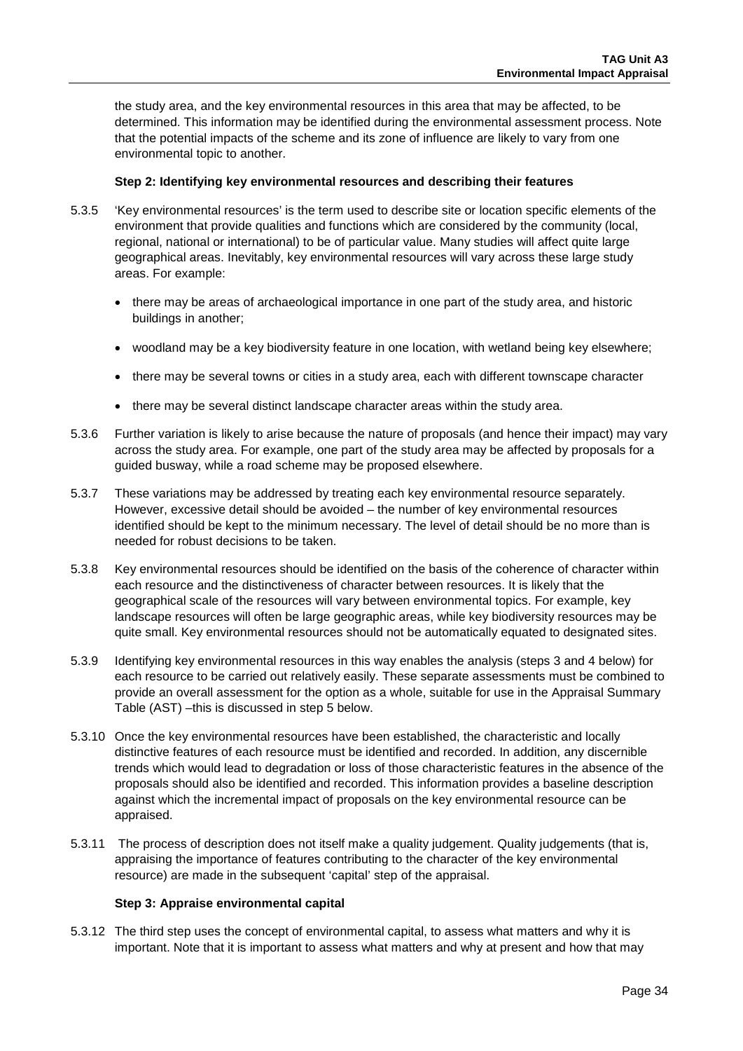the study area, and the key environmental resources in this area that may be affected, to be determined. This information may be identified during the environmental assessment process. Note that the potential impacts of the scheme and its zone of influence are likely to vary from one environmental topic to another.

**Step 2: Identifying key environmental resources and describing their features**

5.3.5 'Key environmental resources' is the term used to describe site or location specific elements of the environment that provide qualities and functions which are considered by the community (local, regional, national or international) to be of particular value. Many studies will affect quite large geographical areas. Inevitably, key environmental resources will vary across these large study areas. For example:

- there may be areas of archaeological importance in one part of the study area, and historic buildings in another;
- woodland may be a key biodiversity feature in one location, with wetland being key elsewhere;
- there may be several towns or cities in a study area, each with different townscape character
- there may be several distinct landscape character areas within the study area.

5.3.6 Further variation is likely to arise because the nature of proposals (and hence their impact) may vary across the study area. For example, one part of the study area may be affected by proposals for a guided busway, while a road scheme may be proposed elsewhere.

5.3.7 These variations may be addressed by treating each key environmental resource separately. However, excessive detail should be avoided – the number of key environmental resources identified should be kept to the minimum necessary. The level of detail should be no more than is needed for robust decisions to be taken.

5.3.8 Key environmental resources should be identified on the basis of the coherence of character within each resource and the distinctiveness of character between resources. It is likely that the geographical scale of the resources will vary between environmental topics. For example, key landscape resources will often be large geographic areas, while key biodiversity resources may be quite small. Key environmental resources should not be automatically equated to designated sites.

5.3.9 Identifying key environmental resources in this way enables the analysis (steps 3 and 4 below) for each resource to be carried out relatively easily. These separate assessments must be combined to provide an overall assessment for the option as a whole, suitable for use in the Appraisal Summary Table (AST) –this is discussed in step 5 below.

5.3.10 Once the key environmental resources have been established, the characteristic and locally distinctive features of each resource must be identified and recorded. In addition, any discernible trends which would lead to degradation or loss of those characteristic features in the absence of the proposals should also be identified and recorded. This information provides a baseline description against which the incremental impact of proposals on the key environmental resource can be appraised.

5.3.11 The process of description does not itself make a quality judgement. Quality judgements (that is, appraising the importance of features contributing to the character of the key environmental resource) are made in the subsequent 'capital' step of the appraisal.

**Step 3: Appraise environmental capital**

5.3.12 The third step uses the concept of environmental capital, to assess what matters and why it is important. Note that it is important to assess what matters and why at present and how that may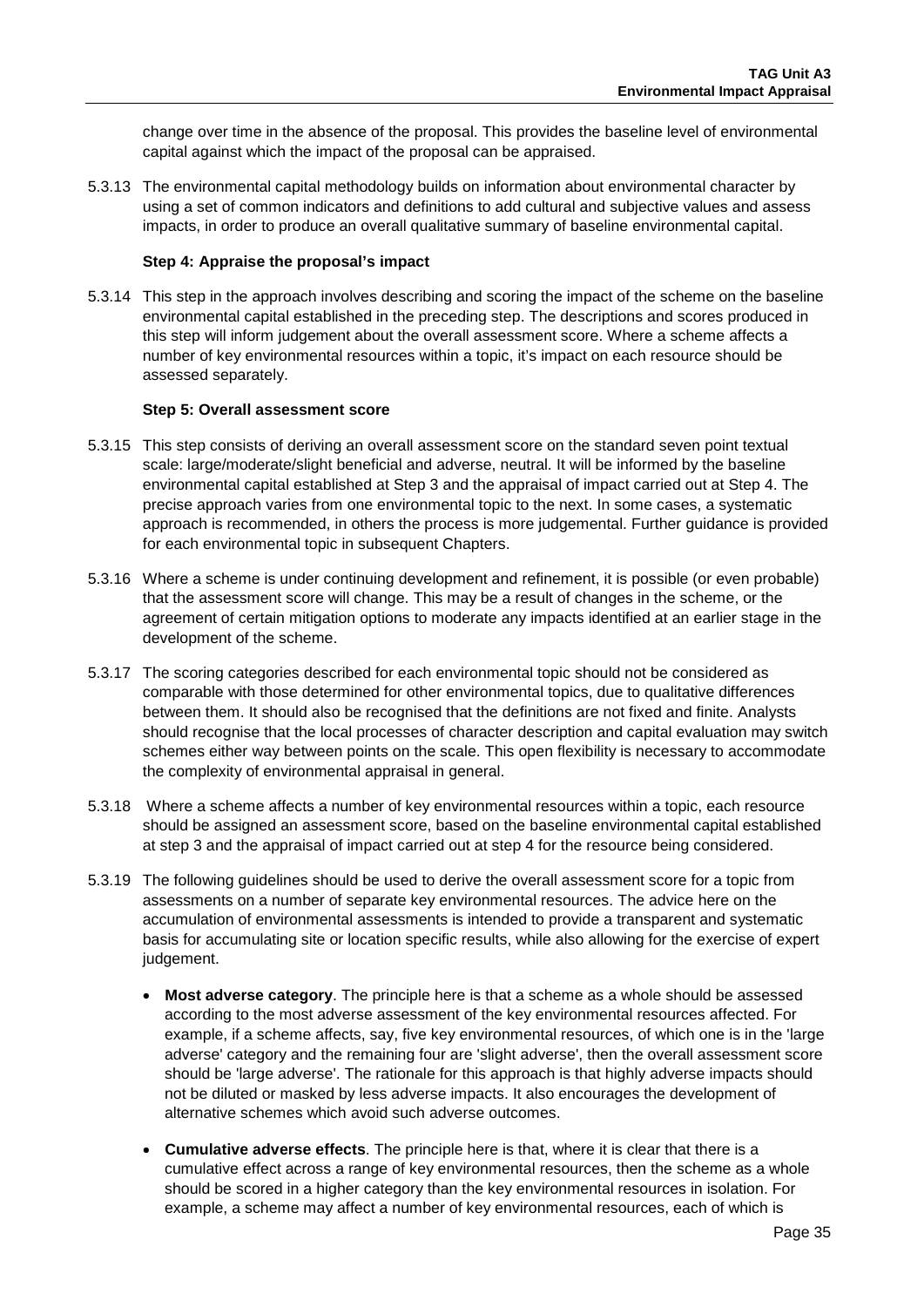change over time in the absence of the proposal. This provides the baseline level of environmental capital against which the impact of the proposal can be appraised.

5.3.13 The environmental capital methodology builds on information about environmental character by using a set of common indicators and definitions to add cultural and subjective values and assess impacts, in order to produce an overall qualitative summary of baseline environmental capital.

**Step 4: Appraise the proposal's impact**

5.3.14 This step in the approach involves describing and scoring the impact of the scheme on the baseline environmental capital established in the preceding step. The descriptions and scores produced in this step will inform judgement about the overall assessment score. Where a scheme affects a number of key environmental resources within a topic, it's impact on each resource should be assessed separately.

**Step 5: Overall assessment score**

5.3.15 This step consists of deriving an overall assessment score on the standard seven point textual scale: large/moderate/slight beneficial and adverse, neutral. It will be informed by the baseline environmental capital established at Step 3 and the appraisal of impact carried out at Step 4. The precise approach varies from one environmental topic to the next. In some cases, a systematic approach is recommended, in others the process is more judgemental. Further guidance is provided for each environmental topic in subsequent Chapters.

5.3.16 Where a scheme is under continuing development and refinement, it is possible (or even probable) that the assessment score will change. This may be a result of changes in the scheme, or the agreement of certain mitigation options to moderate any impacts identified at an earlier stage in the development of the scheme.

5.3.17 The scoring categories described for each environmental topic should not be considered as comparable with those determined for other environmental topics, due to qualitative differences between them. It should also be recognised that the definitions are not fixed and finite. Analysts should recognise that the local processes of character description and capital evaluation may switch schemes either way between points on the scale. This open flexibility is necessary to accommodate the complexity of environmental appraisal in general.

5.3.18 Where a scheme affects a number of key environmental resources within a topic, each resource should be assigned an assessment score, based on the baseline environmental capital established at step 3 and the appraisal of impact carried out at step 4 for the resource being considered.

5.3.19 The following guidelines should be used to derive the overall assessment score for a topic from assessments on a number of separate key environmental resources. The advice here on the accumulation of environmental assessments is intended to provide a transparent and systematic basis for accumulating site or location specific results, while also allowing for the exercise of expert judgement.

- **Most adverse category**. The principle here is that a scheme as a whole should be assessed according to the most adverse assessment of the key environmental resources affected. For example, if a scheme affects, say, five key environmental resources, of which one is in the 'large adverse' category and the remaining four are 'slight adverse', then the overall assessment score should be 'large adverse'. The rationale for this approach is that highly adverse impacts should not be diluted or masked by less adverse impacts. It also encourages the development of alternative schemes which avoid such adverse outcomes.
- **Cumulative adverse effects**. The principle here is that, where it is clear that there is a cumulative effect across a range of key environmental resources, then the scheme as a whole should be scored in a higher category than the key environmental resources in isolation. For example, a scheme may affect a number of key environmental resources, each of which is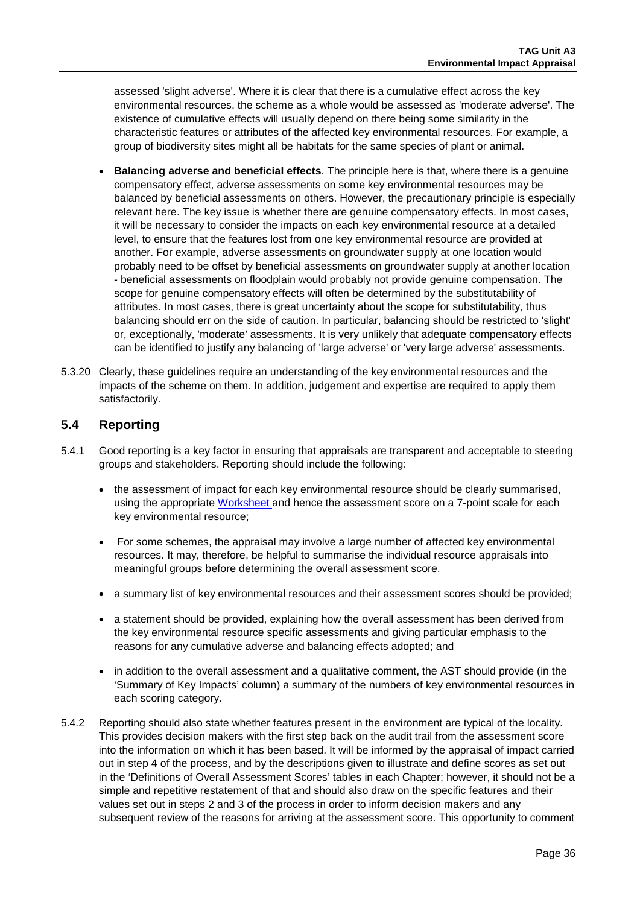assessed 'slight adverse'. Where it is clear that there is a cumulative effect across the key environmental resources, the scheme as a whole would be assessed as 'moderate adverse'. The existence of cumulative effects will usually depend on there being some similarity in the characteristic features or attributes of the affected key environmental resources. For example, a group of biodiversity sites might all be habitats for the same species of plant or animal.

- **Balancing adverse and beneficial effects**. The principle here is that, where there is a genuine compensatory effect, adverse assessments on some key environmental resources may be balanced by beneficial assessments on others. However, the precautionary principle is especially relevant here. The key issue is whether there are genuine compensatory effects. In most cases, it will be necessary to consider the impacts on each key environmental resource at a detailed level, to ensure that the features lost from one key environmental resource are provided at another. For example, adverse assessments on groundwater supply at one location would probably need to be offset by beneficial assessments on groundwater supply at another location - beneficial assessments on floodplain would probably not provide genuine compensation. The scope for genuine compensatory effects will often be determined by the substitutability of attributes. In most cases, there is great uncertainty about the scope for substitutability, thus balancing should err on the side of caution. In particular, balancing should be restricted to 'slight' or, exceptionally, 'moderate' assessments. It is very unlikely that adequate compensatory effects can be identified to justify any balancing of 'large adverse' or 'very large adverse' assessments.

5.3.20 Clearly, these guidelines require an understanding of the key environmental resources and the impacts of the scheme on them. In addition, judgement and expertise are required to apply them satisfactorily.

## 5.4 Reporting

5.4.1 Good reporting is a key factor in ensuring that appraisals are transparent and acceptable to steering groups and stakeholders. Reporting should include the following:

- the assessment of impact for each key environmental resource should be clearly summarised, using the appropriate Worksheet and hence the assessment score on a 7-point scale for each key environmental resource;
- For some schemes, the appraisal may involve a large number of affected key environmental resources. It may, therefore, be helpful to summarise the individual resource appraisals into meaningful groups before determining the overall assessment score.
- a summary list of key environmental resources and their assessment scores should be provided;
- a statement should be provided, explaining how the overall assessment has been derived from the key environmental resource specific assessments and giving particular emphasis to the reasons for any cumulative adverse and balancing effects adopted; and
- in addition to the overall assessment and a qualitative comment, the AST should provide (in the 'Summary of Key Impacts' column) a summary of the numbers of key environmental resources in each scoring category.

5.4.2 Reporting should also state whether features present in the environment are typical of the locality. This provides decision makers with the first step back on the audit trail from the assessment score into the information on which it has been based. It will be informed by the appraisal of impact carried out in step 4 of the process, and by the descriptions given to illustrate and define scores as set out in the 'Definitions of Overall Assessment Scores' tables in each Chapter; however, it should not be a simple and repetitive restatement of that and should also draw on the specific features and their values set out in steps 2 and 3 of the process in order to inform decision makers and any subsequent review of the reasons for arriving at the assessment score. This opportunity to comment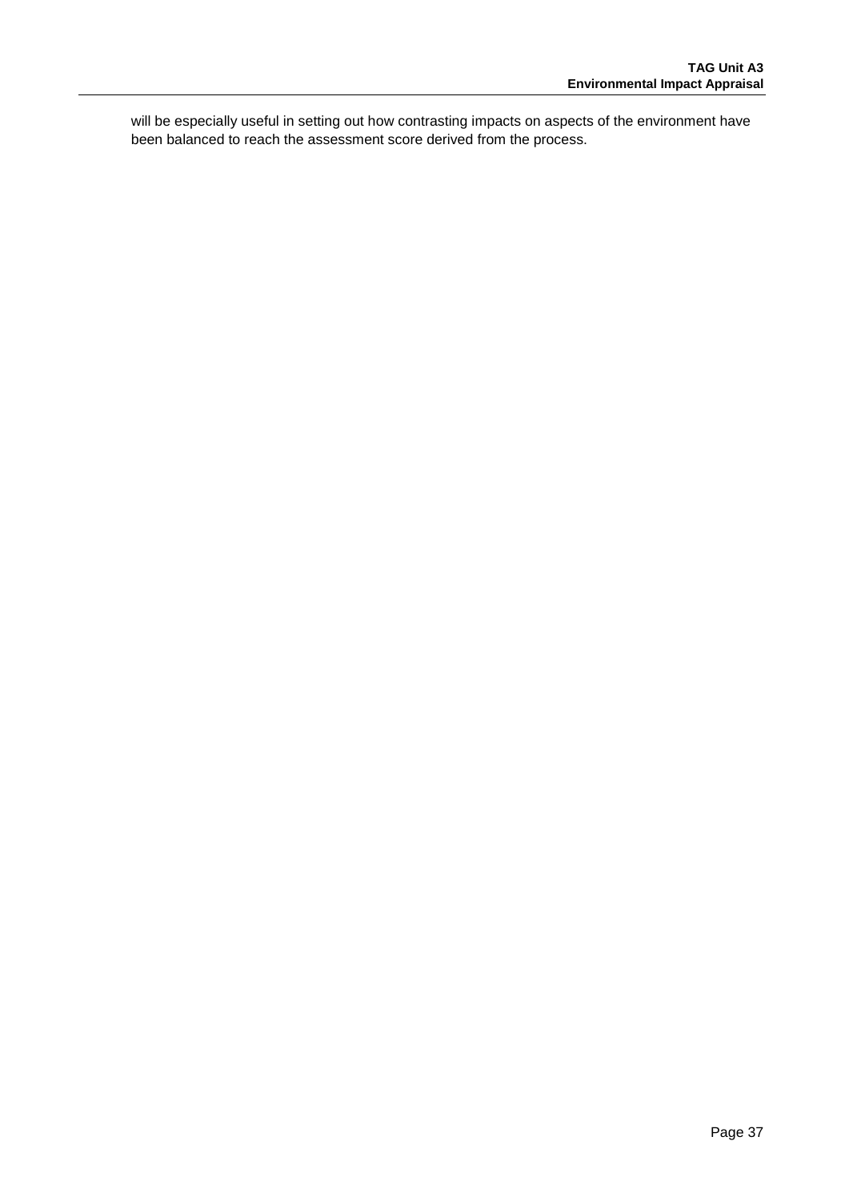will be especially useful in setting out how contrasting impacts on aspects of the environment have been balanced to reach the assessment score derived from the process.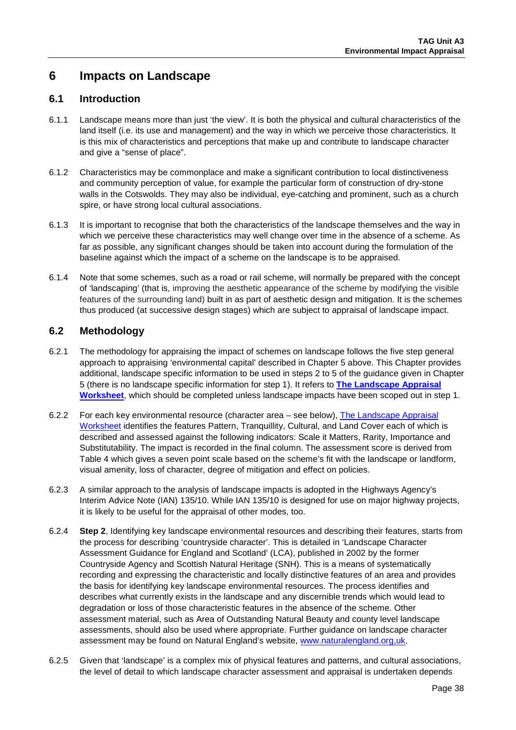# 6 Impacts on Landscape

## 6.1 Introduction

6.1.1 Landscape means more than just 'the view'. It is both the physical and cultural characteristics of the land itself (i.e. its use and management) and the way in which we perceive those characteristics. It is this mix of characteristics and perceptions that make up and contribute to landscape character and give a "sense of place".

6.1.2 Characteristics may be commonplace and make a significant contribution to local distinctiveness and community perception of value, for example the particular form of construction of dry-stone walls in the Cotswolds. They may also be individual, eye-catching and prominent, such as a church spire, or have strong local cultural associations.

6.1.3 It is important to recognise that both the characteristics of the landscape themselves and the way in which we perceive these characteristics may well change over time in the absence of a scheme. As far as possible, any significant changes should be taken into account during the formulation of the baseline against which the impact of a scheme on the landscape is to be appraised.

6.1.4 Note that some schemes, such as a road or rail scheme, will normally be prepared with the concept of 'landscaping' (that is, improving the aesthetic appearance of the scheme by modifying the visible features of the surrounding land) built in as part of aesthetic design and mitigation. It is the schemes thus produced (at successive design stages) which are subject to appraisal of landscape impact.

## 6.2 Methodology

6.2.1 The methodology for appraising the impact of schemes on landscape follows the five step general approach to appraising 'environmental capital' described in Chapter 5 above. This Chapter provides additional, landscape specific information to be used in steps 2 to 5 of the guidance given in Chapter 5 (there is no landscape specific information for step 1). It refers to **The Landscape Appraisal Worksheet**, which should be completed unless landscape impacts have been scoped out in step 1.

6.2.2 For each key environmental resource (character area – see below), The Landscape Appraisal Worksheet identifies the features Pattern, Tranquillity, Cultural, and Land Cover each of which is described and assessed against the following indicators: Scale it Matters, Rarity, Importance and Substitutability. The impact is recorded in the final column. The assessment score is derived from Table 4 which gives a seven point scale based on the scheme's fit with the landscape or landform, visual amenity, loss of character, degree of mitigation and effect on policies.

6.2.3 A similar approach to the analysis of landscape impacts is adopted in the Highways Agency's Interim Advice Note (IAN) 135/10. While IAN 135/10 is designed for use on major highway projects, it is likely to be useful for the appraisal of other modes, too.

6.2.4 **Step 2**, Identifying key landscape environmental resources and describing their features, starts from the process for describing 'countryside character'. This is detailed in 'Landscape Character Assessment Guidance for England and Scotland' (LCA), published in 2002 by the former Countryside Agency and Scottish Natural Heritage (SNH). This is a means of systematically recording and expressing the characteristic and locally distinctive features of an area and provides the basis for identifying key landscape environmental resources. The process identifies and describes what currently exists in the landscape and any discernible trends which would lead to degradation or loss of those characteristic features in the absence of the scheme. Other assessment material, such as Area of Outstanding Natural Beauty and county level landscape assessments, should also be used where appropriate. Further guidance on landscape character assessment may be found on Natural England's website, www.naturalengland.org,uk.

6.2.5 Given that 'landscape' is a complex mix of physical features and patterns, and cultural associations, the level of detail to which landscape character assessment and appraisal is undertaken depends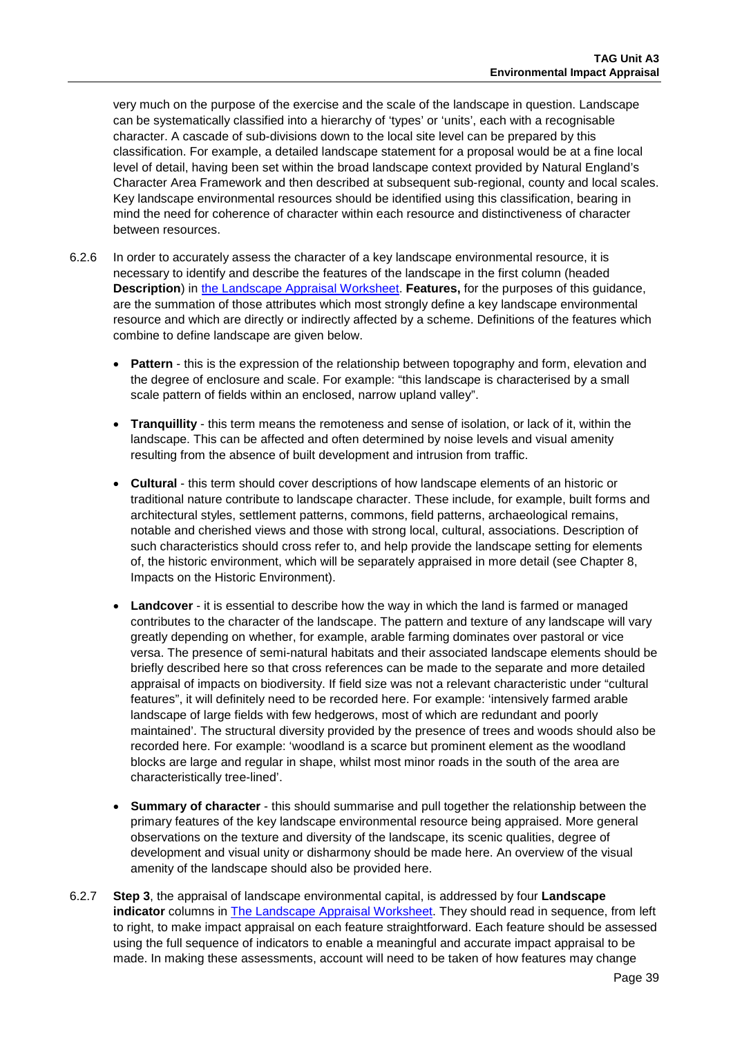very much on the purpose of the exercise and the scale of the landscape in question. Landscape can be systematically classified into a hierarchy of 'types' or 'units', each with a recognisable character. A cascade of sub-divisions down to the local site level can be prepared by this classification. For example, a detailed landscape statement for a proposal would be at a fine local level of detail, having been set within the broad landscape context provided by Natural England's Character Area Framework and then described at subsequent sub-regional, county and local scales. Key landscape environmental resources should be identified using this classification, bearing in mind the need for coherence of character within each resource and distinctiveness of character between resources.

6.2.6 In order to accurately assess the character of a key landscape environmental resource, it is necessary to identify and describe the features of the landscape in the first column (headed **Description**) in the Landscape Appraisal Worksheet. **Features,** for the purposes of this guidance, are the summation of those attributes which most strongly define a key landscape environmental resource and which are directly or indirectly affected by a scheme. Definitions of the features which combine to define landscape are given below.

- **Pattern** - this is the expression of the relationship between topography and form, elevation and the degree of enclosure and scale. For example: "this landscape is characterised by a small scale pattern of fields within an enclosed, narrow upland valley".
- **Tranquillity** - this term means the remoteness and sense of isolation, or lack of it, within the landscape. This can be affected and often determined by noise levels and visual amenity resulting from the absence of built development and intrusion from traffic.
- **Cultural** - this term should cover descriptions of how landscape elements of an historic or traditional nature contribute to landscape character. These include, for example, built forms and architectural styles, settlement patterns, commons, field patterns, archaeological remains, notable and cherished views and those with strong local, cultural, associations. Description of such characteristics should cross refer to, and help provide the landscape setting for elements of, the historic environment, which will be separately appraised in more detail (see Chapter 8, Impacts on the Historic Environment).
- **Landcover** - it is essential to describe how the way in which the land is farmed or managed contributes to the character of the landscape. The pattern and texture of any landscape will vary greatly depending on whether, for example, arable farming dominates over pastoral or vice versa. The presence of semi-natural habitats and their associated landscape elements should be briefly described here so that cross references can be made to the separate and more detailed appraisal of impacts on biodiversity. If field size was not a relevant characteristic under "cultural features", it will definitely need to be recorded here. For example: 'intensively farmed arable landscape of large fields with few hedgerows, most of which are redundant and poorly maintained'. The structural diversity provided by the presence of trees and woods should also be recorded here. For example: 'woodland is a scarce but prominent element as the woodland blocks are large and regular in shape, whilst most minor roads in the south of the area are characteristically tree-lined'.
- **Summary of character** - this should summarise and pull together the relationship between the primary features of the key landscape environmental resource being appraised. More general observations on the texture and diversity of the landscape, its scenic qualities, degree of development and visual unity or disharmony should be made here. An overview of the visual amenity of the landscape should also be provided here.

6.2.7 **Step 3**, the appraisal of landscape environmental capital, is addressed by four **Landscape indicator** columns in The Landscape Appraisal Worksheet. They should read in sequence, from left to right, to make impact appraisal on each feature straightforward. Each feature should be assessed using the full sequence of indicators to enable a meaningful and accurate impact appraisal to be made. In making these assessments, account will need to be taken of how features may change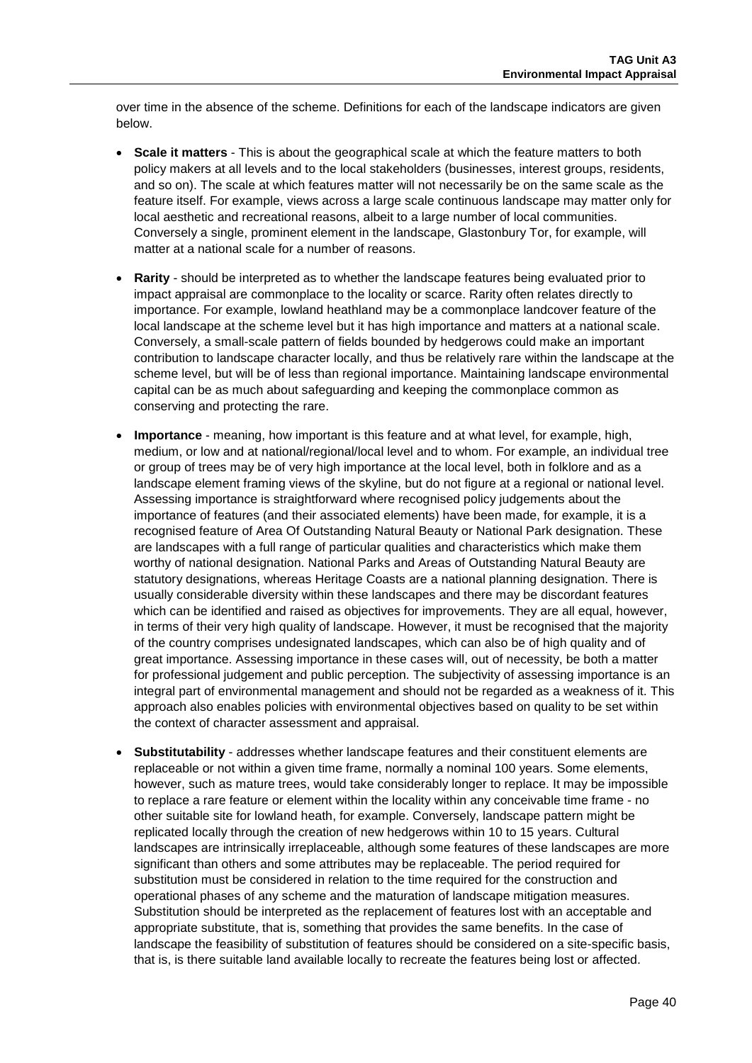over time in the absence of the scheme. Definitions for each of the landscape indicators are given below.

- **Scale it matters** - This is about the geographical scale at which the feature matters to both policy makers at all levels and to the local stakeholders (businesses, interest groups, residents, and so on). The scale at which features matter will not necessarily be on the same scale as the feature itself. For example, views across a large scale continuous landscape may matter only for local aesthetic and recreational reasons, albeit to a large number of local communities. Conversely a single, prominent element in the landscape, Glastonbury Tor, for example, will matter at a national scale for a number of reasons.

- **Rarity** - should be interpreted as to whether the landscape features being evaluated prior to impact appraisal are commonplace to the locality or scarce. Rarity often relates directly to importance. For example, lowland heathland may be a commonplace landcover feature of the local landscape at the scheme level but it has high importance and matters at a national scale. Conversely, a small-scale pattern of fields bounded by hedgerows could make an important contribution to landscape character locally, and thus be relatively rare within the landscape at the scheme level, but will be of less than regional importance. Maintaining landscape environmental capital can be as much about safeguarding and keeping the commonplace common as conserving and protecting the rare.

- **Importance** - meaning, how important is this feature and at what level, for example, high, medium, or low and at national/regional/local level and to whom. For example, an individual tree or group of trees may be of very high importance at the local level, both in folklore and as a landscape element framing views of the skyline, but do not figure at a regional or national level. Assessing importance is straightforward where recognised policy judgements about the importance of features (and their associated elements) have been made, for example, it is a recognised feature of Area Of Outstanding Natural Beauty or National Park designation. These are landscapes with a full range of particular qualities and characteristics which make them worthy of national designation. National Parks and Areas of Outstanding Natural Beauty are statutory designations, whereas Heritage Coasts are a national planning designation. There is usually considerable diversity within these landscapes and there may be discordant features which can be identified and raised as objectives for improvements. They are all equal, however, in terms of their very high quality of landscape. However, it must be recognised that the majority of the country comprises undesignated landscapes, which can also be of high quality and of great importance. Assessing importance in these cases will, out of necessity, be both a matter for professional judgement and public perception. The subjectivity of assessing importance is an integral part of environmental management and should not be regarded as a weakness of it. This approach also enables policies with environmental objectives based on quality to be set within the context of character assessment and appraisal.

- **Substitutability** - addresses whether landscape features and their constituent elements are replaceable or not within a given time frame, normally a nominal 100 years. Some elements, however, such as mature trees, would take considerably longer to replace. It may be impossible to replace a rare feature or element within the locality within any conceivable time frame - no other suitable site for lowland heath, for example. Conversely, landscape pattern might be replicated locally through the creation of new hedgerows within 10 to 15 years. Cultural landscapes are intrinsically irreplaceable, although some features of these landscapes are more significant than others and some attributes may be replaceable. The period required for substitution must be considered in relation to the time required for the construction and operational phases of any scheme and the maturation of landscape mitigation measures. Substitution should be interpreted as the replacement of features lost with an acceptable and appropriate substitute, that is, something that provides the same benefits. In the case of landscape the feasibility of substitution of features should be considered on a site-specific basis, that is, is there suitable land available locally to recreate the features being lost or affected.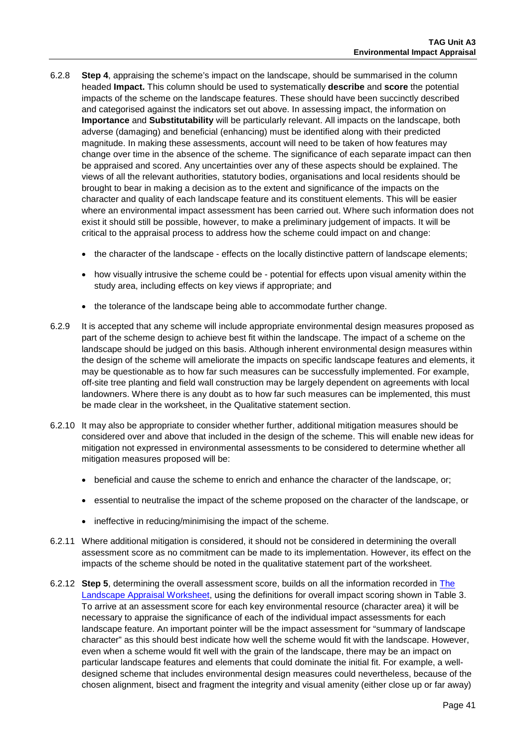6.2.8 **Step 4**, appraising the scheme's impact on the landscape, should be summarised in the column headed **Impact.** This column should be used to systematically **describe** and **score** the potential impacts of the scheme on the landscape features. These should have been succinctly described and categorised against the indicators set out above. In assessing impact, the information on **Importance** and **Substitutability** will be particularly relevant. All impacts on the landscape, both adverse (damaging) and beneficial (enhancing) must be identified along with their predicted magnitude. In making these assessments, account will need to be taken of how features may change over time in the absence of the scheme. The significance of each separate impact can then be appraised and scored. Any uncertainties over any of these aspects should be explained. The views of all the relevant authorities, statutory bodies, organisations and local residents should be brought to bear in making a decision as to the extent and significance of the impacts on the character and quality of each landscape feature and its constituent elements. This will be easier where an environmental impact assessment has been carried out. Where such information does not exist it should still be possible, however, to make a preliminary judgement of impacts. It will be critical to the appraisal process to address how the scheme could impact on and change:

- the character of the landscape - effects on the locally distinctive pattern of landscape elements;
- how visually intrusive the scheme could be - potential for effects upon visual amenity within the study area, including effects on key views if appropriate; and
- the tolerance of the landscape being able to accommodate further change.

6.2.9 It is accepted that any scheme will include appropriate environmental design measures proposed as part of the scheme design to achieve best fit within the landscape. The impact of a scheme on the landscape should be judged on this basis. Although inherent environmental design measures within the design of the scheme will ameliorate the impacts on specific landscape features and elements, it may be questionable as to how far such measures can be successfully implemented. For example, off-site tree planting and field wall construction may be largely dependent on agreements with local landowners. Where there is any doubt as to how far such measures can be implemented, this must be made clear in the worksheet, in the Qualitative statement section.

6.2.10 It may also be appropriate to consider whether further, additional mitigation measures should be considered over and above that included in the design of the scheme. This will enable new ideas for mitigation not expressed in environmental assessments to be considered to determine whether all mitigation measures proposed will be:

- beneficial and cause the scheme to enrich and enhance the character of the landscape, or;
- essential to neutralise the impact of the scheme proposed on the character of the landscape, or
- ineffective in reducing/minimising the impact of the scheme.

6.2.11 Where additional mitigation is considered, it should not be considered in determining the overall assessment score as no commitment can be made to its implementation. However, its effect on the impacts of the scheme should be noted in the qualitative statement part of the worksheet.

6.2.12 **Step 5**, determining the overall assessment score, builds on all the information recorded in The Landscape Appraisal Worksheet, using the definitions for overall impact scoring shown in Table 3. To arrive at an assessment score for each key environmental resource (character area) it will be necessary to appraise the significance of each of the individual impact assessments for each landscape feature. An important pointer will be the impact assessment for "summary of landscape character" as this should best indicate how well the scheme would fit with the landscape. However, even when a scheme would fit well with the grain of the landscape, there may be an impact on particular landscape features and elements that could dominate the initial fit. For example, a well-designed scheme that includes environmental design measures could nevertheless, because of the chosen alignment, bisect and fragment the integrity and visual amenity (either close up or far away)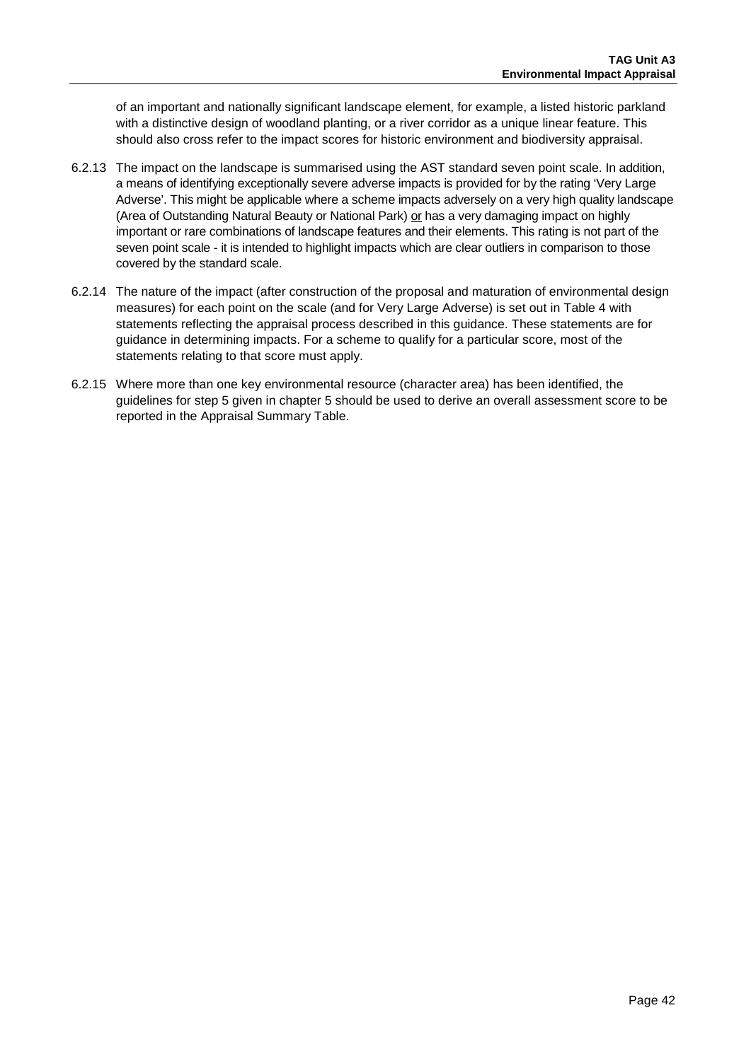of an important and nationally significant landscape element, for example, a listed historic parkland with a distinctive design of woodland planting, or a river corridor as a unique linear feature. This should also cross refer to the impact scores for historic environment and biodiversity appraisal.

6.2.13 The impact on the landscape is summarised using the AST standard seven point scale. In addition, a means of identifying exceptionally severe adverse impacts is provided for by the rating 'Very Large Adverse'. This might be applicable where a scheme impacts adversely on a very high quality landscape (Area of Outstanding Natural Beauty or National Park) <u>or</u> has a very damaging impact on highly important or rare combinations of landscape features and their elements. This rating is not part of the seven point scale - it is intended to highlight impacts which are clear outliers in comparison to those covered by the standard scale.

6.2.14 The nature of the impact (after construction of the proposal and maturation of environmental design measures) for each point on the scale (and for Very Large Adverse) is set out in Table 4 with statements reflecting the appraisal process described in this guidance. These statements are for guidance in determining impacts. For a scheme to qualify for a particular score, most of the statements relating to that score must apply.

6.2.15 Where more than one key environmental resource (character area) has been identified, the guidelines for step 5 given in chapter 5 should be used to derive an overall assessment score to be reported in the Appraisal Summary Table.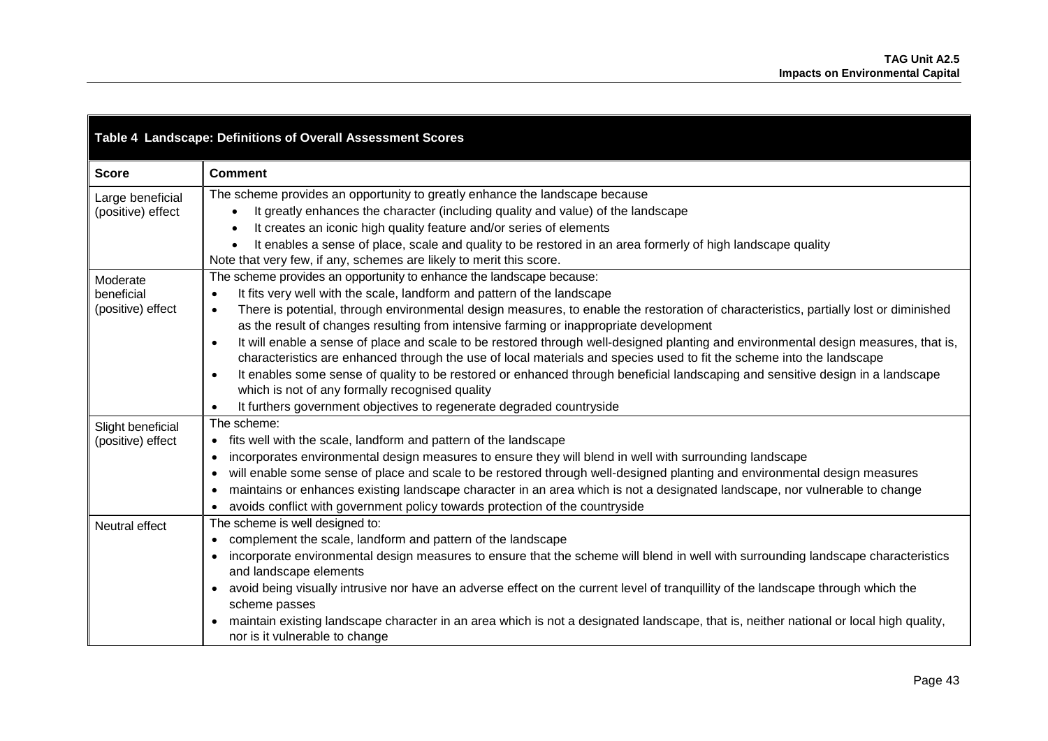| Table 4 Landscape: Definitions of Overall Assessment Scores | |
|---|---|
| **Score** | **Comment** |
| Large beneficial (positive) effect | The scheme provides an opportunity to greatly enhance the landscape because<br>• It greatly enhances the character (including quality and value) of the landscape<br>• It creates an iconic high quality feature and/or series of elements<br>• It enables a sense of place, scale and quality to be restored in an area formerly of high landscape quality<br>Note that very few, if any, schemes are likely to merit this score. |
| Moderate beneficial (positive) effect | The scheme provides an opportunity to enhance the landscape because:<br>• It fits very well with the scale, landform and pattern of the landscape<br>• There is potential, through environmental design measures, to enable the restoration of characteristics, partially lost or diminished as the result of changes resulting from intensive farming or inappropriate development<br>• It will enable a sense of place and scale to be restored through well-designed planting and environmental design measures, that is, characteristics are enhanced through the use of local materials and species used to fit the scheme into the landscape<br>• It enables some sense of quality to be restored or enhanced through beneficial landscaping and sensitive design in a landscape which is not of any formally recognised quality<br>• It furthers government objectives to regenerate degraded countryside |
| Slight beneficial (positive) effect | The scheme:<br>• fits well with the scale, landform and pattern of the landscape<br>• incorporates environmental design measures to ensure they will blend in well with surrounding landscape<br>• will enable some sense of place and scale to be restored through well-designed planting and environmental design measures<br>• maintains or enhances existing landscape character in an area which is not a designated landscape, nor vulnerable to change<br>• avoids conflict with government policy towards protection of the countryside |
| Neutral effect | The scheme is well designed to:<br>• complement the scale, landform and pattern of the landscape<br>• incorporate environmental design measures to ensure that the scheme will blend in well with surrounding landscape characteristics and landscape elements<br>• avoid being visually intrusive nor have an adverse effect on the current level of tranquillity of the landscape through which the scheme passes<br>• maintain existing landscape character in an area which is not a designated landscape, that is, neither national or local high quality, nor is it vulnerable to change |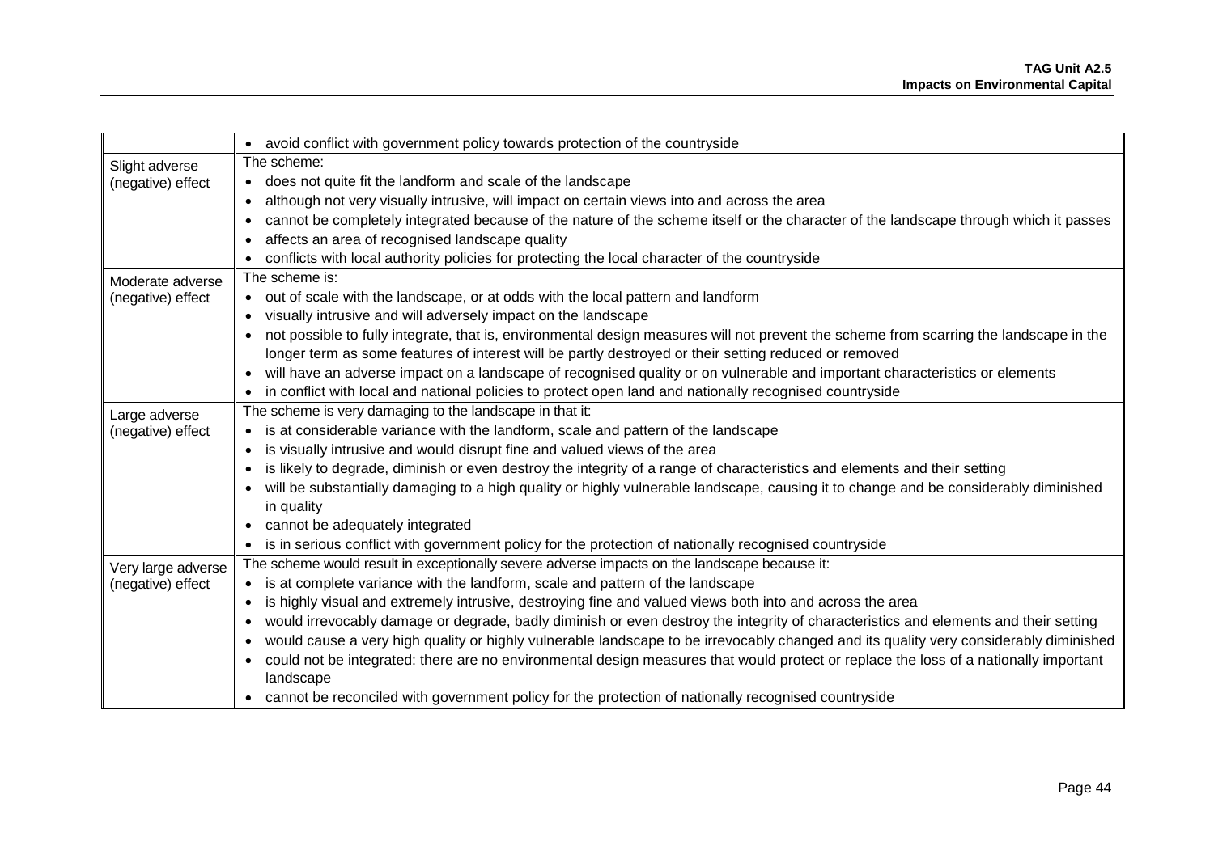| | |
|---|---|
| | • avoid conflict with government policy towards protection of the countryside |
| Slight adverse (negative) effect | The scheme:<br>• does not quite fit the landform and scale of the landscape<br>• although not very visually intrusive, will impact on certain views into and across the area<br>• cannot be completely integrated because of the nature of the scheme itself or the character of the landscape through which it passes<br>• affects an area of recognised landscape quality<br>• conflicts with local authority policies for protecting the local character of the countryside |
| Moderate adverse (negative) effect | The scheme is:<br>• out of scale with the landscape, or at odds with the local pattern and landform<br>• visually intrusive and will adversely impact on the landscape<br>• not possible to fully integrate, that is, environmental design measures will not prevent the scheme from scarring the landscape in the longer term as some features of interest will be partly destroyed or their setting reduced or removed<br>• will have an adverse impact on a landscape of recognised quality or on vulnerable and important characteristics or elements<br>• in conflict with local and national policies to protect open land and nationally recognised countryside |
| Large adverse (negative) effect | The scheme is very damaging to the landscape in that it:<br>• is at considerable variance with the landform, scale and pattern of the landscape<br>• is visually intrusive and would disrupt fine and valued views of the area<br>• is likely to degrade, diminish or even destroy the integrity of a range of characteristics and elements and their setting<br>• will be substantially damaging to a high quality or highly vulnerable landscape, causing it to change and be considerably diminished in quality<br>• cannot be adequately integrated<br>• is in serious conflict with government policy for the protection of nationally recognised countryside |
| Very large adverse (negative) effect | The scheme would result in exceptionally severe adverse impacts on the landscape because it:<br>• is at complete variance with the landform, scale and pattern of the landscape<br>• is highly visual and extremely intrusive, destroying fine and valued views both into and across the area<br>• would irrevocably damage or degrade, badly diminish or even destroy the integrity of characteristics and elements and their setting<br>• would cause a very high quality or highly vulnerable landscape to be irrevocably changed and its quality very considerably diminished<br>• could not be integrated: there are no environmental design measures that would protect or replace the loss of a nationally important landscape<br>• cannot be reconciled with government policy for the protection of nationally recognised countryside |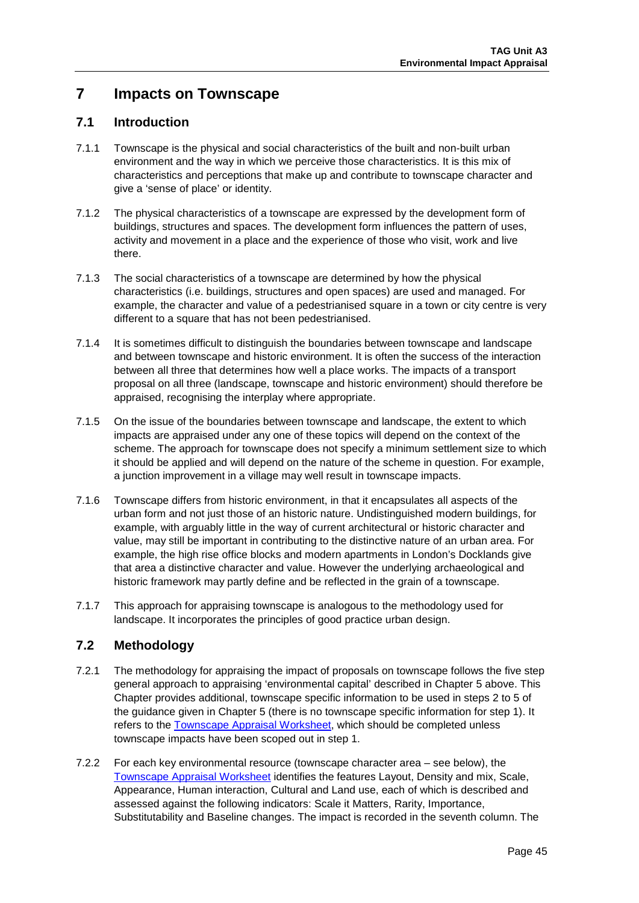# 7 Impacts on Townscape

## 7.1 Introduction

7.1.1 Townscape is the physical and social characteristics of the built and non-built urban environment and the way in which we perceive those characteristics. It is this mix of characteristics and perceptions that make up and contribute to townscape character and give a 'sense of place' or identity.

7.1.2 The physical characteristics of a townscape are expressed by the development form of buildings, structures and spaces. The development form influences the pattern of uses, activity and movement in a place and the experience of those who visit, work and live there.

7.1.3 The social characteristics of a townscape are determined by how the physical characteristics (i.e. buildings, structures and open spaces) are used and managed. For example, the character and value of a pedestrianised square in a town or city centre is very different to a square that has not been pedestrianised.

7.1.4 It is sometimes difficult to distinguish the boundaries between townscape and landscape and between townscape and historic environment. It is often the success of the interaction between all three that determines how well a place works. The impacts of a transport proposal on all three (landscape, townscape and historic environment) should therefore be appraised, recognising the interplay where appropriate.

7.1.5 On the issue of the boundaries between townscape and landscape, the extent to which impacts are appraised under any one of these topics will depend on the context of the scheme. The approach for townscape does not specify a minimum settlement size to which it should be applied and will depend on the nature of the scheme in question. For example, a junction improvement in a village may well result in townscape impacts.

7.1.6 Townscape differs from historic environment, in that it encapsulates all aspects of the urban form and not just those of an historic nature. Undistinguished modern buildings, for example, with arguably little in the way of current architectural or historic character and value, may still be important in contributing to the distinctive nature of an urban area. For example, the high rise office blocks and modern apartments in London's Docklands give that area a distinctive character and value. However the underlying archaeological and historic framework may partly define and be reflected in the grain of a townscape.

7.1.7 This approach for appraising townscape is analogous to the methodology used for landscape. It incorporates the principles of good practice urban design.

## 7.2 Methodology

7.2.1 The methodology for appraising the impact of proposals on townscape follows the five step general approach to appraising 'environmental capital' described in Chapter 5 above. This Chapter provides additional, townscape specific information to be used in steps 2 to 5 of the guidance given in Chapter 5 (there is no townscape specific information for step 1). It refers to the Townscape Appraisal Worksheet, which should be completed unless townscape impacts have been scoped out in step 1.

7.2.2 For each key environmental resource (townscape character area – see below), the Townscape Appraisal Worksheet identifies the features Layout, Density and mix, Scale, Appearance, Human interaction, Cultural and Land use, each of which is described and assessed against the following indicators: Scale it Matters, Rarity, Importance, Substitutability and Baseline changes. The impact is recorded in the seventh column. The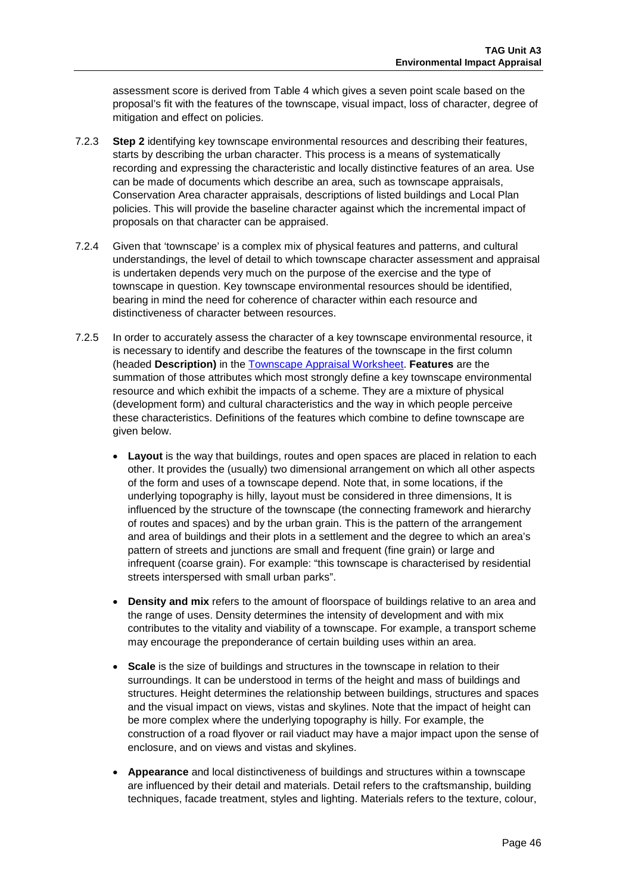assessment score is derived from Table 4 which gives a seven point scale based on the proposal's fit with the features of the townscape, visual impact, loss of character, degree of mitigation and effect on policies.

7.2.3 **Step 2** identifying key townscape environmental resources and describing their features, starts by describing the urban character. This process is a means of systematically recording and expressing the characteristic and locally distinctive features of an area. Use can be made of documents which describe an area, such as townscape appraisals, Conservation Area character appraisals, descriptions of listed buildings and Local Plan policies. This will provide the baseline character against which the incremental impact of proposals on that character can be appraised.

7.2.4 Given that 'townscape' is a complex mix of physical features and patterns, and cultural understandings, the level of detail to which townscape character assessment and appraisal is undertaken depends very much on the purpose of the exercise and the type of townscape in question. Key townscape environmental resources should be identified, bearing in mind the need for coherence of character within each resource and distinctiveness of character between resources.

7.2.5 In order to accurately assess the character of a key townscape environmental resource, it is necessary to identify and describe the features of the townscape in the first column (headed **Description)** in the Townscape Appraisal Worksheet. **Features** are the summation of those attributes which most strongly define a key townscape environmental resource and which exhibit the impacts of a scheme. They are a mixture of physical (development form) and cultural characteristics and the way in which people perceive these characteristics. Definitions of the features which combine to define townscape are given below.

- **Layout** is the way that buildings, routes and open spaces are placed in relation to each other. It provides the (usually) two dimensional arrangement on which all other aspects of the form and uses of a townscape depend. Note that, in some locations, if the underlying topography is hilly, layout must be considered in three dimensions, It is influenced by the structure of the townscape (the connecting framework and hierarchy of routes and spaces) and by the urban grain. This is the pattern of the arrangement and area of buildings and their plots in a settlement and the degree to which an area's pattern of streets and junctions are small and frequent (fine grain) or large and infrequent (coarse grain). For example: "this townscape is characterised by residential streets interspersed with small urban parks".
- **Density and mix** refers to the amount of floorspace of buildings relative to an area and the range of uses. Density determines the intensity of development and with mix contributes to the vitality and viability of a townscape. For example, a transport scheme may encourage the preponderance of certain building uses within an area.
- **Scale** is the size of buildings and structures in the townscape in relation to their surroundings. It can be understood in terms of the height and mass of buildings and structures. Height determines the relationship between buildings, structures and spaces and the visual impact on views, vistas and skylines. Note that the impact of height can be more complex where the underlying topography is hilly. For example, the construction of a road flyover or rail viaduct may have a major impact upon the sense of enclosure, and on views and vistas and skylines.
- **Appearance** and local distinctiveness of buildings and structures within a townscape are influenced by their detail and materials. Detail refers to the craftsmanship, building techniques, facade treatment, styles and lighting. Materials refers to the texture, colour,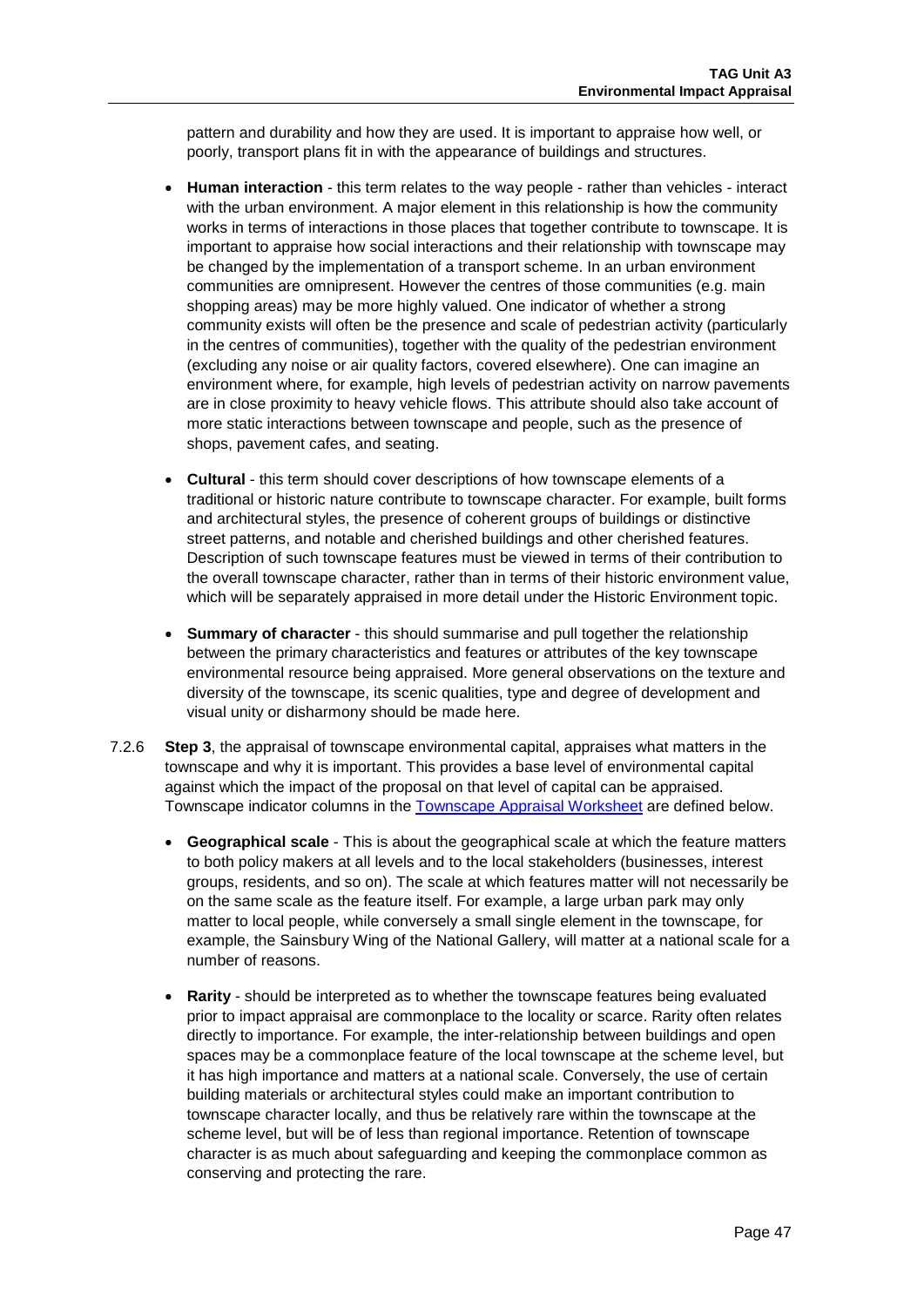pattern and durability and how they are used. It is important to appraise how well, or poorly, transport plans fit in with the appearance of buildings and structures.

- **Human interaction** - this term relates to the way people - rather than vehicles - interact with the urban environment. A major element in this relationship is how the community works in terms of interactions in those places that together contribute to townscape. It is important to appraise how social interactions and their relationship with townscape may be changed by the implementation of a transport scheme. In an urban environment communities are omnipresent. However the centres of those communities (e.g. main shopping areas) may be more highly valued. One indicator of whether a strong community exists will often be the presence and scale of pedestrian activity (particularly in the centres of communities), together with the quality of the pedestrian environment (excluding any noise or air quality factors, covered elsewhere). One can imagine an environment where, for example, high levels of pedestrian activity on narrow pavements are in close proximity to heavy vehicle flows. This attribute should also take account of more static interactions between townscape and people, such as the presence of shops, pavement cafes, and seating.

- **Cultural** - this term should cover descriptions of how townscape elements of a traditional or historic nature contribute to townscape character. For example, built forms and architectural styles, the presence of coherent groups of buildings or distinctive street patterns, and notable and cherished buildings and other cherished features. Description of such townscape features must be viewed in terms of their contribution to the overall townscape character, rather than in terms of their historic environment value, which will be separately appraised in more detail under the Historic Environment topic.

- **Summary of character** - this should summarise and pull together the relationship between the primary characteristics and features or attributes of the key townscape environmental resource being appraised. More general observations on the texture and diversity of the townscape, its scenic qualities, type and degree of development and visual unity or disharmony should be made here.

7.2.6 **Step 3**, the appraisal of townscape environmental capital, appraises what matters in the townscape and why it is important. This provides a base level of environmental capital against which the impact of the proposal on that level of capital can be appraised. Townscape indicator columns in the Townscape Appraisal Worksheet are defined below.

- **Geographical scale** - This is about the geographical scale at which the feature matters to both policy makers at all levels and to the local stakeholders (businesses, interest groups, residents, and so on). The scale at which features matter will not necessarily be on the same scale as the feature itself. For example, a large urban park may only matter to local people, while conversely a small single element in the townscape, for example, the Sainsbury Wing of the National Gallery, will matter at a national scale for a number of reasons.

- **Rarity** - should be interpreted as to whether the townscape features being evaluated prior to impact appraisal are commonplace to the locality or scarce. Rarity often relates directly to importance. For example, the inter-relationship between buildings and open spaces may be a commonplace feature of the local townscape at the scheme level, but it has high importance and matters at a national scale. Conversely, the use of certain building materials or architectural styles could make an important contribution to townscape character locally, and thus be relatively rare within the townscape at the scheme level, but will be of less than regional importance. Retention of townscape character is as much about safeguarding and keeping the commonplace common as conserving and protecting the rare.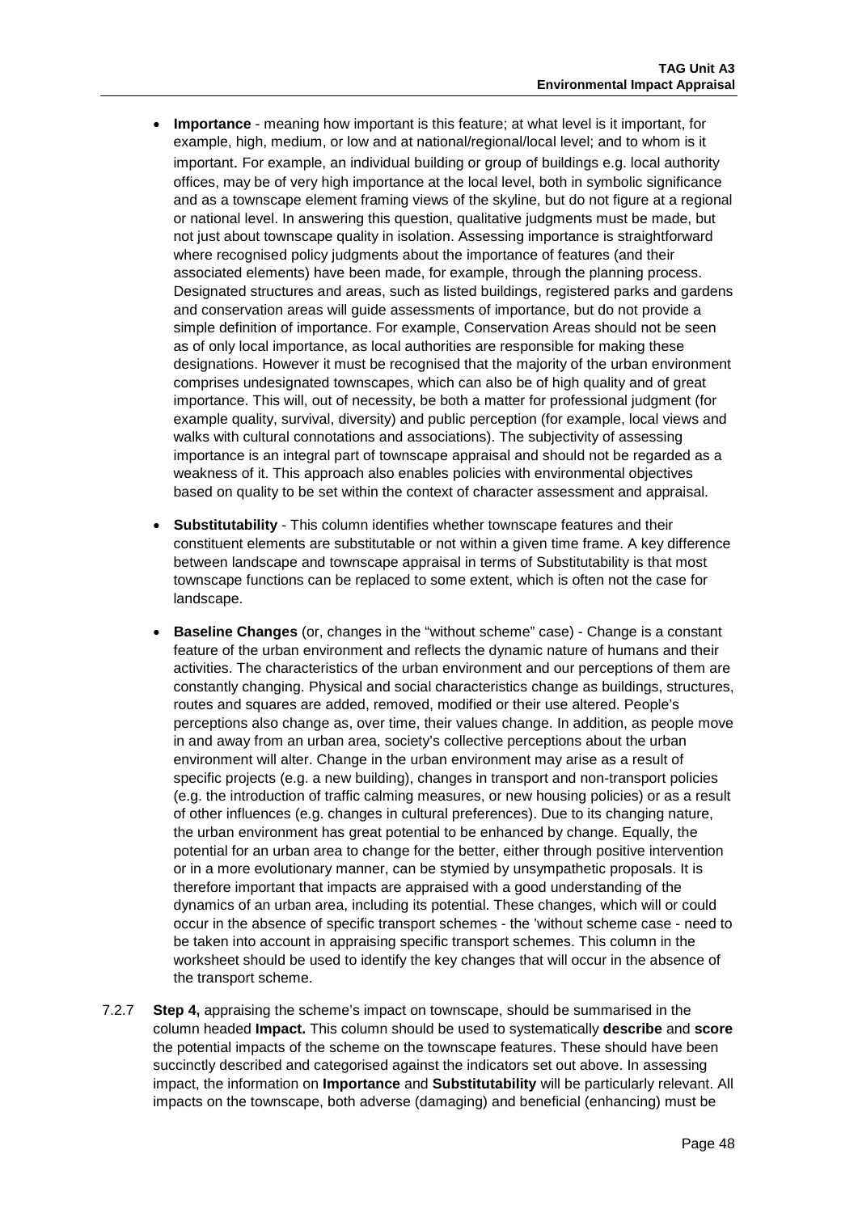- **Importance** - meaning how important is this feature; at what level is it important, for example, high, medium, or low and at national/regional/local level; and to whom is it important. For example, an individual building or group of buildings e.g. local authority offices, may be of very high importance at the local level, both in symbolic significance and as a townscape element framing views of the skyline, but do not figure at a regional or national level. In answering this question, qualitative judgments must be made, but not just about townscape quality in isolation. Assessing importance is straightforward where recognised policy judgments about the importance of features (and their associated elements) have been made, for example, through the planning process. Designated structures and areas, such as listed buildings, registered parks and gardens and conservation areas will guide assessments of importance, but do not provide a simple definition of importance. For example, Conservation Areas should not be seen as of only local importance, as local authorities are responsible for making these designations. However it must be recognised that the majority of the urban environment comprises undesignated townscapes, which can also be of high quality and of great importance. This will, out of necessity, be both a matter for professional judgment (for example quality, survival, diversity) and public perception (for example, local views and walks with cultural connotations and associations). The subjectivity of assessing importance is an integral part of townscape appraisal and should not be regarded as a weakness of it. This approach also enables policies with environmental objectives based on quality to be set within the context of character assessment and appraisal.

- **Substitutability** - This column identifies whether townscape features and their constituent elements are substitutable or not within a given time frame. A key difference between landscape and townscape appraisal in terms of Substitutability is that most townscape functions can be replaced to some extent, which is often not the case for landscape.

- **Baseline Changes** (or, changes in the "without scheme" case) - Change is a constant feature of the urban environment and reflects the dynamic nature of humans and their activities. The characteristics of the urban environment and our perceptions of them are constantly changing. Physical and social characteristics change as buildings, structures, routes and squares are added, removed, modified or their use altered. People's perceptions also change as, over time, their values change. In addition, as people move in and away from an urban area, society's collective perceptions about the urban environment will alter. Change in the urban environment may arise as a result of specific projects (e.g. a new building), changes in transport and non-transport policies (e.g. the introduction of traffic calming measures, or new housing policies) or as a result of other influences (e.g. changes in cultural preferences). Due to its changing nature, the urban environment has great potential to be enhanced by change. Equally, the potential for an urban area to change for the better, either through positive intervention or in a more evolutionary manner, can be stymied by unsympathetic proposals. It is therefore important that impacts are appraised with a good understanding of the dynamics of an urban area, including its potential. These changes, which will or could occur in the absence of specific transport schemes - the 'without scheme case - need to be taken into account in appraising specific transport schemes. This column in the worksheet should be used to identify the key changes that will occur in the absence of the transport scheme.

7.2.7 **Step 4,** appraising the scheme's impact on townscape, should be summarised in the column headed **Impact.** This column should be used to systematically **describe** and **score** the potential impacts of the scheme on the townscape features. These should have been succinctly described and categorised against the indicators set out above. In assessing impact, the information on **Importance** and **Substitutability** will be particularly relevant. All impacts on the townscape, both adverse (damaging) and beneficial (enhancing) must be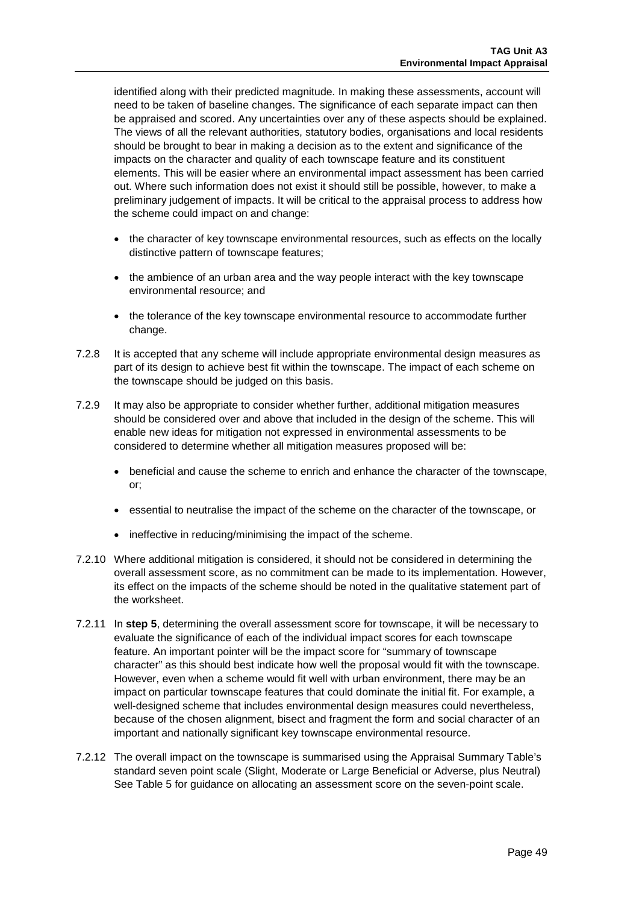identified along with their predicted magnitude. In making these assessments, account will need to be taken of baseline changes. The significance of each separate impact can then be appraised and scored. Any uncertainties over any of these aspects should be explained. The views of all the relevant authorities, statutory bodies, organisations and local residents should be brought to bear in making a decision as to the extent and significance of the impacts on the character and quality of each townscape feature and its constituent elements. This will be easier where an environmental impact assessment has been carried out. Where such information does not exist it should still be possible, however, to make a preliminary judgement of impacts. It will be critical to the appraisal process to address how the scheme could impact on and change:

- the character of key townscape environmental resources, such as effects on the locally distinctive pattern of townscape features;
- the ambience of an urban area and the way people interact with the key townscape environmental resource; and
- the tolerance of the key townscape environmental resource to accommodate further change.

7.2.8 It is accepted that any scheme will include appropriate environmental design measures as part of its design to achieve best fit within the townscape. The impact of each scheme on the townscape should be judged on this basis.

7.2.9 It may also be appropriate to consider whether further, additional mitigation measures should be considered over and above that included in the design of the scheme. This will enable new ideas for mitigation not expressed in environmental assessments to be considered to determine whether all mitigation measures proposed will be:

- beneficial and cause the scheme to enrich and enhance the character of the townscape, or;
- essential to neutralise the impact of the scheme on the character of the townscape, or
- ineffective in reducing/minimising the impact of the scheme.

7.2.10 Where additional mitigation is considered, it should not be considered in determining the overall assessment score, as no commitment can be made to its implementation. However, its effect on the impacts of the scheme should be noted in the qualitative statement part of the worksheet.

7.2.11 In **step 5**, determining the overall assessment score for townscape, it will be necessary to evaluate the significance of each of the individual impact scores for each townscape feature. An important pointer will be the impact score for "summary of townscape character" as this should best indicate how well the proposal would fit with the townscape. However, even when a scheme would fit well with urban environment, there may be an impact on particular townscape features that could dominate the initial fit. For example, a well-designed scheme that includes environmental design measures could nevertheless, because of the chosen alignment, bisect and fragment the form and social character of an important and nationally significant key townscape environmental resource.

7.2.12 The overall impact on the townscape is summarised using the Appraisal Summary Table's standard seven point scale (Slight, Moderate or Large Beneficial or Adverse, plus Neutral) See Table 5 for guidance on allocating an assessment score on the seven-point scale.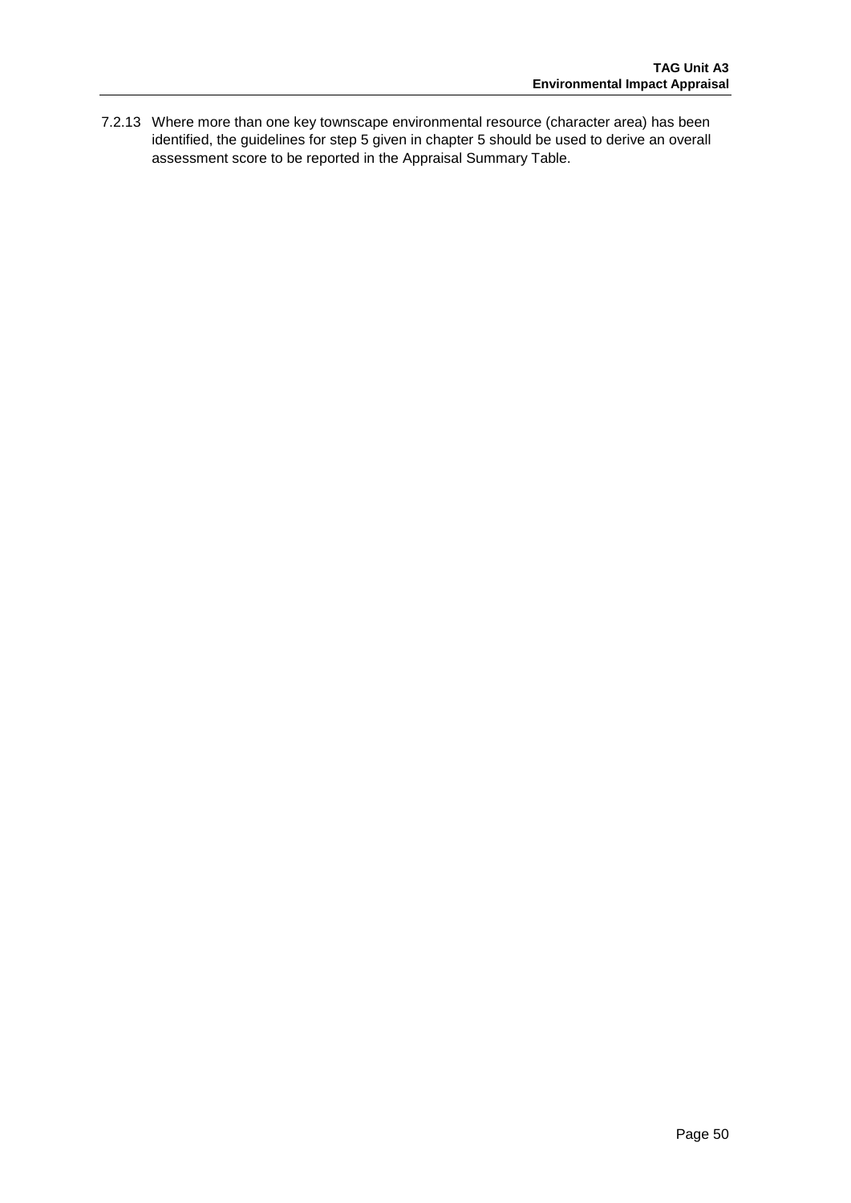7.2.13 Where more than one key townscape environmental resource (character area) has been identified, the guidelines for step 5 given in chapter 5 should be used to derive an overall assessment score to be reported in the Appraisal Summary Table.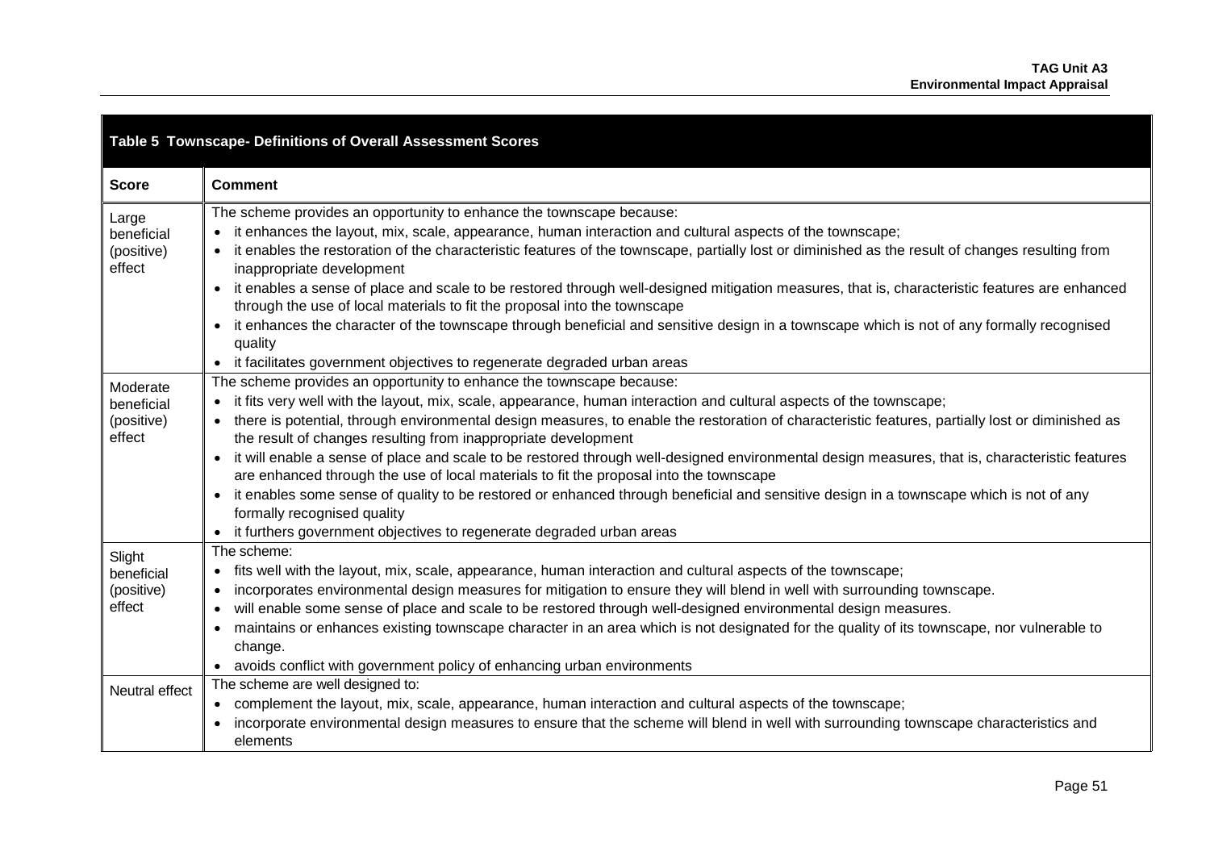| Table 5 Townscape- Definitions of Overall Assessment Scores | |
|---|---|
| **Score** | **Comment** |
| Large beneficial (positive) effect | The scheme provides an opportunity to enhance the townscape because:<br>• it enhances the layout, mix, scale, appearance, human interaction and cultural aspects of the townscape;<br>• it enables the restoration of the characteristic features of the townscape, partially lost or diminished as the result of changes resulting from inappropriate development<br>• it enables a sense of place and scale to be restored through well-designed mitigation measures, that is, characteristic features are enhanced through the use of local materials to fit the proposal into the townscape<br>• it enhances the character of the townscape through beneficial and sensitive design in a townscape which is not of any formally recognised quality<br>• it facilitates government objectives to regenerate degraded urban areas |
| Moderate beneficial (positive) effect | The scheme provides an opportunity to enhance the townscape because:<br>• it fits very well with the layout, mix, scale, appearance, human interaction and cultural aspects of the townscape;<br>• there is potential, through environmental design measures, to enable the restoration of characteristic features, partially lost or diminished as the result of changes resulting from inappropriate development<br>• it will enable a sense of place and scale to be restored through well-designed environmental design measures, that is, characteristic features are enhanced through the use of local materials to fit the proposal into the townscape<br>• it enables some sense of quality to be restored or enhanced through beneficial and sensitive design in a townscape which is not of any formally recognised quality<br>• it furthers government objectives to regenerate degraded urban areas |
| Slight beneficial (positive) effect | The scheme:<br>• fits well with the layout, mix, scale, appearance, human interaction and cultural aspects of the townscape;<br>• incorporates environmental design measures for mitigation to ensure they will blend in well with surrounding townscape.<br>• will enable some sense of place and scale to be restored through well-designed environmental design measures.<br>• maintains or enhances existing townscape character in an area which is not designated for the quality of its townscape, nor vulnerable to change.<br>• avoids conflict with government policy of enhancing urban environments |
| Neutral effect | The scheme are well designed to:<br>• complement the layout, mix, scale, appearance, human interaction and cultural aspects of the townscape;<br>• incorporate environmental design measures to ensure that the scheme will blend in well with surrounding townscape characteristics and elements |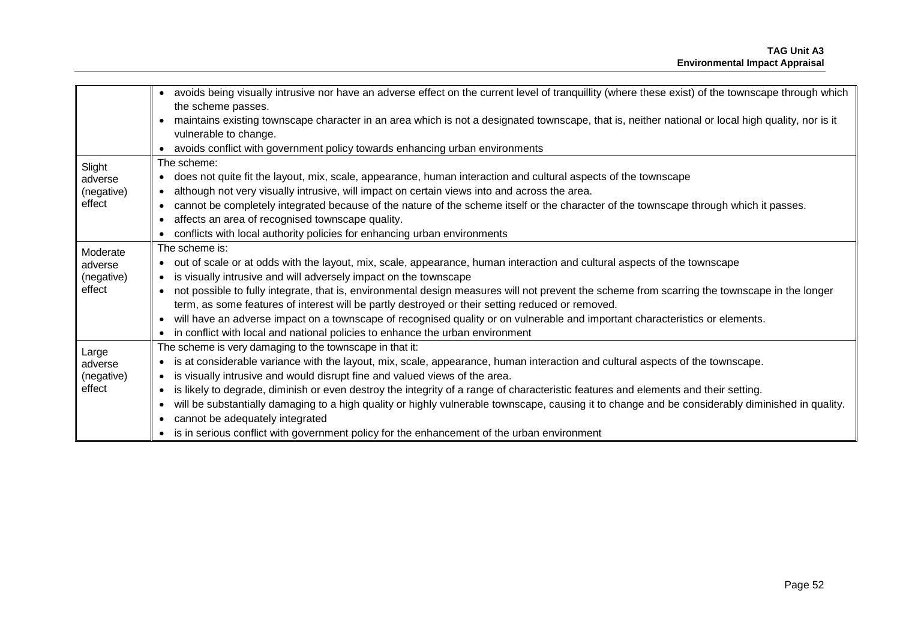| | |
|---|---|
| | • avoids being visually intrusive nor have an adverse effect on the current level of tranquillity (where these exist) of the townscape through which the scheme passes.<br>• maintains existing townscape character in an area which is not a designated townscape, that is, neither national or local high quality, nor is it vulnerable to change.<br>• avoids conflict with government policy towards enhancing urban environments |
| Slight adverse (negative) effect | The scheme:<br>• does not quite fit the layout, mix, scale, appearance, human interaction and cultural aspects of the townscape<br>• although not very visually intrusive, will impact on certain views into and across the area.<br>• cannot be completely integrated because of the nature of the scheme itself or the character of the townscape through which it passes.<br>• affects an area of recognised townscape quality.<br>• conflicts with local authority policies for enhancing urban environments |
| Moderate adverse (negative) effect | The scheme is:<br>• out of scale or at odds with the layout, mix, scale, appearance, human interaction and cultural aspects of the townscape<br>• is visually intrusive and will adversely impact on the townscape<br>• not possible to fully integrate, that is, environmental design measures will not prevent the scheme from scarring the townscape in the longer term, as some features of interest will be partly destroyed or their setting reduced or removed.<br>• will have an adverse impact on a townscape of recognised quality or on vulnerable and important characteristics or elements.<br>• in conflict with local and national policies to enhance the urban environment |
| Large adverse (negative) effect | The scheme is very damaging to the townscape in that it:<br>• is at considerable variance with the layout, mix, scale, appearance, human interaction and cultural aspects of the townscape.<br>• is visually intrusive and would disrupt fine and valued views of the area.<br>• is likely to degrade, diminish or even destroy the integrity of a range of characteristic features and elements and their setting.<br>• will be substantially damaging to a high quality or highly vulnerable townscape, causing it to change and be considerably diminished in quality.<br>• cannot be adequately integrated<br>• is in serious conflict with government policy for the enhancement of the urban environment |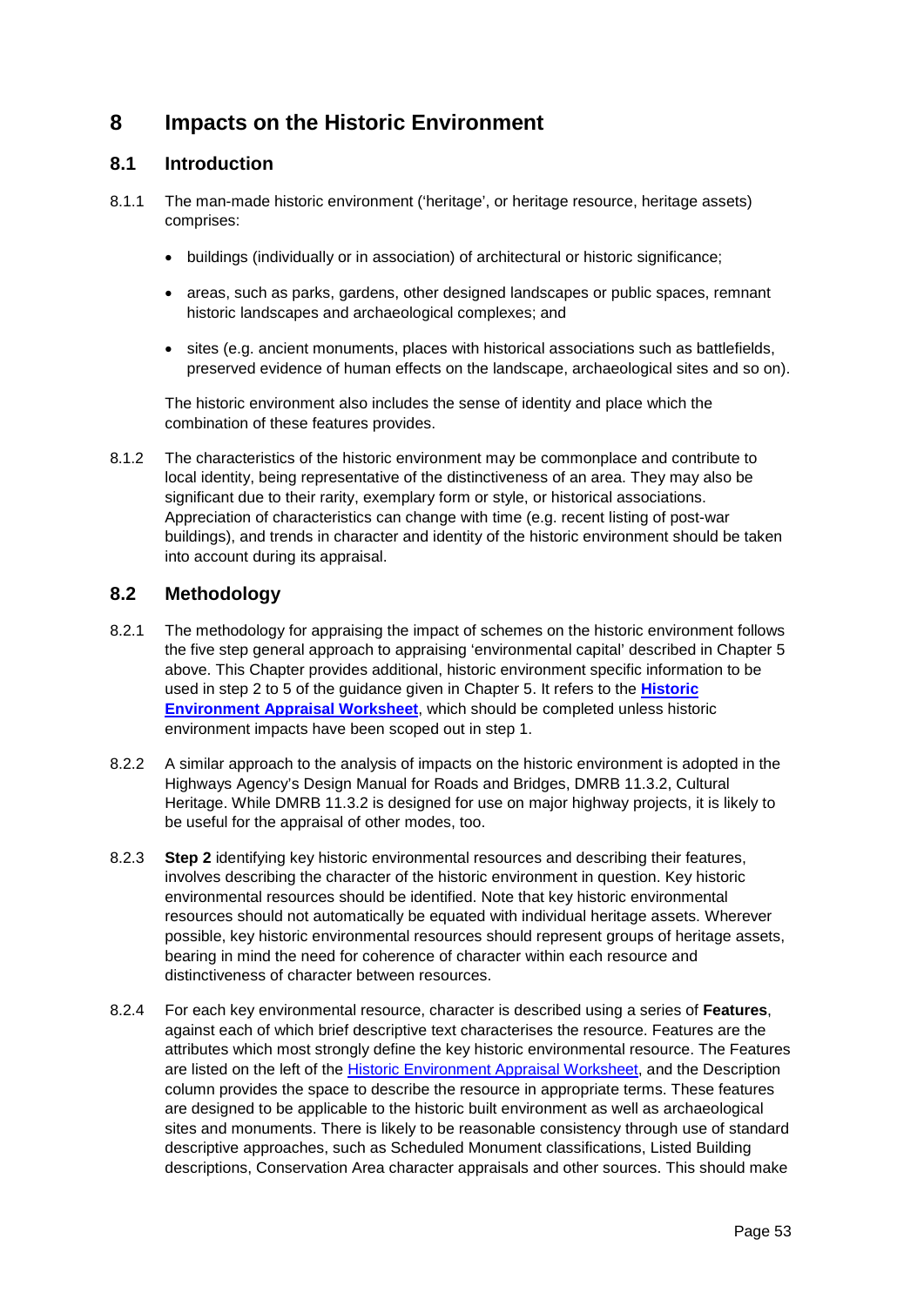# 8 Impacts on the Historic Environment

## 8.1 Introduction

8.1.1 The man-made historic environment ('heritage', or heritage resource, heritage assets) comprises:

- buildings (individually or in association) of architectural or historic significance;
- areas, such as parks, gardens, other designed landscapes or public spaces, remnant historic landscapes and archaeological complexes; and
- sites (e.g. ancient monuments, places with historical associations such as battlefields, preserved evidence of human effects on the landscape, archaeological sites and so on).

The historic environment also includes the sense of identity and place which the combination of these features provides.

8.1.2 The characteristics of the historic environment may be commonplace and contribute to local identity, being representative of the distinctiveness of an area. They may also be significant due to their rarity, exemplary form or style, or historical associations. Appreciation of characteristics can change with time (e.g. recent listing of post-war buildings), and trends in character and identity of the historic environment should be taken into account during its appraisal.

## 8.2 Methodology

8.2.1 The methodology for appraising the impact of schemes on the historic environment follows the five step general approach to appraising 'environmental capital' described in Chapter 5 above. This Chapter provides additional, historic environment specific information to be used in step 2 to 5 of the guidance given in Chapter 5. It refers to the **Historic Environment Appraisal Worksheet**, which should be completed unless historic environment impacts have been scoped out in step 1.

8.2.2 A similar approach to the analysis of impacts on the historic environment is adopted in the Highways Agency's Design Manual for Roads and Bridges, DMRB 11.3.2, Cultural Heritage. While DMRB 11.3.2 is designed for use on major highway projects, it is likely to be useful for the appraisal of other modes, too.

8.2.3 **Step 2** identifying key historic environmental resources and describing their features, involves describing the character of the historic environment in question. Key historic environmental resources should be identified. Note that key historic environmental resources should not automatically be equated with individual heritage assets. Wherever possible, key historic environmental resources should represent groups of heritage assets, bearing in mind the need for coherence of character within each resource and distinctiveness of character between resources.

8.2.4 For each key environmental resource, character is described using a series of **Features**, against each of which brief descriptive text characterises the resource. Features are the attributes which most strongly define the key historic environmental resource. The Features are listed on the left of the Historic Environment Appraisal Worksheet, and the Description column provides the space to describe the resource in appropriate terms. These features are designed to be applicable to the historic built environment as well as archaeological sites and monuments. There is likely to be reasonable consistency through use of standard descriptive approaches, such as Scheduled Monument classifications, Listed Building descriptions, Conservation Area character appraisals and other sources. This should make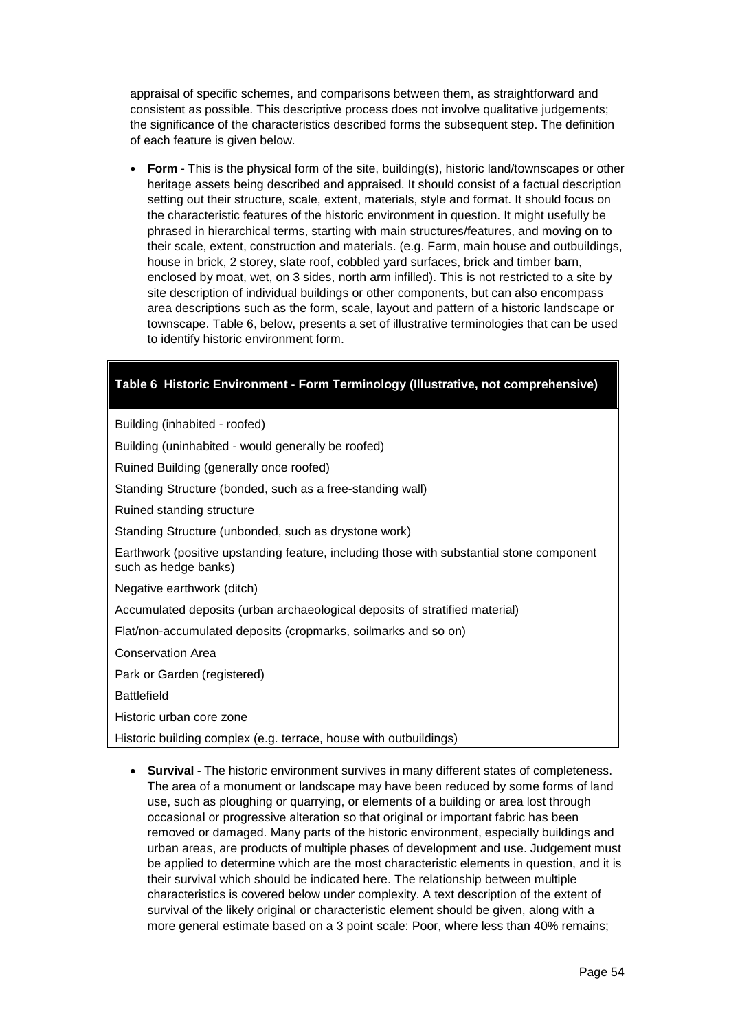appraisal of specific schemes, and comparisons between them, as straightforward and consistent as possible. This descriptive process does not involve qualitative judgements; the significance of the characteristics described forms the subsequent step. The definition of each feature is given below.

- **Form** - This is the physical form of the site, building(s), historic land/townscapes or other heritage assets being described and appraised. It should consist of a factual description setting out their structure, scale, extent, materials, style and format. It should focus on the characteristic features of the historic environment in question. It might usefully be phrased in hierarchical terms, starting with main structures/features, and moving on to their scale, extent, construction and materials. (e.g. Farm, main house and outbuildings, house in brick, 2 storey, slate roof, cobbled yard surfaces, brick and timber barn, enclosed by moat, wet, on 3 sides, north arm infilled). This is not restricted to a site by site description of individual buildings or other components, but can also encompass area descriptions such as the form, scale, layout and pattern of a historic landscape or townscape. Table 6, below, presents a set of illustrative terminologies that can be used to identify historic environment form.

| **Table 6 Historic Environment - Form Terminology (Illustrative, not comprehensive)** |
|---|
| Building (inhabited - roofed) |
| Building (uninhabited - would generally be roofed) |
| Ruined Building (generally once roofed) |
| Standing Structure (bonded, such as a free-standing wall) |
| Ruined standing structure |
| Standing Structure (unbonded, such as drystone work) |
| Earthwork (positive upstanding feature, including those with substantial stone component such as hedge banks) |
| Negative earthwork (ditch) |
| Accumulated deposits (urban archaeological deposits of stratified material) |
| Flat/non-accumulated deposits (cropmarks, soilmarks and so on) |
| Conservation Area |
| Park or Garden (registered) |
| Battlefield |
| Historic urban core zone |
| Historic building complex (e.g. terrace, house with outbuildings) |

- **Survival** - The historic environment survives in many different states of completeness. The area of a monument or landscape may have been reduced by some forms of land use, such as ploughing or quarrying, or elements of a building or area lost through occasional or progressive alteration so that original or important fabric has been removed or damaged. Many parts of the historic environment, especially buildings and urban areas, are products of multiple phases of development and use. Judgement must be applied to determine which are the most characteristic elements in question, and it is their survival which should be indicated here. The relationship between multiple characteristics is covered below under complexity. A text description of the extent of survival of the likely original or characteristic element should be given, along with a more general estimate based on a 3 point scale: Poor, where less than 40% remains;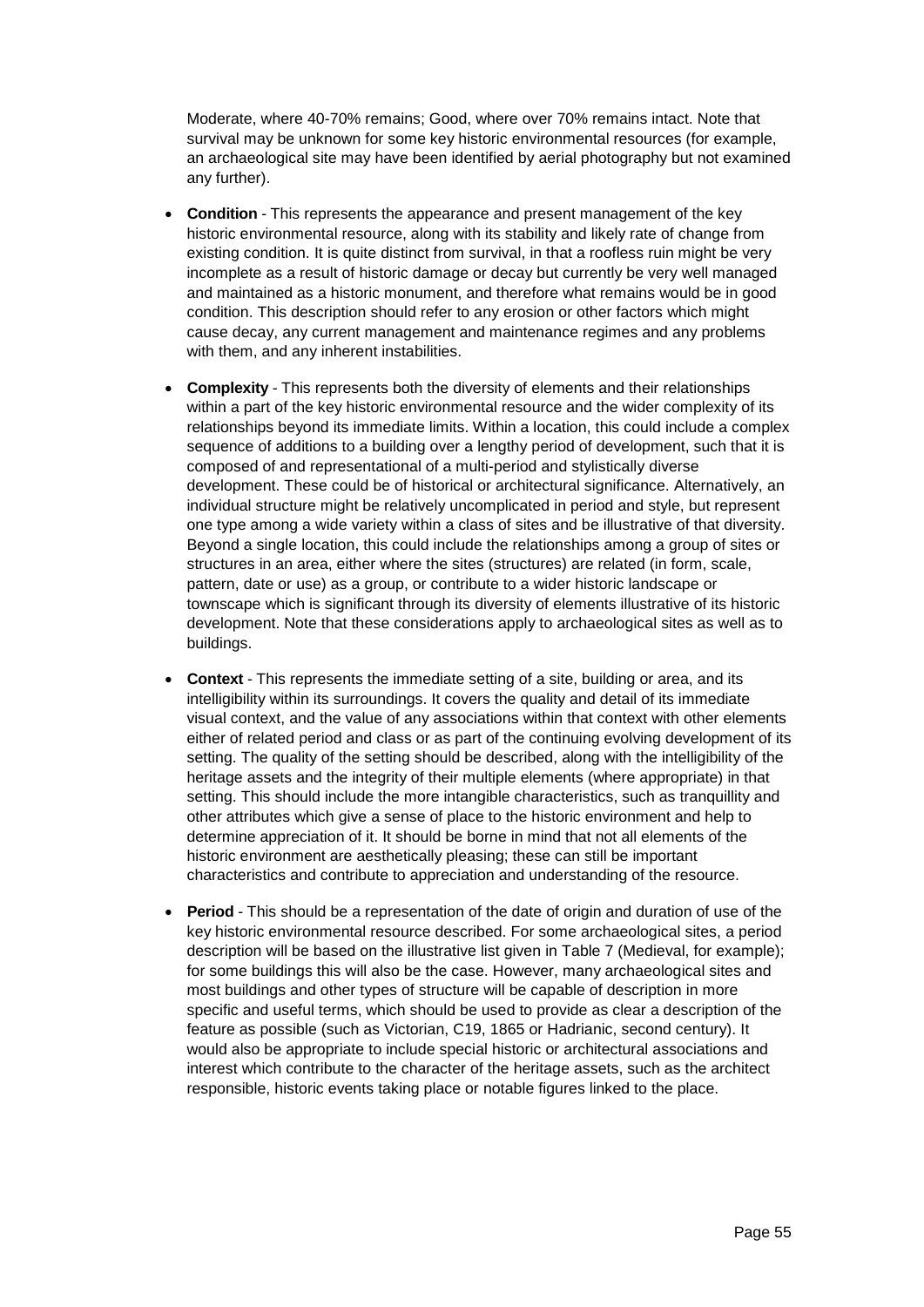Moderate, where 40-70% remains; Good, where over 70% remains intact. Note that survival may be unknown for some key historic environmental resources (for example, an archaeological site may have been identified by aerial photography but not examined any further).

- **Condition** - This represents the appearance and present management of the key historic environmental resource, along with its stability and likely rate of change from existing condition. It is quite distinct from survival, in that a roofless ruin might be very incomplete as a result of historic damage or decay but currently be very well managed and maintained as a historic monument, and therefore what remains would be in good condition. This description should refer to any erosion or other factors which might cause decay, any current management and maintenance regimes and any problems with them, and any inherent instabilities.
- **Complexity** - This represents both the diversity of elements and their relationships within a part of the key historic environmental resource and the wider complexity of its relationships beyond its immediate limits. Within a location, this could include a complex sequence of additions to a building over a lengthy period of development, such that it is composed of and representational of a multi-period and stylistically diverse development. These could be of historical or architectural significance. Alternatively, an individual structure might be relatively uncomplicated in period and style, but represent one type among a wide variety within a class of sites and be illustrative of that diversity. Beyond a single location, this could include the relationships among a group of sites or structures in an area, either where the sites (structures) are related (in form, scale, pattern, date or use) as a group, or contribute to a wider historic landscape or townscape which is significant through its diversity of elements illustrative of its historic development. Note that these considerations apply to archaeological sites as well as to buildings.
- **Context** - This represents the immediate setting of a site, building or area, and its intelligibility within its surroundings. It covers the quality and detail of its immediate visual context, and the value of any associations within that context with other elements either of related period and class or as part of the continuing evolving development of its setting. The quality of the setting should be described, along with the intelligibility of the heritage assets and the integrity of their multiple elements (where appropriate) in that setting. This should include the more intangible characteristics, such as tranquillity and other attributes which give a sense of place to the historic environment and help to determine appreciation of it. It should be borne in mind that not all elements of the historic environment are aesthetically pleasing; these can still be important characteristics and contribute to appreciation and understanding of the resource.
- **Period** - This should be a representation of the date of origin and duration of use of the key historic environmental resource described. For some archaeological sites, a period description will be based on the illustrative list given in Table 7 (Medieval, for example); for some buildings this will also be the case. However, many archaeological sites and most buildings and other types of structure will be capable of description in more specific and useful terms, which should be used to provide as clear a description of the feature as possible (such as Victorian, C19, 1865 or Hadrianic, second century). It would also be appropriate to include special historic or architectural associations and interest which contribute to the character of the heritage assets, such as the architect responsible, historic events taking place or notable figures linked to the place.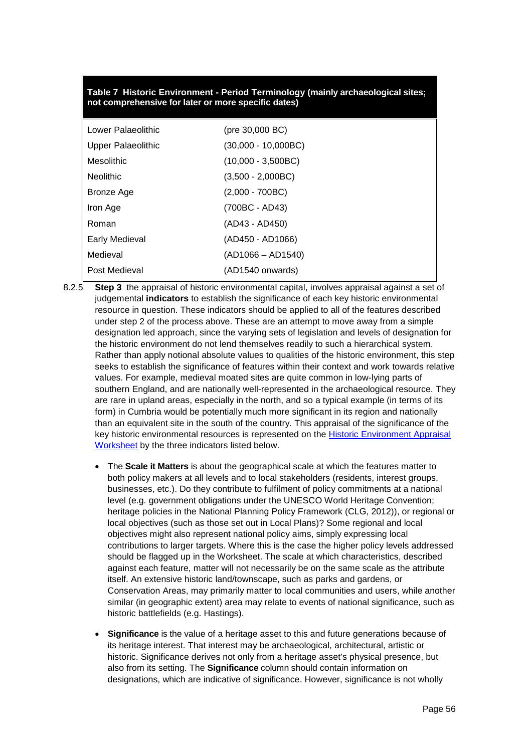| Table 7 Historic Environment - Period Terminology (mainly archaeological sites; not comprehensive for later or more specific dates) | |
|---|---|
| Lower Palaeolithic | (pre 30,000 BC) |
| Upper Palaeolithic | (30,000 - 10,000BC) |
| Mesolithic | (10,000 - 3,500BC) |
| Neolithic | (3,500 - 2,000BC) |
| Bronze Age | (2,000 - 700BC) |
| Iron Age | (700BC - AD43) |
| Roman | (AD43 - AD450) |
| Early Medieval | (AD450 - AD1066) |
| Medieval | (AD1066 – AD1540) |
| Post Medieval | (AD1540 onwards) |

8.2.5 **Step 3** the appraisal of historic environmental capital, involves appraisal against a set of judgemental **indicators** to establish the significance of each key historic environmental resource in question. These indicators should be applied to all of the features described under step 2 of the process above. These are an attempt to move away from a simple designation led approach, since the varying sets of legislation and levels of designation for the historic environment do not lend themselves readily to such a hierarchical system. Rather than apply notional absolute values to qualities of the historic environment, this step seeks to establish the significance of features within their context and work towards relative values. For example, medieval moated sites are quite common in low-lying parts of southern England, and are nationally well-represented in the archaeological resource. They are rare in upland areas, especially in the north, and so a typical example (in terms of its form) in Cumbria would be potentially much more significant in its region and nationally than an equivalent site in the south of the country. This appraisal of the significance of the key historic environmental resources is represented on the Historic Environment Appraisal Worksheet by the three indicators listed below.

- The **Scale it Matters** is about the geographical scale at which the features matter to both policy makers at all levels and to local stakeholders (residents, interest groups, businesses, etc.). Do they contribute to fulfilment of policy commitments at a national level (e.g. government obligations under the UNESCO World Heritage Convention; heritage policies in the National Planning Policy Framework (CLG, 2012)), or regional or local objectives (such as those set out in Local Plans)? Some regional and local objectives might also represent national policy aims, simply expressing local contributions to larger targets. Where this is the case the higher policy levels addressed should be flagged up in the Worksheet. The scale at which characteristics, described against each feature, matter will not necessarily be on the same scale as the attribute itself. An extensive historic land/townscape, such as parks and gardens, or Conservation Areas, may primarily matter to local communities and users, while another similar (in geographic extent) area may relate to events of national significance, such as historic battlefields (e.g. Hastings).

- **Significance** is the value of a heritage asset to this and future generations because of its heritage interest. That interest may be archaeological, architectural, artistic or historic. Significance derives not only from a heritage asset's physical presence, but also from its setting. The **Significance** column should contain information on designations, which are indicative of significance. However, significance is not wholly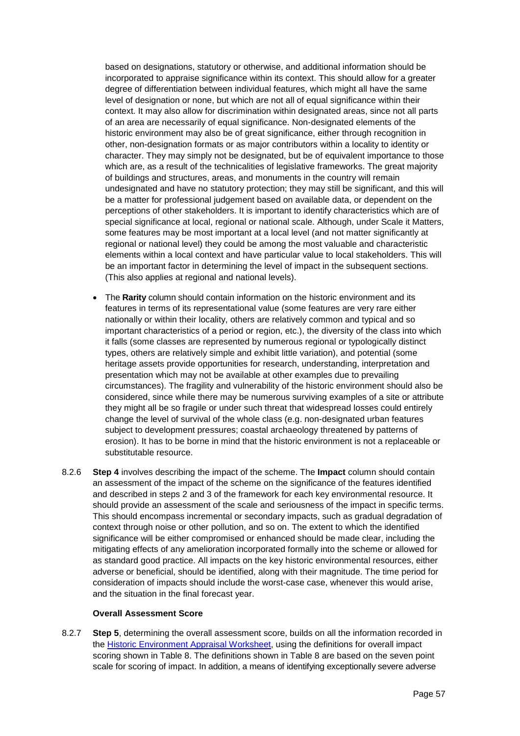based on designations, statutory or otherwise, and additional information should be incorporated to appraise significance within its context. This should allow for a greater degree of differentiation between individual features, which might all have the same level of designation or none, but which are not all of equal significance within their context. It may also allow for discrimination within designated areas, since not all parts of an area are necessarily of equal significance. Non-designated elements of the historic environment may also be of great significance, either through recognition in other, non-designation formats or as major contributors within a locality to identity or character. They may simply not be designated, but be of equivalent importance to those which are, as a result of the technicalities of legislative frameworks. The great majority of buildings and structures, areas, and monuments in the country will remain undesignated and have no statutory protection; they may still be significant, and this will be a matter for professional judgement based on available data, or dependent on the perceptions of other stakeholders. It is important to identify characteristics which are of special significance at local, regional or national scale. Although, under Scale it Matters, some features may be most important at a local level (and not matter significantly at regional or national level) they could be among the most valuable and characteristic elements within a local context and have particular value to local stakeholders. This will be an important factor in determining the level of impact in the subsequent sections. (This also applies at regional and national levels).

- The **Rarity** column should contain information on the historic environment and its features in terms of its representational value (some features are very rare either nationally or within their locality, others are relatively common and typical and so important characteristics of a period or region, etc.), the diversity of the class into which it falls (some classes are represented by numerous regional or typologically distinct types, others are relatively simple and exhibit little variation), and potential (some heritage assets provide opportunities for research, understanding, interpretation and presentation which may not be available at other examples due to prevailing circumstances). The fragility and vulnerability of the historic environment should also be considered, since while there may be numerous surviving examples of a site or attribute they might all be so fragile or under such threat that widespread losses could entirely change the level of survival of the whole class (e.g. non-designated urban features subject to development pressures; coastal archaeology threatened by patterns of erosion). It has to be borne in mind that the historic environment is not a replaceable or substitutable resource.

8.2.6 **Step 4** involves describing the impact of the scheme. The **Impact** column should contain an assessment of the impact of the scheme on the significance of the features identified and described in steps 2 and 3 of the framework for each key environmental resource. It should provide an assessment of the scale and seriousness of the impact in specific terms. This should encompass incremental or secondary impacts, such as gradual degradation of context through noise or other pollution, and so on. The extent to which the identified significance will be either compromised or enhanced should be made clear, including the mitigating effects of any amelioration incorporated formally into the scheme or allowed for as standard good practice. All impacts on the key historic environmental resources, either adverse or beneficial, should be identified, along with their magnitude. The time period for consideration of impacts should include the worst-case case, whenever this would arise, and the situation in the final forecast year.

**Overall Assessment Score**

8.2.7 **Step 5**, determining the overall assessment score, builds on all the information recorded in the [Historic Environment Appraisal Worksheet](), using the definitions for overall impact scoring shown in Table 8. The definitions shown in Table 8 are based on the seven point scale for scoring of impact. In addition, a means of identifying exceptionally severe adverse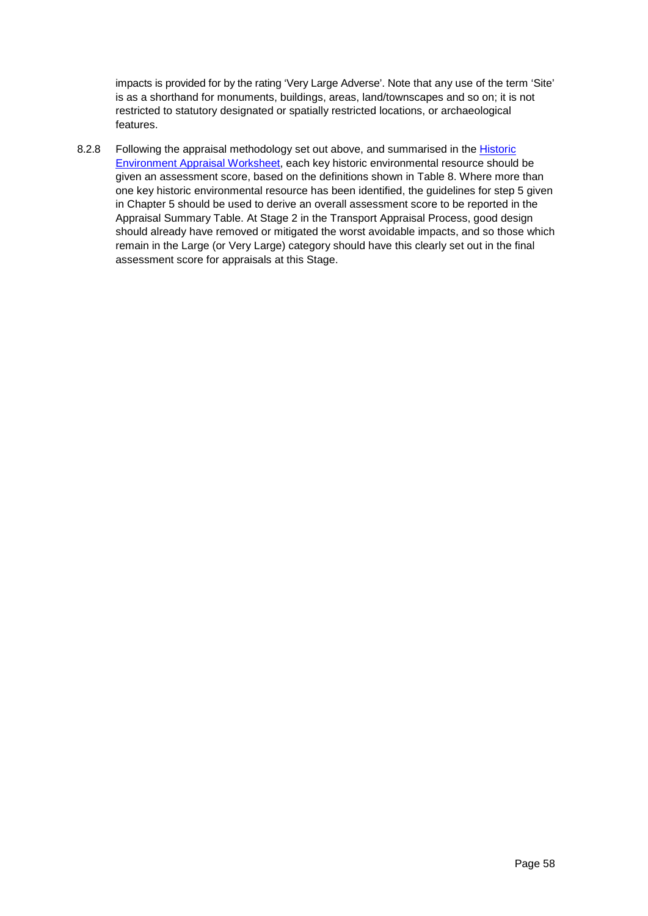impacts is provided for by the rating 'Very Large Adverse'. Note that any use of the term 'Site' is as a shorthand for monuments, buildings, areas, land/townscapes and so on; it is not restricted to statutory designated or spatially restricted locations, or archaeological features.

8.2.8 Following the appraisal methodology set out above, and summarised in the [Historic Environment Appraisal Worksheet](), each key historic environmental resource should be given an assessment score, based on the definitions shown in Table 8. Where more than one key historic environmental resource has been identified, the guidelines for step 5 given in Chapter 5 should be used to derive an overall assessment score to be reported in the Appraisal Summary Table. At Stage 2 in the Transport Appraisal Process, good design should already have removed or mitigated the worst avoidable impacts, and so those which remain in the Large (or Very Large) category should have this clearly set out in the final assessment score for appraisals at this Stage.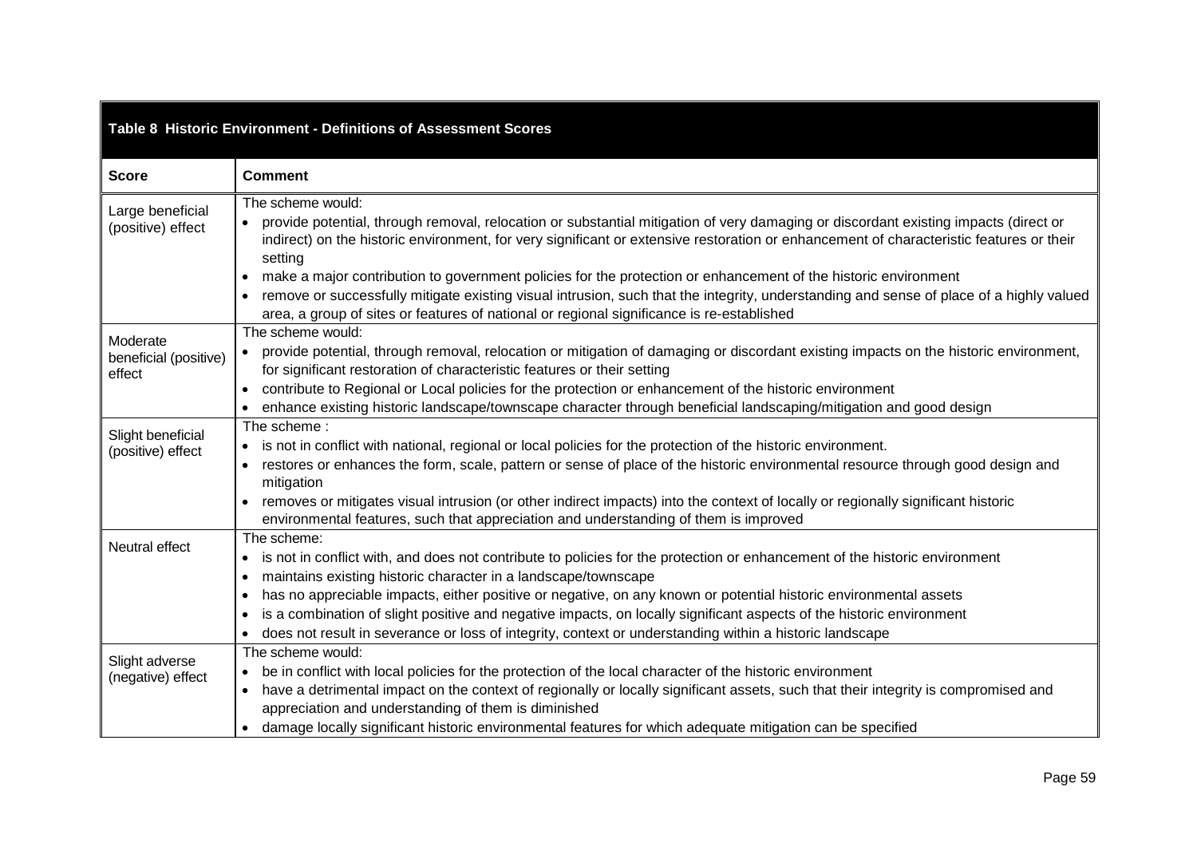| **Table 8 Historic Environment - Definitions of Assessment Scores** | |
|---|---|
| **Score** | **Comment** |
| Large beneficial (positive) effect | The scheme would:<br>• provide potential, through removal, relocation or substantial mitigation of very damaging or discordant existing impacts (direct or indirect) on the historic environment, for very significant or extensive restoration or enhancement of characteristic features or their setting<br>• make a major contribution to government policies for the protection or enhancement of the historic environment<br>• remove or successfully mitigate existing visual intrusion, such that the integrity, understanding and sense of place of a highly valued area, a group of sites or features of national or regional significance is re-established |
| Moderate beneficial (positive) effect | The scheme would:<br>• provide potential, through removal, relocation or mitigation of damaging or discordant existing impacts on the historic environment, for significant restoration of characteristic features or their setting<br>• contribute to Regional or Local policies for the protection or enhancement of the historic environment<br>• enhance existing historic landscape/townscape character through beneficial landscaping/mitigation and good design |
| Slight beneficial (positive) effect | The scheme :<br>• is not in conflict with national, regional or local policies for the protection of the historic environment.<br>• restores or enhances the form, scale, pattern or sense of place of the historic environmental resource through good design and mitigation<br>• removes or mitigates visual intrusion (or other indirect impacts) into the context of locally or regionally significant historic environmental features, such that appreciation and understanding of them is improved |
| Neutral effect | The scheme:<br>• is not in conflict with, and does not contribute to policies for the protection or enhancement of the historic environment<br>• maintains existing historic character in a landscape/townscape<br>• has no appreciable impacts, either positive or negative, on any known or potential historic environmental assets<br>• is a combination of slight positive and negative impacts, on locally significant aspects of the historic environment<br>• does not result in severance or loss of integrity, context or understanding within a historic landscape |
| Slight adverse (negative) effect | The scheme would:<br>• be in conflict with local policies for the protection of the local character of the historic environment<br>• have a detrimental impact on the context of regionally or locally significant assets, such that their integrity is compromised and appreciation and understanding of them is diminished<br>• damage locally significant historic environmental features for which adequate mitigation can be specified |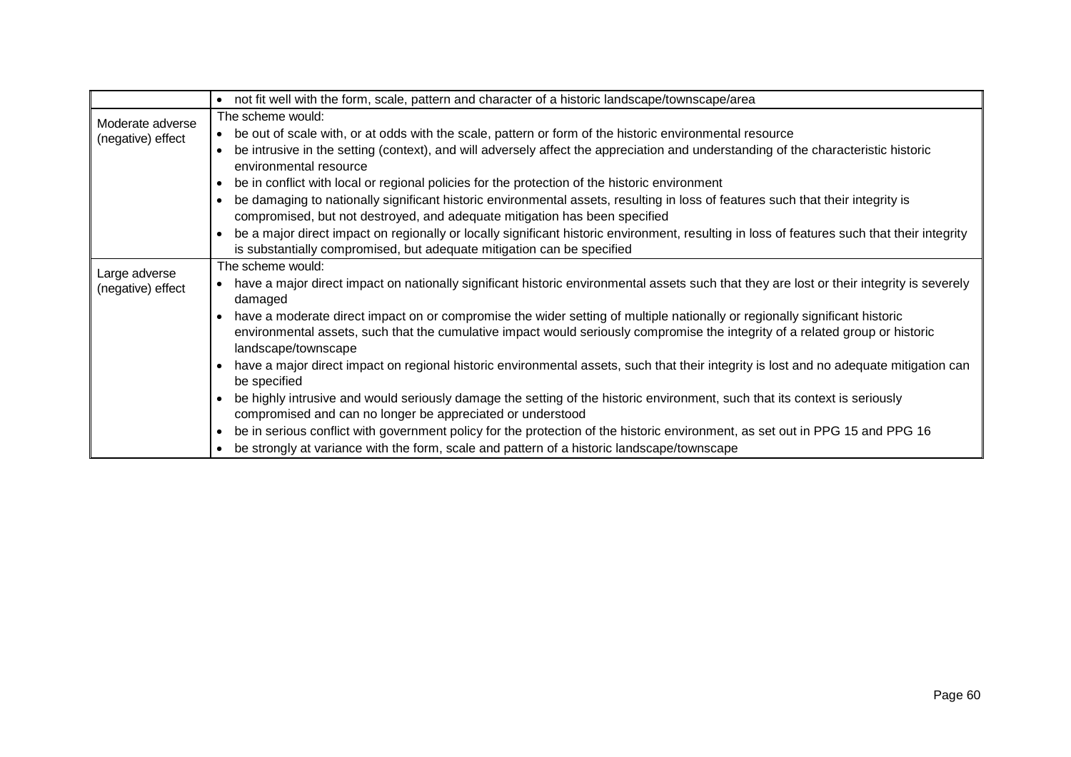| | |
|---|---|
| | • not fit well with the form, scale, pattern and character of a historic landscape/townscape/area |
| Moderate adverse (negative) effect | The scheme would:<br>• be out of scale with, or at odds with the scale, pattern or form of the historic environmental resource<br>• be intrusive in the setting (context), and will adversely affect the appreciation and understanding of the characteristic historic environmental resource<br>• be in conflict with local or regional policies for the protection of the historic environment<br>• be damaging to nationally significant historic environmental assets, resulting in loss of features such that their integrity is compromised, but not destroyed, and adequate mitigation has been specified<br>• be a major direct impact on regionally or locally significant historic environment, resulting in loss of features such that their integrity is substantially compromised, but adequate mitigation can be specified |
| Large adverse (negative) effect | The scheme would:<br>• have a major direct impact on nationally significant historic environmental assets such that they are lost or their integrity is severely damaged<br>• have a moderate direct impact on or compromise the wider setting of multiple nationally or regionally significant historic environmental assets, such that the cumulative impact would seriously compromise the integrity of a related group or historic landscape/townscape<br>• have a major direct impact on regional historic environmental assets, such that their integrity is lost and no adequate mitigation can be specified<br>• be highly intrusive and would seriously damage the setting of the historic environment, such that its context is seriously compromised and can no longer be appreciated or understood<br>• be in serious conflict with government policy for the protection of the historic environment, as set out in PPG 15 and PPG 16<br>• be strongly at variance with the form, scale and pattern of a historic landscape/townscape |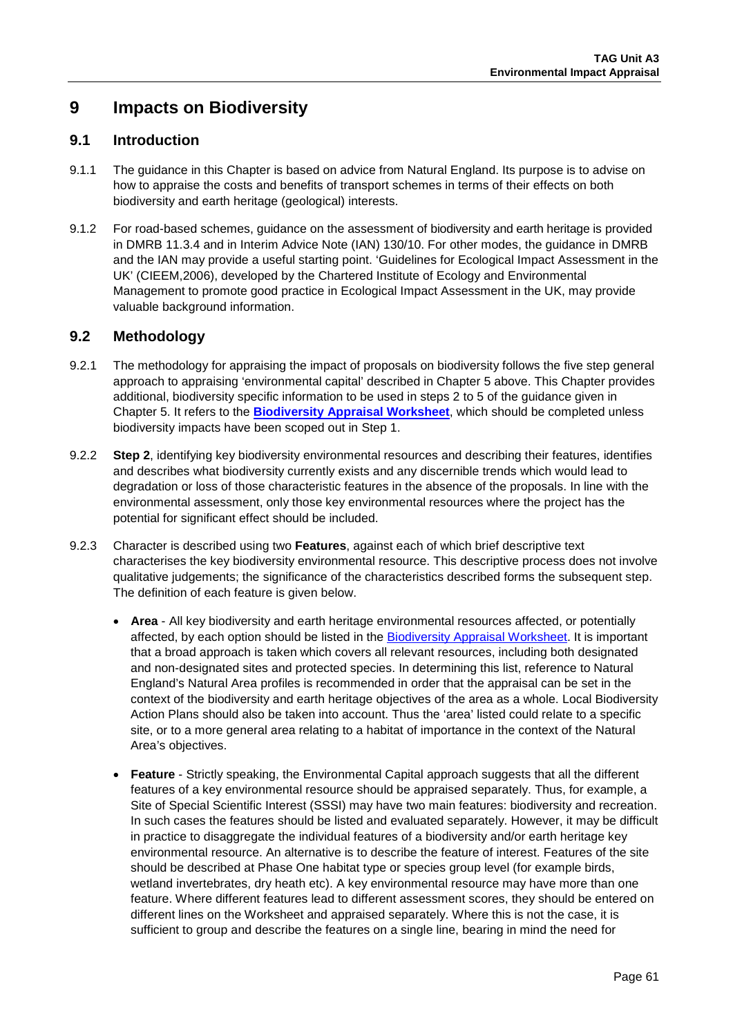# 9 Impacts on Biodiversity

## 9.1 Introduction

9.1.1 The guidance in this Chapter is based on advice from Natural England. Its purpose is to advise on how to appraise the costs and benefits of transport schemes in terms of their effects on both biodiversity and earth heritage (geological) interests.

9.1.2 For road-based schemes, guidance on the assessment of biodiversity and earth heritage is provided in DMRB 11.3.4 and in Interim Advice Note (IAN) 130/10. For other modes, the guidance in DMRB and the IAN may provide a useful starting point. 'Guidelines for Ecological Impact Assessment in the UK' (CIEEM,2006), developed by the Chartered Institute of Ecology and Environmental Management to promote good practice in Ecological Impact Assessment in the UK, may provide valuable background information.

## 9.2 Methodology

9.2.1 The methodology for appraising the impact of proposals on biodiversity follows the five step general approach to appraising 'environmental capital' described in Chapter 5 above. This Chapter provides additional, biodiversity specific information to be used in steps 2 to 5 of the guidance given in Chapter 5. It refers to the **Biodiversity Appraisal Worksheet**, which should be completed unless biodiversity impacts have been scoped out in Step 1.

9.2.2 **Step 2**, identifying key biodiversity environmental resources and describing their features, identifies and describes what biodiversity currently exists and any discernible trends which would lead to degradation or loss of those characteristic features in the absence of the proposals. In line with the environmental assessment, only those key environmental resources where the project has the potential for significant effect should be included.

9.2.3 Character is described using two **Features**, against each of which brief descriptive text characterises the key biodiversity environmental resource. This descriptive process does not involve qualitative judgements; the significance of the characteristics described forms the subsequent step. The definition of each feature is given below.

- **Area** - All key biodiversity and earth heritage environmental resources affected, or potentially affected, by each option should be listed in the Biodiversity Appraisal Worksheet. It is important that a broad approach is taken which covers all relevant resources, including both designated and non-designated sites and protected species. In determining this list, reference to Natural England's Natural Area profiles is recommended in order that the appraisal can be set in the context of the biodiversity and earth heritage objectives of the area as a whole. Local Biodiversity Action Plans should also be taken into account. Thus the 'area' listed could relate to a specific site, or to a more general area relating to a habitat of importance in the context of the Natural Area's objectives.

- **Feature** - Strictly speaking, the Environmental Capital approach suggests that all the different features of a key environmental resource should be appraised separately. Thus, for example, a Site of Special Scientific Interest (SSSI) may have two main features: biodiversity and recreation. In such cases the features should be listed and evaluated separately. However, it may be difficult in practice to disaggregate the individual features of a biodiversity and/or earth heritage key environmental resource. An alternative is to describe the feature of interest. Features of the site should be described at Phase One habitat type or species group level (for example birds, wetland invertebrates, dry heath etc). A key environmental resource may have more than one feature. Where different features lead to different assessment scores, they should be entered on different lines on the Worksheet and appraised separately. Where this is not the case, it is sufficient to group and describe the features on a single line, bearing in mind the need for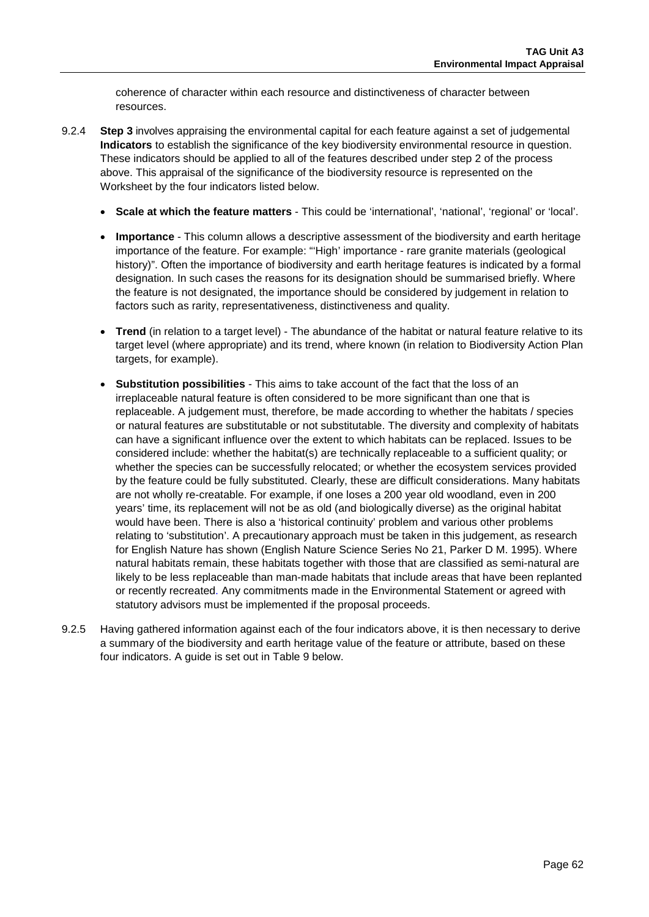coherence of character within each resource and distinctiveness of character between resources.

9.2.4 **Step 3** involves appraising the environmental capital for each feature against a set of judgemental **Indicators** to establish the significance of the key biodiversity environmental resource in question. These indicators should be applied to all of the features described under step 2 of the process above. This appraisal of the significance of the biodiversity resource is represented on the Worksheet by the four indicators listed below.

- **Scale at which the feature matters** - This could be 'international', 'national', 'regional' or 'local'.
- **Importance** - This column allows a descriptive assessment of the biodiversity and earth heritage importance of the feature. For example: "'High' importance - rare granite materials (geological history)". Often the importance of biodiversity and earth heritage features is indicated by a formal designation. In such cases the reasons for its designation should be summarised briefly. Where the feature is not designated, the importance should be considered by judgement in relation to factors such as rarity, representativeness, distinctiveness and quality.
- **Trend** (in relation to a target level) - The abundance of the habitat or natural feature relative to its target level (where appropriate) and its trend, where known (in relation to Biodiversity Action Plan targets, for example).
- **Substitution possibilities** - This aims to take account of the fact that the loss of an irreplaceable natural feature is often considered to be more significant than one that is replaceable. A judgement must, therefore, be made according to whether the habitats / species or natural features are substitutable or not substitutable. The diversity and complexity of habitats can have a significant influence over the extent to which habitats can be replaced. Issues to be considered include: whether the habitat(s) are technically replaceable to a sufficient quality; or whether the species can be successfully relocated; or whether the ecosystem services provided by the feature could be fully substituted. Clearly, these are difficult considerations. Many habitats are not wholly re-creatable. For example, if one loses a 200 year old woodland, even in 200 years' time, its replacement will not be as old (and biologically diverse) as the original habitat would have been. There is also a 'historical continuity' problem and various other problems relating to 'substitution'. A precautionary approach must be taken in this judgement, as research for English Nature has shown (English Nature Science Series No 21, Parker D M. 1995). Where natural habitats remain, these habitats together with those that are classified as semi-natural are likely to be less replaceable than man-made habitats that include areas that have been replanted or recently recreated. Any commitments made in the Environmental Statement or agreed with statutory advisors must be implemented if the proposal proceeds.

9.2.5 Having gathered information against each of the four indicators above, it is then necessary to derive a summary of the biodiversity and earth heritage value of the feature or attribute, based on these four indicators. A guide is set out in Table 9 below.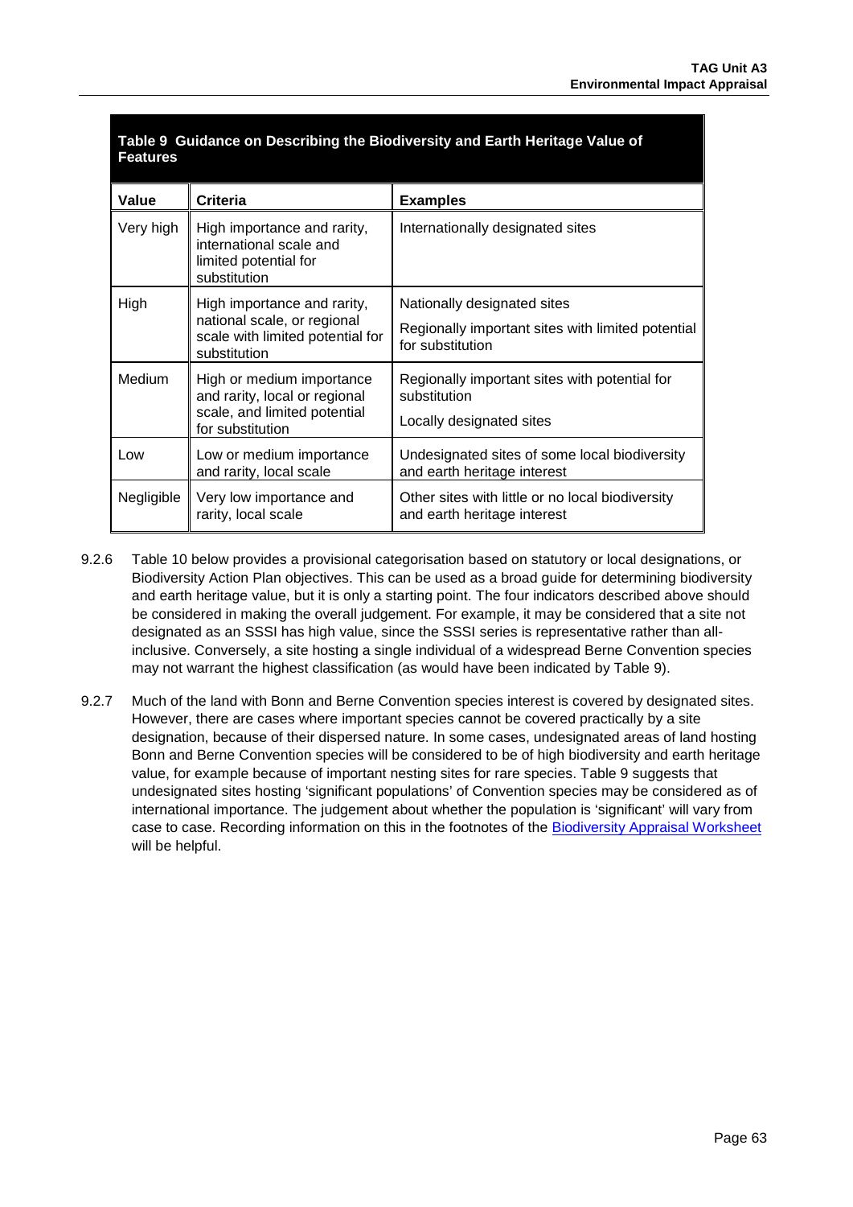**Table 9 Guidance on Describing the Biodiversity and Earth Heritage Value of Features**

| Value | Criteria | Examples |
|---|---|---|
| Very high | High importance and rarity, international scale and limited potential for substitution | Internationally designated sites |
| High | High importance and rarity, national scale, or regional scale with limited potential for substitution | Nationally designated sites<br><br>Regionally important sites with limited potential for substitution |
| Medium | High or medium importance and rarity, local or regional scale, and limited potential for substitution | Regionally important sites with potential for substitution<br><br>Locally designated sites |
| Low | Low or medium importance and rarity, local scale | Undesignated sites of some local biodiversity and earth heritage interest |
| Negligible | Very low importance and rarity, local scale | Other sites with little or no local biodiversity and earth heritage interest |

9.2.6 Table 10 below provides a provisional categorisation based on statutory or local designations, or Biodiversity Action Plan objectives. This can be used as a broad guide for determining biodiversity and earth heritage value, but it is only a starting point. The four indicators described above should be considered in making the overall judgement. For example, it may be considered that a site not designated as an SSSI has high value, since the SSSI series is representative rather than all-inclusive. Conversely, a site hosting a single individual of a widespread Berne Convention species may not warrant the highest classification (as would have been indicated by Table 9).

9.2.7 Much of the land with Bonn and Berne Convention species interest is covered by designated sites. However, there are cases where important species cannot be covered practically by a site designation, because of their dispersed nature. In some cases, undesignated areas of land hosting Bonn and Berne Convention species will be considered to be of high biodiversity and earth heritage value, for example because of important nesting sites for rare species. Table 9 suggests that undesignated sites hosting 'significant populations' of Convention species may be considered as of international importance. The judgement about whether the population is 'significant' will vary from case to case. Recording information on this in the footnotes of the Biodiversity Appraisal Worksheet will be helpful.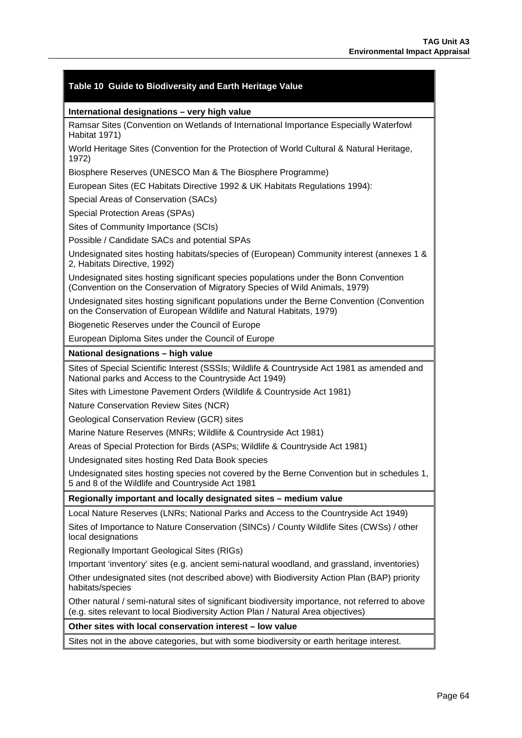| Table 10 Guide to Biodiversity and Earth Heritage Value |
|---|
| **International designations – very high value** |
| Ramsar Sites (Convention on Wetlands of International Importance Especially Waterfowl Habitat 1971) |
| World Heritage Sites (Convention for the Protection of World Cultural & Natural Heritage, 1972) |
| Biosphere Reserves (UNESCO Man & The Biosphere Programme) |
| European Sites (EC Habitats Directive 1992 & UK Habitats Regulations 1994): |
| Special Areas of Conservation (SACs) |
| Special Protection Areas (SPAs) |
| Sites of Community Importance (SCIs) |
| Possible / Candidate SACs and potential SPAs |
| Undesignated sites hosting habitats/species of (European) Community interest (annexes 1 & 2, Habitats Directive, 1992) |
| Undesignated sites hosting significant species populations under the Bonn Convention (Convention on the Conservation of Migratory Species of Wild Animals, 1979) |
| Undesignated sites hosting significant populations under the Berne Convention (Convention on the Conservation of European Wildlife and Natural Habitats, 1979) |
| Biogenetic Reserves under the Council of Europe |
| European Diploma Sites under the Council of Europe |
| **National designations – high value** |
| Sites of Special Scientific Interest (SSSIs; Wildlife & Countryside Act 1981 as amended and National parks and Access to the Countryside Act 1949) |
| Sites with Limestone Pavement Orders (Wildlife & Countryside Act 1981) |
| Nature Conservation Review Sites (NCR) |
| Geological Conservation Review (GCR) sites |
| Marine Nature Reserves (MNRs; Wildlife & Countryside Act 1981) |
| Areas of Special Protection for Birds (ASPs; Wildlife & Countryside Act 1981) |
| Undesignated sites hosting Red Data Book species |
| Undesignated sites hosting species not covered by the Berne Convention but in schedules 1, 5 and 8 of the Wildlife and Countryside Act 1981 |
| **Regionally important and locally designated sites – medium value** |
| Local Nature Reserves (LNRs; National Parks and Access to the Countryside Act 1949) |
| Sites of Importance to Nature Conservation (SINCs) / County Wildlife Sites (CWSs) / other local designations |
| Regionally Important Geological Sites (RIGs) |
| Important 'inventory' sites (e.g. ancient semi-natural woodland, and grassland, inventories) |
| Other undesignated sites (not described above) with Biodiversity Action Plan (BAP) priority habitats/species |
| Other natural / semi-natural sites of significant biodiversity importance, not referred to above (e.g. sites relevant to local Biodiversity Action Plan / Natural Area objectives) |
| **Other sites with local conservation interest – low value** |
| Sites not in the above categories, but with some biodiversity or earth heritage interest. |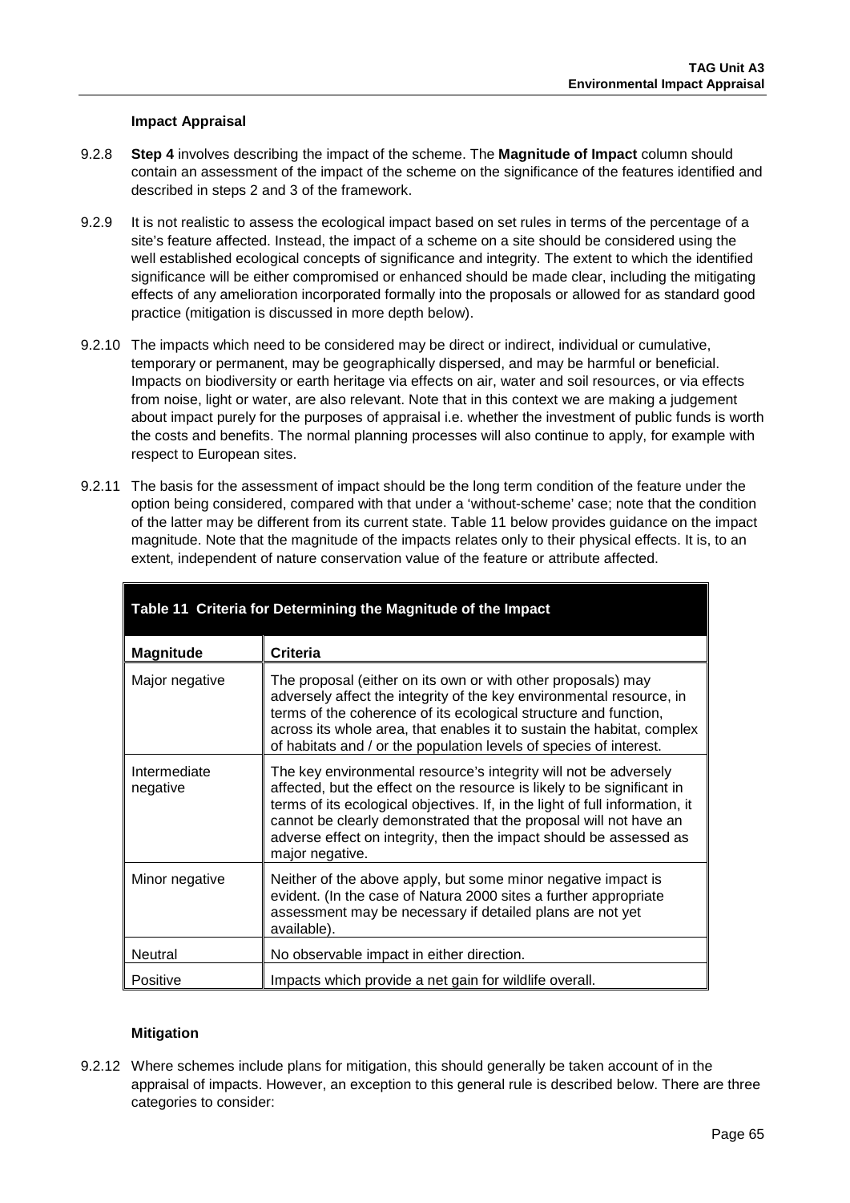### Impact Appraisal

9.2.8 **Step 4** involves describing the impact of the scheme. The **Magnitude of Impact** column should contain an assessment of the impact of the scheme on the significance of the features identified and described in steps 2 and 3 of the framework.

9.2.9 It is not realistic to assess the ecological impact based on set rules in terms of the percentage of a site's feature affected. Instead, the impact of a scheme on a site should be considered using the well established ecological concepts of significance and integrity. The extent to which the identified significance will be either compromised or enhanced should be made clear, including the mitigating effects of any amelioration incorporated formally into the proposals or allowed for as standard good practice (mitigation is discussed in more depth below).

9.2.10 The impacts which need to be considered may be direct or indirect, individual or cumulative, temporary or permanent, may be geographically dispersed, and may be harmful or beneficial. Impacts on biodiversity or earth heritage via effects on air, water and soil resources, or via effects from noise, light or water, are also relevant. Note that in this context we are making a judgement about impact purely for the purposes of appraisal i.e. whether the investment of public funds is worth the costs and benefits. The normal planning processes will also continue to apply, for example with respect to European sites.

9.2.11 The basis for the assessment of impact should be the long term condition of the feature under the option being considered, compared with that under a 'without-scheme' case; note that the condition of the latter may be different from its current state. Table 11 below provides guidance on the impact magnitude. Note that the magnitude of the impacts relates only to their physical effects. It is, to an extent, independent of nature conservation value of the feature or attribute affected.

**Table 11 Criteria for Determining the Magnitude of the Impact**

| Magnitude | Criteria |
|---|---|
| Major negative | The proposal (either on its own or with other proposals) may adversely affect the integrity of the key environmental resource, in terms of the coherence of its ecological structure and function, across its whole area, that enables it to sustain the habitat, complex of habitats and / or the population levels of species of interest. |
| Intermediate negative | The key environmental resource's integrity will not be adversely affected, but the effect on the resource is likely to be significant in terms of its ecological objectives. If, in the light of full information, it cannot be clearly demonstrated that the proposal will not have an adverse effect on integrity, then the impact should be assessed as major negative. |
| Minor negative | Neither of the above apply, but some minor negative impact is evident. (In the case of Natura 2000 sites a further appropriate assessment may be necessary if detailed plans are not yet available). |
| Neutral | No observable impact in either direction. |
| Positive | Impacts which provide a net gain for wildlife overall. |

### Mitigation

9.2.12 Where schemes include plans for mitigation, this should generally be taken account of in the appraisal of impacts. However, an exception to this general rule is described below. There are three categories to consider: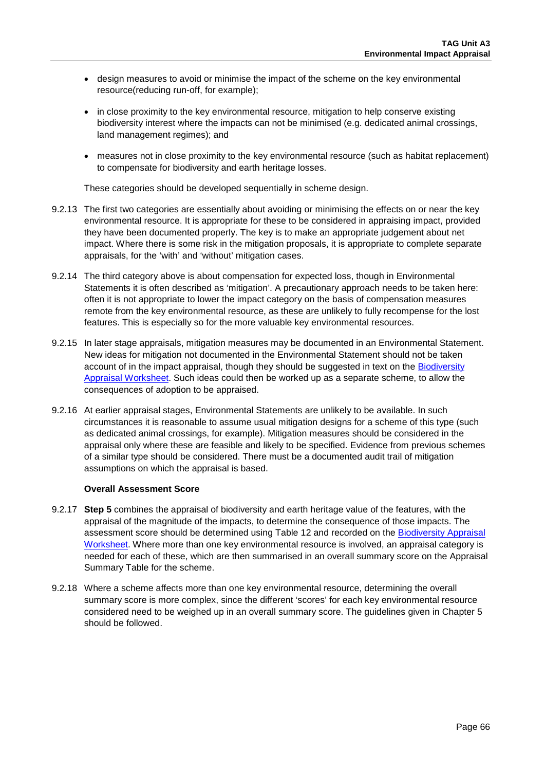- design measures to avoid or minimise the impact of the scheme on the key environmental resource(reducing run-off, for example);
- in close proximity to the key environmental resource, mitigation to help conserve existing biodiversity interest where the impacts can not be minimised (e.g. dedicated animal crossings, land management regimes); and
- measures not in close proximity to the key environmental resource (such as habitat replacement) to compensate for biodiversity and earth heritage losses.

These categories should be developed sequentially in scheme design.

9.2.13 The first two categories are essentially about avoiding or minimising the effects on or near the key environmental resource. It is appropriate for these to be considered in appraising impact, provided they have been documented properly. The key is to make an appropriate judgement about net impact. Where there is some risk in the mitigation proposals, it is appropriate to complete separate appraisals, for the 'with' and 'without' mitigation cases.

9.2.14 The third category above is about compensation for expected loss, though in Environmental Statements it is often described as 'mitigation'. A precautionary approach needs to be taken here: often it is not appropriate to lower the impact category on the basis of compensation measures remote from the key environmental resource, as these are unlikely to fully recompense for the lost features. This is especially so for the more valuable key environmental resources.

9.2.15 In later stage appraisals, mitigation measures may be documented in an Environmental Statement. New ideas for mitigation not documented in the Environmental Statement should not be taken account of in the impact appraisal, though they should be suggested in text on the Biodiversity Appraisal Worksheet. Such ideas could then be worked up as a separate scheme, to allow the consequences of adoption to be appraised.

9.2.16 At earlier appraisal stages, Environmental Statements are unlikely to be available. In such circumstances it is reasonable to assume usual mitigation designs for a scheme of this type (such as dedicated animal crossings, for example). Mitigation measures should be considered in the appraisal only where these are feasible and likely to be specified. Evidence from previous schemes of a similar type should be considered. There must be a documented audit trail of mitigation assumptions on which the appraisal is based.

**Overall Assessment Score**

9.2.17 **Step 5** combines the appraisal of biodiversity and earth heritage value of the features, with the appraisal of the magnitude of the impacts, to determine the consequence of those impacts. The assessment score should be determined using Table 12 and recorded on the Biodiversity Appraisal Worksheet. Where more than one key environmental resource is involved, an appraisal category is needed for each of these, which are then summarised in an overall summary score on the Appraisal Summary Table for the scheme.

9.2.18 Where a scheme affects more than one key environmental resource, determining the overall summary score is more complex, since the different 'scores' for each key environmental resource considered need to be weighed up in an overall summary score. The guidelines given in Chapter 5 should be followed.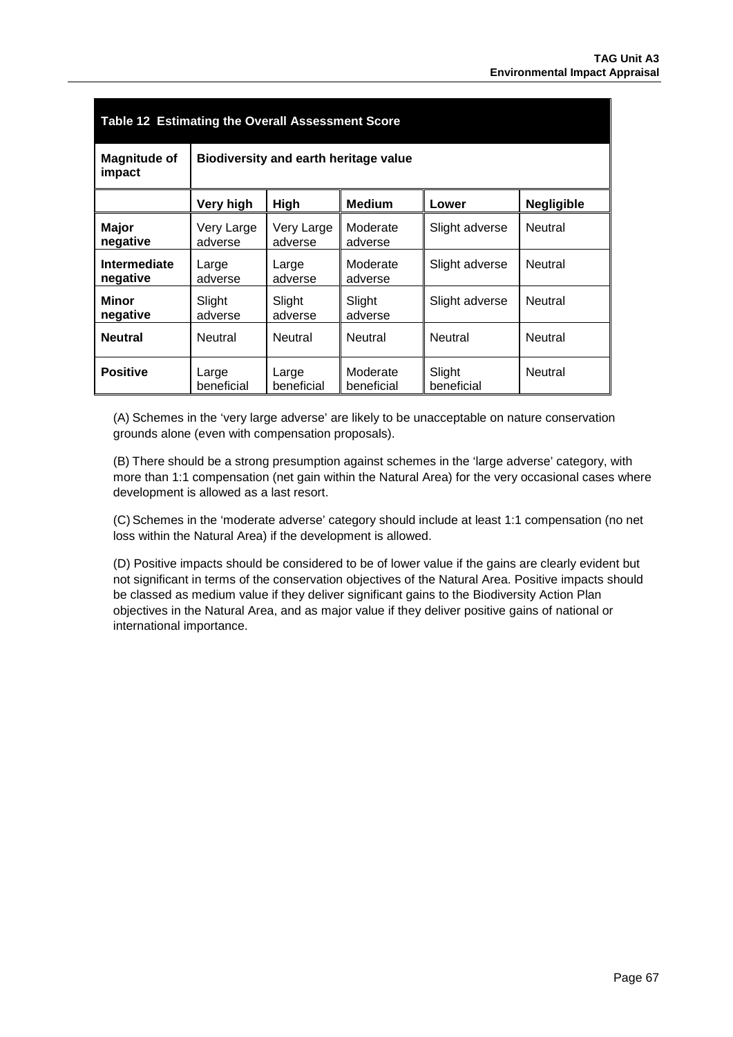**Table 12 Estimating the Overall Assessment Score**

| Magnitude of impact | Biodiversity and earth heritage value | | | | |
|---|---|---|---|---|---|
| | **Very high** | **High** | **Medium** | **Lower** | **Negligible** |
| **Major negative** | Very Large adverse | Very Large adverse | Moderate adverse | Slight adverse | Neutral |
| **Intermediate negative** | Large adverse | Large adverse | Moderate adverse | Slight adverse | Neutral |
| **Minor negative** | Slight adverse | Slight adverse | Slight adverse | Slight adverse | Neutral |
| **Neutral** | Neutral | Neutral | Neutral | Neutral | Neutral |
| **Positive** | Large beneficial | Large beneficial | Moderate beneficial | Slight beneficial | Neutral |

(A) Schemes in the 'very large adverse' are likely to be unacceptable on nature conservation grounds alone (even with compensation proposals).

(B) There should be a strong presumption against schemes in the 'large adverse' category, with more than 1:1 compensation (net gain within the Natural Area) for the very occasional cases where development is allowed as a last resort.

(C) Schemes in the 'moderate adverse' category should include at least 1:1 compensation (no net loss within the Natural Area) if the development is allowed.

(D) Positive impacts should be considered to be of lower value if the gains are clearly evident but not significant in terms of the conservation objectives of the Natural Area. Positive impacts should be classed as medium value if they deliver significant gains to the Biodiversity Action Plan objectives in the Natural Area, and as major value if they deliver positive gains of national or international importance.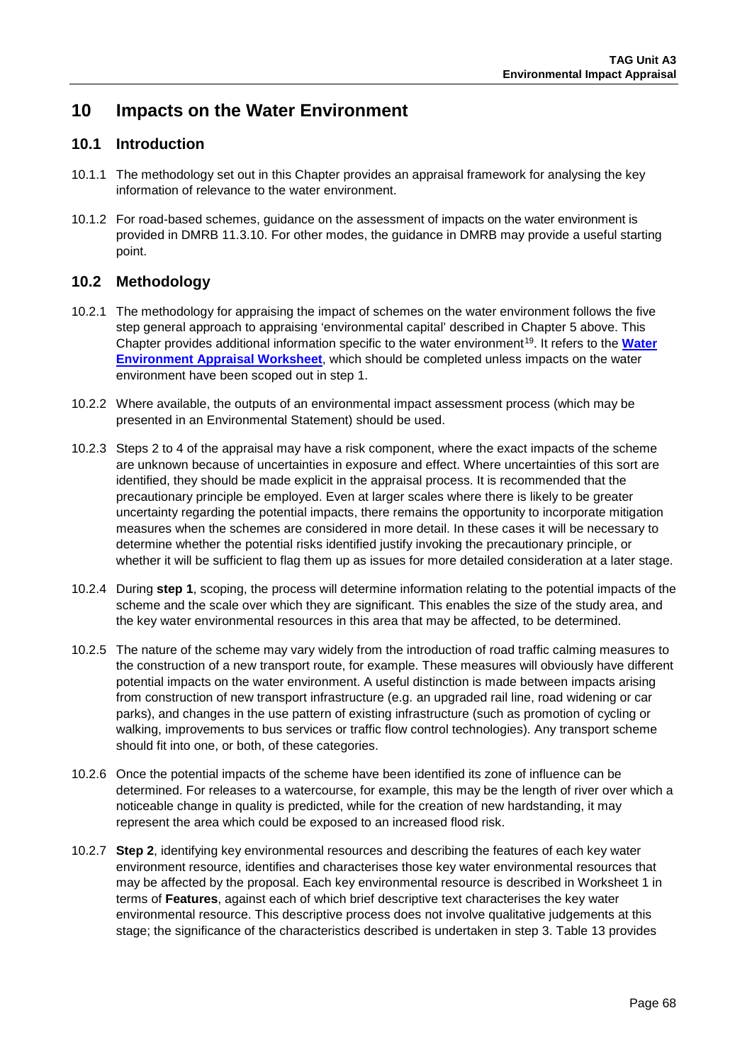# 10 Impacts on the Water Environment

## 10.1 Introduction

10.1.1 The methodology set out in this Chapter provides an appraisal framework for analysing the key information of relevance to the water environment.

10.1.2 For road-based schemes, guidance on the assessment of impacts on the water environment is provided in DMRB 11.3.10. For other modes, the guidance in DMRB may provide a useful starting point.

## 10.2 Methodology

10.2.1 The methodology for appraising the impact of schemes on the water environment follows the five step general approach to appraising 'environmental capital' described in Chapter 5 above. This Chapter provides additional information specific to the water environment[19]. It refers to the **Water Environment Appraisal Worksheet**, which should be completed unless impacts on the water environment have been scoped out in step 1.

10.2.2 Where available, the outputs of an environmental impact assessment process (which may be presented in an Environmental Statement) should be used.

10.2.3 Steps 2 to 4 of the appraisal may have a risk component, where the exact impacts of the scheme are unknown because of uncertainties in exposure and effect. Where uncertainties of this sort are identified, they should be made explicit in the appraisal process. It is recommended that the precautionary principle be employed. Even at larger scales where there is likely to be greater uncertainty regarding the potential impacts, there remains the opportunity to incorporate mitigation measures when the schemes are considered in more detail. In these cases it will be necessary to determine whether the potential risks identified justify invoking the precautionary principle, or whether it will be sufficient to flag them up as issues for more detailed consideration at a later stage.

10.2.4 During **step 1**, scoping, the process will determine information relating to the potential impacts of the scheme and the scale over which they are significant. This enables the size of the study area, and the key water environmental resources in this area that may be affected, to be determined.

10.2.5 The nature of the scheme may vary widely from the introduction of road traffic calming measures to the construction of a new transport route, for example. These measures will obviously have different potential impacts on the water environment. A useful distinction is made between impacts arising from construction of new transport infrastructure (e.g. an upgraded rail line, road widening or car parks), and changes in the use pattern of existing infrastructure (such as promotion of cycling or walking, improvements to bus services or traffic flow control technologies). Any transport scheme should fit into one, or both, of these categories.

10.2.6 Once the potential impacts of the scheme have been identified its zone of influence can be determined. For releases to a watercourse, for example, this may be the length of river over which a noticeable change in quality is predicted, while for the creation of new hardstanding, it may represent the area which could be exposed to an increased flood risk.

10.2.7 **Step 2**, identifying key environmental resources and describing the features of each key water environment resource, identifies and characterises those key water environmental resources that may be affected by the proposal. Each key environmental resource is described in Worksheet 1 in terms of **Features**, against each of which brief descriptive text characterises the key water environmental resource. This descriptive process does not involve qualitative judgements at this stage; the significance of the characteristics described is undertaken in step 3. Table 13 provides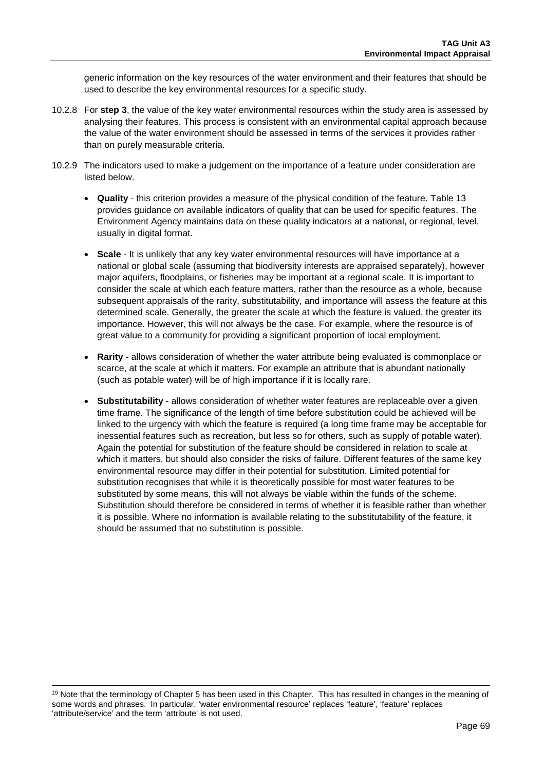generic information on the key resources of the water environment and their features that should be used to describe the key environmental resources for a specific study.

10.2.8 For **step 3**, the value of the key water environmental resources within the study area is assessed by analysing their features. This process is consistent with an environmental capital approach because the value of the water environment should be assessed in terms of the services it provides rather than on purely measurable criteria.

10.2.9 The indicators used to make a judgement on the importance of a feature under consideration are listed below.

- **Quality** - this criterion provides a measure of the physical condition of the feature. Table 13 provides guidance on available indicators of quality that can be used for specific features. The Environment Agency maintains data on these quality indicators at a national, or regional, level, usually in digital format.

- **Scale** - It is unlikely that any key water environmental resources will have importance at a national or global scale (assuming that biodiversity interests are appraised separately), however major aquifers, floodplains, or fisheries may be important at a regional scale. It is important to consider the scale at which each feature matters, rather than the resource as a whole, because subsequent appraisals of the rarity, substitutability, and importance will assess the feature at this determined scale. Generally, the greater the scale at which the feature is valued, the greater its importance. However, this will not always be the case. For example, where the resource is of great value to a community for providing a significant proportion of local employment.

- **Rarity** - allows consideration of whether the water attribute being evaluated is commonplace or scarce, at the scale at which it matters. For example an attribute that is abundant nationally (such as potable water) will be of high importance if it is locally rare.

- **Substitutability** - allows consideration of whether water features are replaceable over a given time frame. The significance of the length of time before substitution could be achieved will be linked to the urgency with which the feature is required (a long time frame may be acceptable for inessential features such as recreation, but less so for others, such as supply of potable water). Again the potential for substitution of the feature should be considered in relation to scale at which it matters, but should also consider the risks of failure. Different features of the same key environmental resource may differ in their potential for substitution. Limited potential for substitution recognises that while it is theoretically possible for most water features to be substituted by some means, this will not always be viable within the funds of the scheme. Substitution should therefore be considered in terms of whether it is feasible rather than whether it is possible. Where no information is available relating to the substitutability of the feature, it should be assumed that no substitution is possible.

---

[19] Note that the terminology of Chapter 5 has been used in this Chapter. This has resulted in changes in the meaning of some words and phrases. In particular, 'water environmental resource' replaces 'feature', 'feature' replaces 'attribute/service' and the term 'attribute' is not used.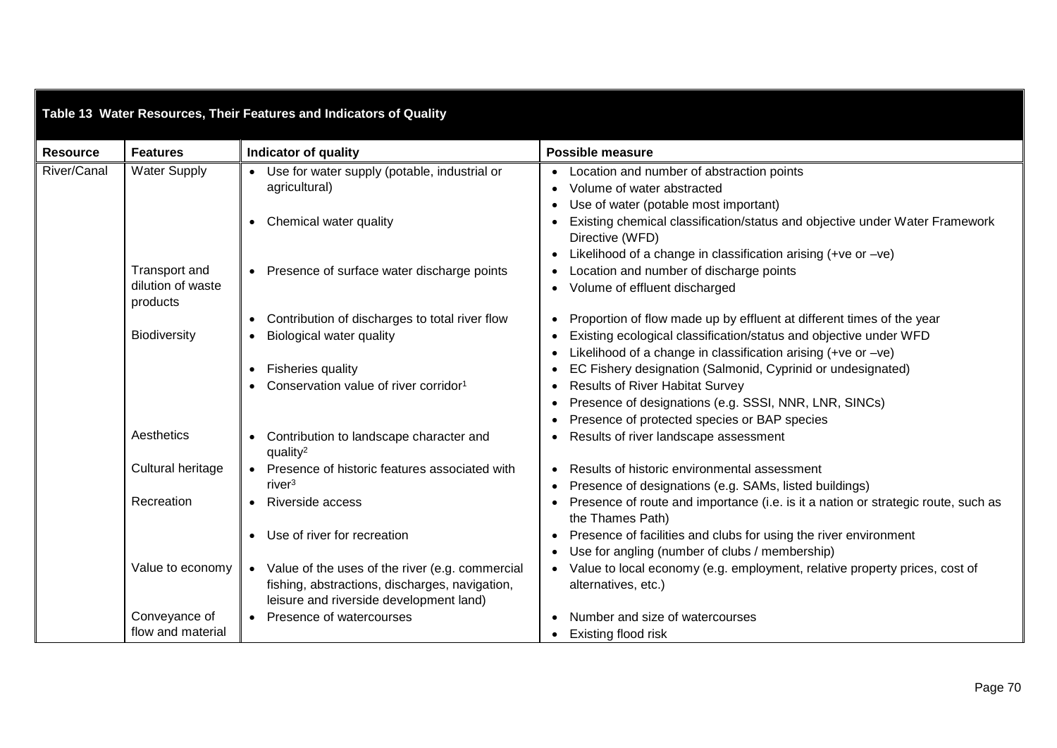**Table 13 Water Resources, Their Features and Indicators of Quality**

| Resource | Features | Indicator of quality | Possible measure |
|---|---|---|---|
| River/Canal | Water Supply | • Use for water supply (potable, industrial or agricultural) | • Location and number of abstraction points<br>• Volume of water abstracted<br>• Use of water (potable most important) |
| | | • Chemical water quality | • Existing chemical classification/status and objective under Water Framework Directive (WFD)<br>• Likelihood of a change in classification arising (+ve or –ve) |
| | Transport and dilution of waste products | • Presence of surface water discharge points | • Location and number of discharge points<br>• Volume of effluent discharged |
| | | • Contribution of discharges to total river flow | • Proportion of flow made up by effluent at different times of the year |
| | Biodiversity | • Biological water quality | • Existing ecological classification/status and objective under WFD<br>• Likelihood of a change in classification arising (+ve or –ve) |
| | | • Fisheries quality | • EC Fishery designation (Salmonid, Cyprinid or undesignated) |
| | | • Conservation value of river corridor[1] | • Results of River Habitat Survey<br>• Presence of designations (e.g. SSSI, NNR, LNR, SINCs)<br>• Presence of protected species or BAP species |
| | Aesthetics | • Contribution to landscape character and quality[2] | • Results of river landscape assessment |
| | Cultural heritage | • Presence of historic features associated with river[3] | • Results of historic environmental assessment<br>• Presence of designations (e.g. SAMs, listed buildings) |
| | Recreation | • Riverside access | • Presence of route and importance (i.e. is it a nation or strategic route, such as the Thames Path) |
| | | • Use of river for recreation | • Presence of facilities and clubs for using the river environment<br>• Use for angling (number of clubs / membership) |
| | Value to economy | • Value of the uses of the river (e.g. commercial fishing, abstractions, discharges, navigation, leisure and riverside development land) | • Value to local economy (e.g. employment, relative property prices, cost of alternatives, etc.) |
| | Conveyance of flow and material | • Presence of watercourses | • Number and size of watercourses<br>• Existing flood risk |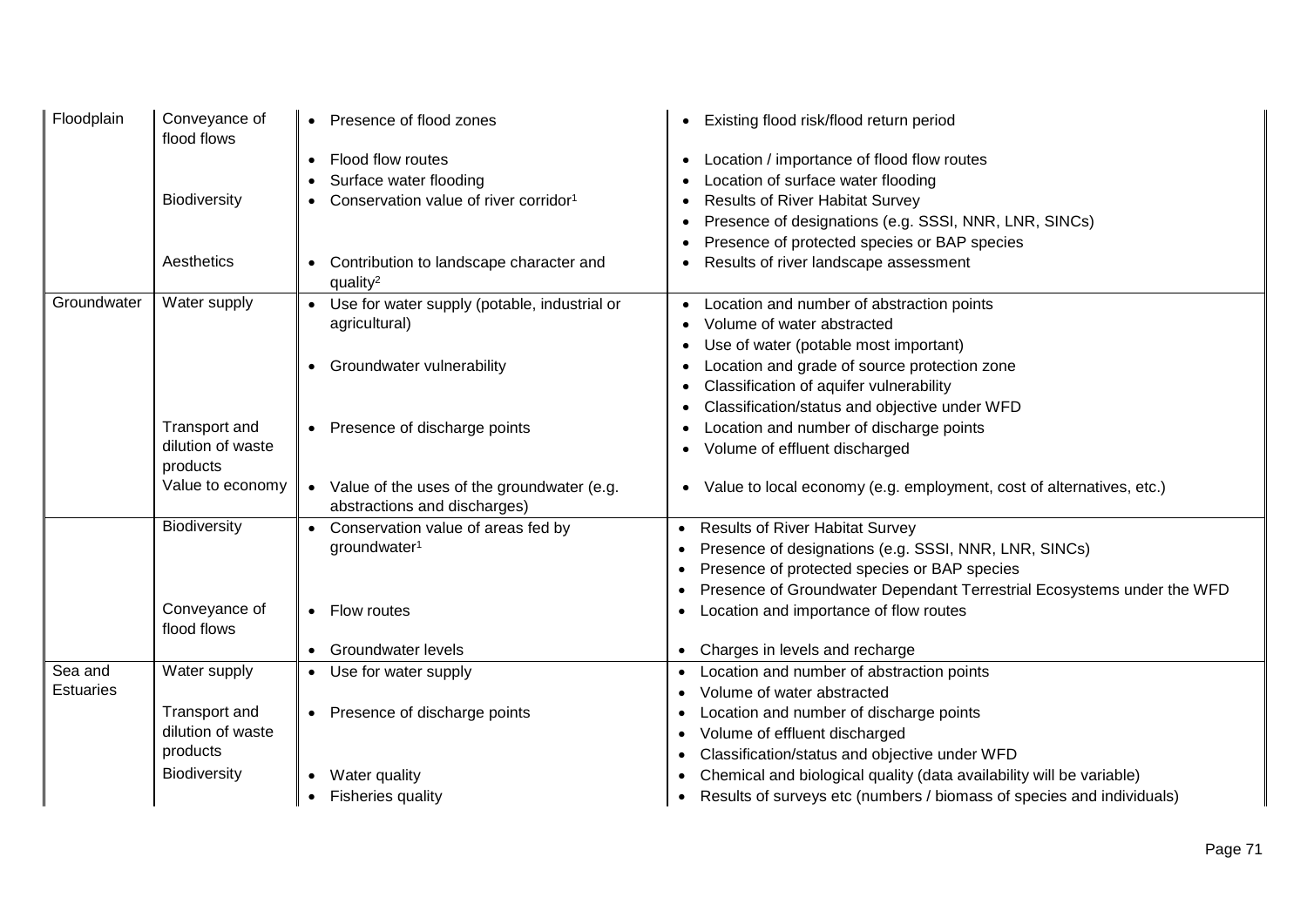| | | | |
|---|---|---|---|
| Floodplain | Conveyance of flood flows | • Presence of flood zones | • Existing flood risk/flood return period |
| | | • Flood flow routes<br>• Surface water flooding | • Location / importance of flood flow routes<br>• Location of surface water flooding |
| | Biodiversity | • Conservation value of river corridor[1] | • Results of River Habitat Survey<br>• Presence of designations (e.g. SSSI, NNR, LNR, SINCs)<br>• Presence of protected species or BAP species |
| | Aesthetics | • Contribution to landscape character and quality[2] | • Results of river landscape assessment |
| Groundwater | Water supply | • Use for water supply (potable, industrial or agricultural) | • Location and number of abstraction points<br>• Volume of water abstracted<br>• Use of water (potable most important) |
| | | • Groundwater vulnerability | • Location and grade of source protection zone<br>• Classification of aquifer vulnerability<br>• Classification/status and objective under WFD |
| | Transport and dilution of waste products | • Presence of discharge points | • Location and number of discharge points<br>• Volume of effluent discharged |
| | Value to economy | • Value of the uses of the groundwater (e.g. abstractions and discharges) | • Value to local economy (e.g. employment, cost of alternatives, etc.) |
| | Biodiversity | • Conservation value of areas fed by groundwater[1] | • Results of River Habitat Survey<br>• Presence of designations (e.g. SSSI, NNR, LNR, SINCs)<br>• Presence of protected species or BAP species<br>• Presence of Groundwater Dependant Terrestrial Ecosystems under the WFD |
| | Conveyance of flood flows | • Flow routes | • Location and importance of flow routes |
| | | • Groundwater levels | • Charges in levels and recharge |
| Sea and Estuaries | Water supply | • Use for water supply | • Location and number of abstraction points<br>• Volume of water abstracted |
| | Transport and dilution of waste products | • Presence of discharge points | • Location and number of discharge points<br>• Volume of effluent discharged<br>• Classification/status and objective under WFD |
| | Biodiversity | • Water quality<br>• Fisheries quality | • Chemical and biological quality (data availability will be variable)<br>• Results of surveys etc (numbers / biomass of species and individuals) |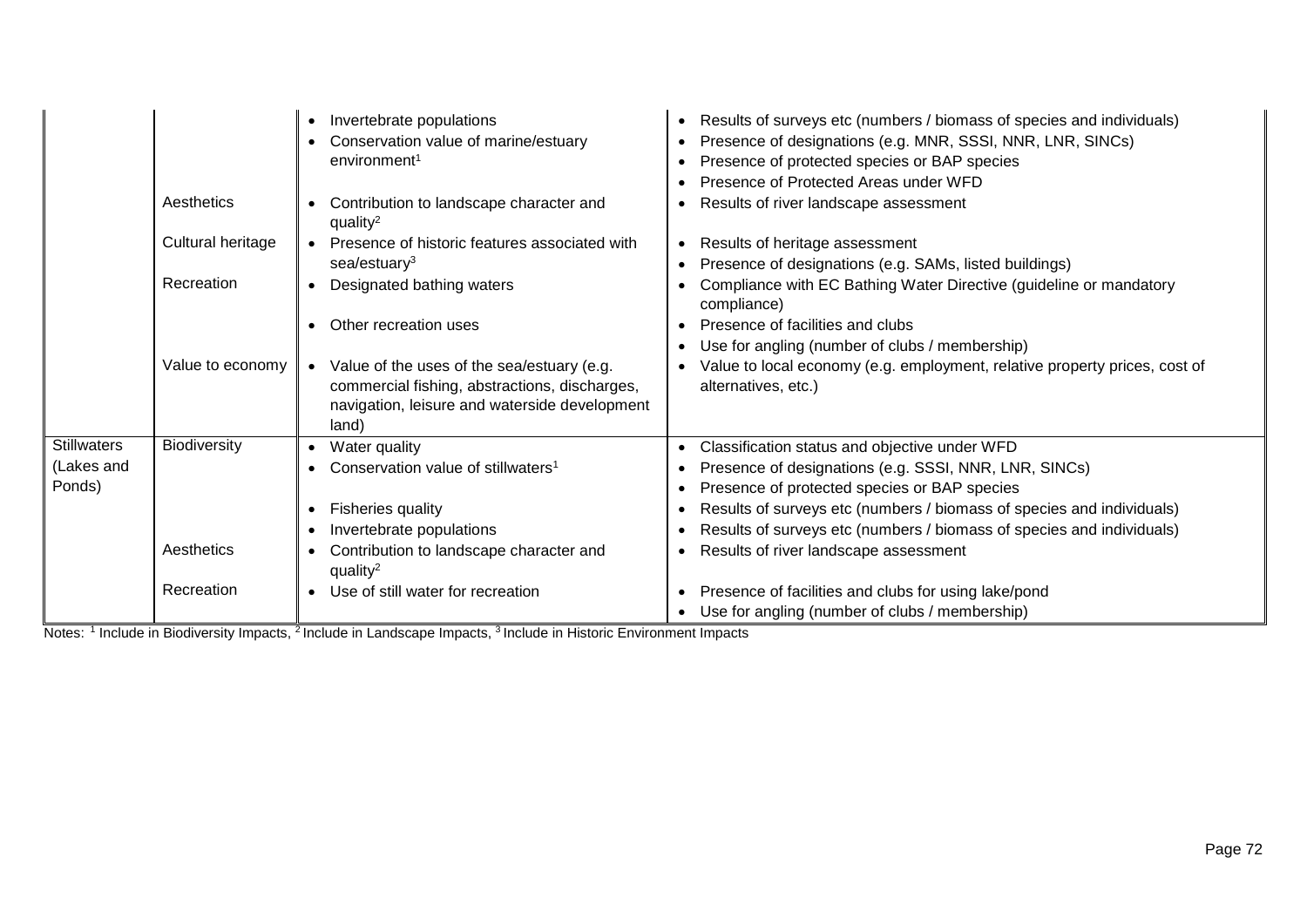| | | | |
|---|---|---|---|
| | | • Invertebrate populations<br>• Conservation value of marine/estuary environment[1] | • Results of surveys etc (numbers / biomass of species and individuals)<br>• Presence of designations (e.g. MNR, SSSI, NNR, LNR, SINCs)<br>• Presence of protected species or BAP species<br>• Presence of Protected Areas under WFD |
| | Aesthetics | • Contribution to landscape character and quality[2] | • Results of river landscape assessment |
| | Cultural heritage | • Presence of historic features associated with sea/estuary[3] | • Results of heritage assessment<br>• Presence of designations (e.g. SAMs, listed buildings) |
| | Recreation | • Designated bathing waters<br>• Other recreation uses | • Compliance with EC Bathing Water Directive (guideline or mandatory compliance)<br>• Presence of facilities and clubs<br>• Use for angling (number of clubs / membership) |
| | Value to economy | • Value of the uses of the sea/estuary (e.g. commercial fishing, abstractions, discharges, navigation, leisure and waterside development land) | • Value to local economy (e.g. employment, relative property prices, cost of alternatives, etc.) |
| Stillwaters (Lakes and Ponds) | Biodiversity | • Water quality<br>• Conservation value of stillwaters[1]<br>• Fisheries quality<br>• Invertebrate populations | • Classification status and objective under WFD<br>• Presence of designations (e.g. SSSI, NNR, LNR, SINCs)<br>• Presence of protected species or BAP species<br>• Results of surveys etc (numbers / biomass of species and individuals)<br>• Results of surveys etc (numbers / biomass of species and individuals) |
| | Aesthetics | • Contribution to landscape character and quality[2] | • Results of river landscape assessment |
| | Recreation | • Use of still water for recreation | • Presence of facilities and clubs for using lake/pond<br>• Use for angling (number of clubs / membership) |

Notes: [1] Include in Biodiversity Impacts, [2] Include in Landscape Impacts, [3] Include in Historic Environment Impacts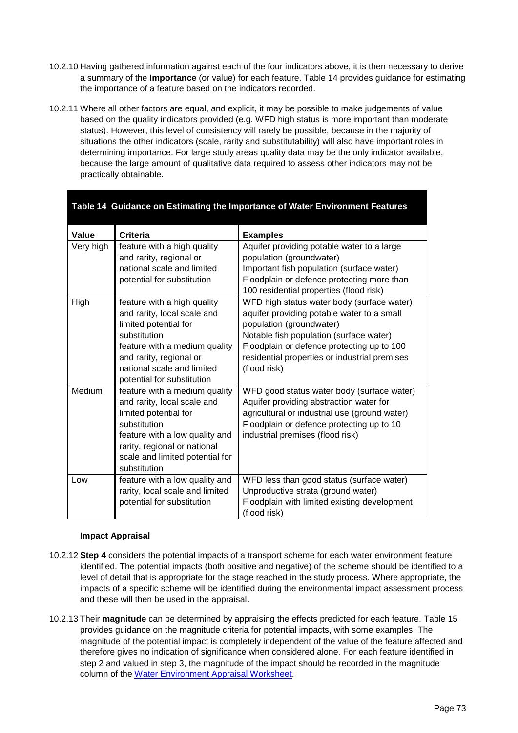10.2.10 Having gathered information against each of the four indicators above, it is then necessary to derive a summary of the **Importance** (or value) for each feature. Table 14 provides guidance for estimating the importance of a feature based on the indicators recorded.

10.2.11 Where all other factors are equal, and explicit, it may be possible to make judgements of value based on the quality indicators provided (e.g. WFD high status is more important than moderate status). However, this level of consistency will rarely be possible, because in the majority of situations the other indicators (scale, rarity and substitutability) will also have important roles in determining importance. For large study areas quality data may be the only indicator available, because the large amount of qualitative data required to assess other indicators may not be practically obtainable.

**Table 14 Guidance on Estimating the Importance of Water Environment Features**

| Value | Criteria | Examples |
|---|---|---|
| Very high | feature with a high quality and rarity, regional or national scale and limited potential for substitution | Aquifer providing potable water to a large population (groundwater)<br>Important fish population (surface water)<br>Floodplain or defence protecting more than 100 residential properties (flood risk) |
| High | feature with a high quality and rarity, local scale and limited potential for substitution<br>feature with a medium quality and rarity, regional or national scale and limited potential for substitution | WFD high status water body (surface water)<br>aquifer providing potable water to a small population (groundwater)<br>Notable fish population (surface water)<br>Floodplain or defence protecting up to 100 residential properties or industrial premises (flood risk) |
| Medium | feature with a medium quality and rarity, local scale and limited potential for substitution<br>feature with a low quality and rarity, regional or national scale and limited potential for substitution | WFD good status water body (surface water)<br>Aquifer providing abstraction water for agricultural or industrial use (ground water)<br>Floodplain or defence protecting up to 10 industrial premises (flood risk) |
| Low | feature with a low quality and rarity, local scale and limited potential for substitution | WFD less than good status (surface water)<br>Unproductive strata (ground water)<br>Floodplain with limited existing development (flood risk) |

**Impact Appraisal**

10.2.12 **Step 4** considers the potential impacts of a transport scheme for each water environment feature identified. The potential impacts (both positive and negative) of the scheme should be identified to a level of detail that is appropriate for the stage reached in the study process. Where appropriate, the impacts of a specific scheme will be identified during the environmental impact assessment process and these will then be used in the appraisal.

10.2.13 Their **magnitude** can be determined by appraising the effects predicted for each feature. Table 15 provides guidance on the magnitude criteria for potential impacts, with some examples. The magnitude of the potential impact is completely independent of the value of the feature affected and therefore gives no indication of significance when considered alone. For each feature identified in step 2 and valued in step 3, the magnitude of the impact should be recorded in the magnitude column of the Water Environment Appraisal Worksheet.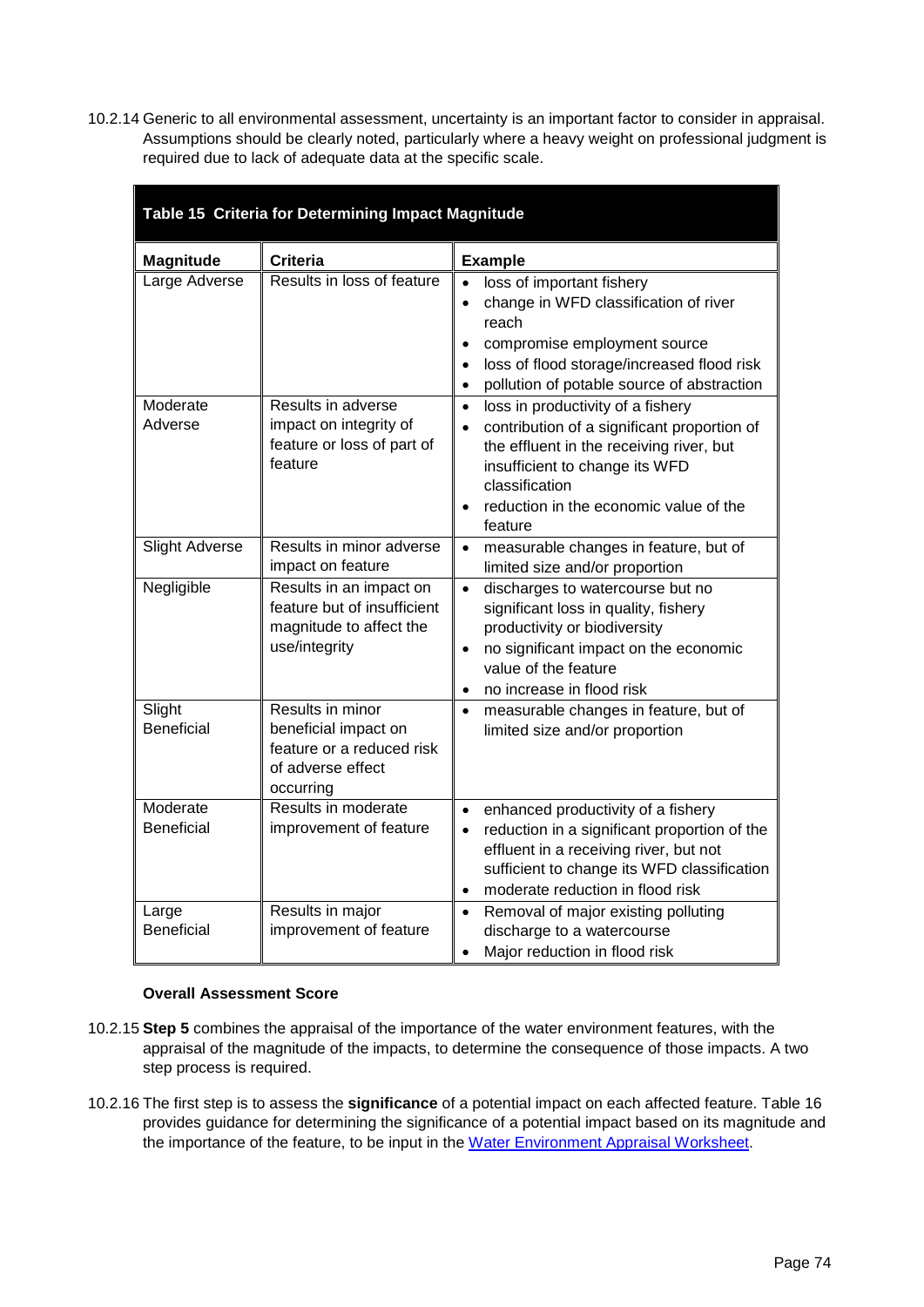10.2.14 Generic to all environmental assessment, uncertainty is an important factor to consider in appraisal. Assumptions should be clearly noted, particularly where a heavy weight on professional judgment is required due to lack of adequate data at the specific scale.

**Table 15 Criteria for Determining Impact Magnitude**

| Magnitude | Criteria | Example |
|---|---|---|
| Large Adverse | Results in loss of feature | • loss of important fishery<br>• change in WFD classification of river reach<br>• compromise employment source<br>• loss of flood storage/increased flood risk<br>• pollution of potable source of abstraction |
| Moderate Adverse | Results in adverse impact on integrity of feature or loss of part of feature | • loss in productivity of a fishery<br>• contribution of a significant proportion of the effluent in the receiving river, but insufficient to change its WFD classification<br>• reduction in the economic value of the feature |
| Slight Adverse | Results in minor adverse impact on feature | • measurable changes in feature, but of limited size and/or proportion |
| Negligible | Results in an impact on feature but of insufficient magnitude to affect the use/integrity | • discharges to watercourse but no significant loss in quality, fishery productivity or biodiversity<br>• no significant impact on the economic value of the feature<br>• no increase in flood risk |
| Slight Beneficial | Results in minor beneficial impact on feature or a reduced risk of adverse effect occurring | • measurable changes in feature, but of limited size and/or proportion |
| Moderate Beneficial | Results in moderate improvement of feature | • enhanced productivity of a fishery<br>• reduction in a significant proportion of the effluent in a receiving river, but not sufficient to change its WFD classification<br>• moderate reduction in flood risk |
| Large Beneficial | Results in major improvement of feature | • Removal of major existing polluting discharge to a watercourse<br>• Major reduction in flood risk |

**Overall Assessment Score**

10.2.15 **Step 5** combines the appraisal of the importance of the water environment features, with the appraisal of the magnitude of the impacts, to determine the consequence of those impacts. A two step process is required.

10.2.16 The first step is to assess the **significance** of a potential impact on each affected feature. Table 16 provides guidance for determining the significance of a potential impact based on its magnitude and the importance of the feature, to be input in the Water Environment Appraisal Worksheet.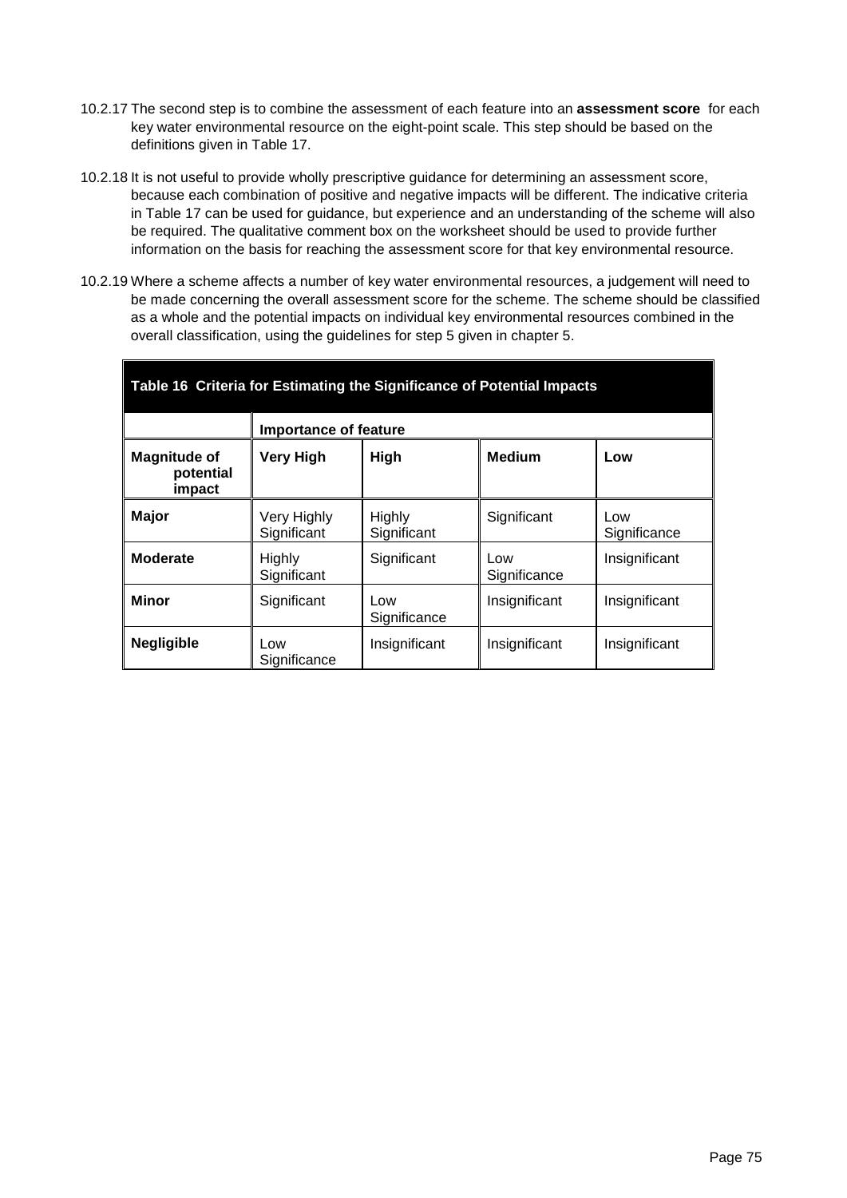10.2.17 The second step is to combine the assessment of each feature into an **assessment score** for each key water environmental resource on the eight-point scale. This step should be based on the definitions given in Table 17.

10.2.18 It is not useful to provide wholly prescriptive guidance for determining an assessment score, because each combination of positive and negative impacts will be different. The indicative criteria in Table 17 can be used for guidance, but experience and an understanding of the scheme will also be required. The qualitative comment box on the worksheet should be used to provide further information on the basis for reaching the assessment score for that key environmental resource.

10.2.19 Where a scheme affects a number of key water environmental resources, a judgement will need to be made concerning the overall assessment score for the scheme. The scheme should be classified as a whole and the potential impacts on individual key environmental resources combined in the overall classification, using the guidelines for step 5 given in chapter 5.

**Table 16 Criteria for Estimating the Significance of Potential Impacts**

| | **Importance of feature** | | | |
|---|---|---|---|---|
| **Magnitude of potential impact** | **Very High** | **High** | **Medium** | **Low** |
| **Major** | Very Highly Significant | Highly Significant | Significant | Low Significance |
| **Moderate** | Highly Significant | Significant | Low Significance | Insignificant |
| **Minor** | Significant | Low Significance | Insignificant | Insignificant |
| **Negligible** | Low Significance | Insignificant | Insignificant | Insignificant |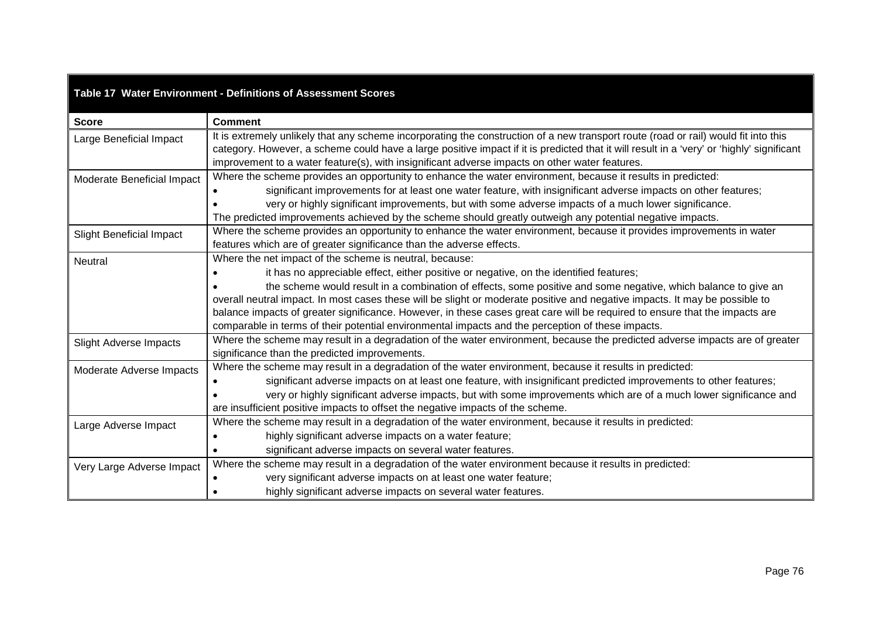| Table 17 Water Environment - Definitions of Assessment Scores | |
|---|---|
| **Score** | **Comment** |
| Large Beneficial Impact | It is extremely unlikely that any scheme incorporating the construction of a new transport route (road or rail) would fit into this category. However, a scheme could have a large positive impact if it is predicted that it will result in a 'very' or 'highly' significant improvement to a water feature(s), with insignificant adverse impacts on other water features. |
| Moderate Beneficial Impact | Where the scheme provides an opportunity to enhance the water environment, because it results in predicted:<br>• significant improvements for at least one water feature, with insignificant adverse impacts on other features;<br>• very or highly significant improvements, but with some adverse impacts of a much lower significance.<br>The predicted improvements achieved by the scheme should greatly outweigh any potential negative impacts. |
| Slight Beneficial Impact | Where the scheme provides an opportunity to enhance the water environment, because it provides improvements in water features which are of greater significance than the adverse effects. |
| Neutral | Where the net impact of the scheme is neutral, because:<br>• it has no appreciable effect, either positive or negative, on the identified features;<br>• the scheme would result in a combination of effects, some positive and some negative, which balance to give an overall neutral impact. In most cases these will be slight or moderate positive and negative impacts. It may be possible to balance impacts of greater significance. However, in these cases great care will be required to ensure that the impacts are comparable in terms of their potential environmental impacts and the perception of these impacts. |
| Slight Adverse Impacts | Where the scheme may result in a degradation of the water environment, because the predicted adverse impacts are of greater significance than the predicted improvements. |
| Moderate Adverse Impacts | Where the scheme may result in a degradation of the water environment, because it results in predicted:<br>• significant adverse impacts on at least one feature, with insignificant predicted improvements to other features;<br>• very or highly significant adverse impacts, but with some improvements which are of a much lower significance and are insufficient positive impacts to offset the negative impacts of the scheme. |
| Large Adverse Impact | Where the scheme may result in a degradation of the water environment, because it results in predicted:<br>• highly significant adverse impacts on a water feature;<br>• significant adverse impacts on several water features. |
| Very Large Adverse Impact | Where the scheme may result in a degradation of the water environment because it results in predicted:<br>• very significant adverse impacts on at least one water feature;<br>• highly significant adverse impacts on several water features. |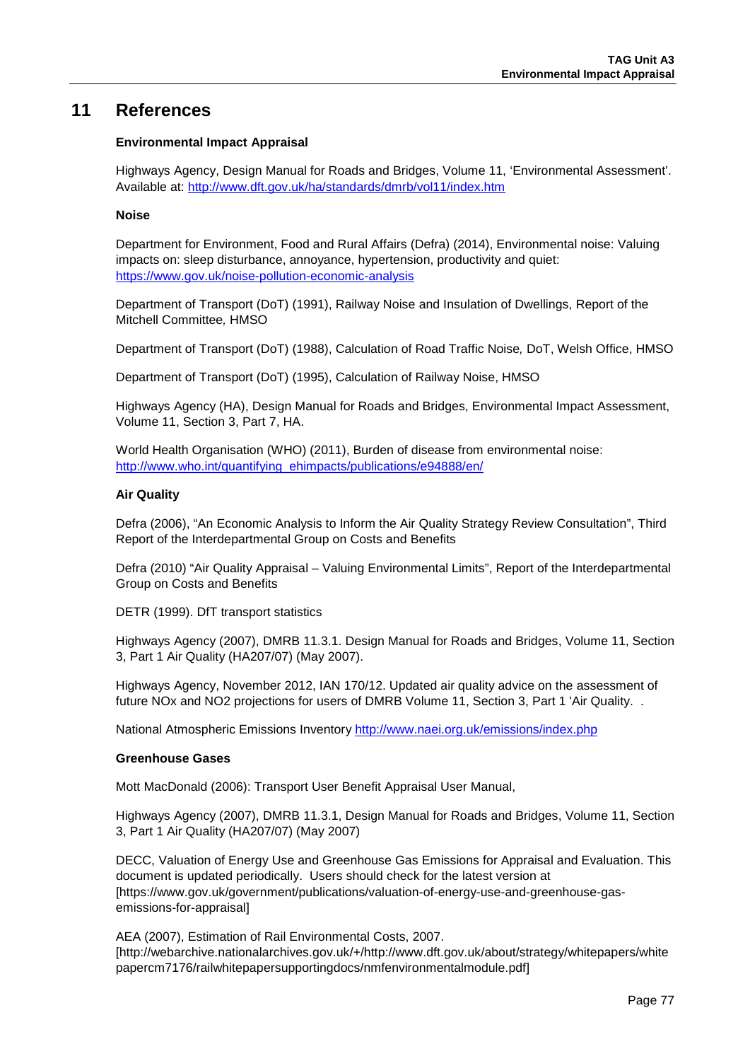# 11 References

### Environmental Impact Appraisal

Highways Agency, Design Manual for Roads and Bridges, Volume 11, 'Environmental Assessment'. Available at: http://www.dft.gov.uk/ha/standards/dmrb/vol11/index.htm

### Noise

Department for Environment, Food and Rural Affairs (Defra) (2014), Environmental noise: Valuing impacts on: sleep disturbance, annoyance, hypertension, productivity and quiet: https://www.gov.uk/noise-pollution-economic-analysis

Department of Transport (DoT) (1991), Railway Noise and Insulation of Dwellings, Report of the Mitchell Committee*,* HMSO

Department of Transport (DoT) (1988), Calculation of Road Traffic Noise*,* DoT, Welsh Office, HMSO

Department of Transport (DoT) (1995), Calculation of Railway Noise, HMSO

Highways Agency (HA), Design Manual for Roads and Bridges, Environmental Impact Assessment, Volume 11, Section 3, Part 7, HA.

World Health Organisation (WHO) (2011), Burden of disease from environmental noise: http://www.who.int/quantifying_ehimpacts/publications/e94888/en/

### Air Quality

Defra (2006), "An Economic Analysis to Inform the Air Quality Strategy Review Consultation", Third Report of the Interdepartmental Group on Costs and Benefits

Defra (2010) "Air Quality Appraisal – Valuing Environmental Limits", Report of the Interdepartmental Group on Costs and Benefits

DETR (1999). DfT transport statistics

Highways Agency (2007), DMRB 11.3.1. Design Manual for Roads and Bridges, Volume 11, Section 3, Part 1 Air Quality (HA207/07) (May 2007).

Highways Agency, November 2012, IAN 170/12. Updated air quality advice on the assessment of future NOx and NO2 projections for users of DMRB Volume 11, Section 3, Part 1 'Air Quality. .

National Atmospheric Emissions Inventory http://www.naei.org.uk/emissions/index.php

### Greenhouse Gases

Mott MacDonald (2006): Transport User Benefit Appraisal User Manual,

Highways Agency (2007), DMRB 11.3.1, Design Manual for Roads and Bridges, Volume 11, Section 3, Part 1 Air Quality (HA207/07) (May 2007)

DECC, Valuation of Energy Use and Greenhouse Gas Emissions for Appraisal and Evaluation. This document is updated periodically. Users should check for the latest version at [https://www.gov.uk/government/publications/valuation-of-energy-use-and-greenhouse-gas-emissions-for-appraisal]

AEA (2007), Estimation of Rail Environmental Costs, 2007. [http://webarchive.nationalarchives.gov.uk/+/http://www.dft.gov.uk/about/strategy/whitepapers/whitepapercm7176/railwhitepapersupportingdocs/nmfenvironmentalmodule.pdf]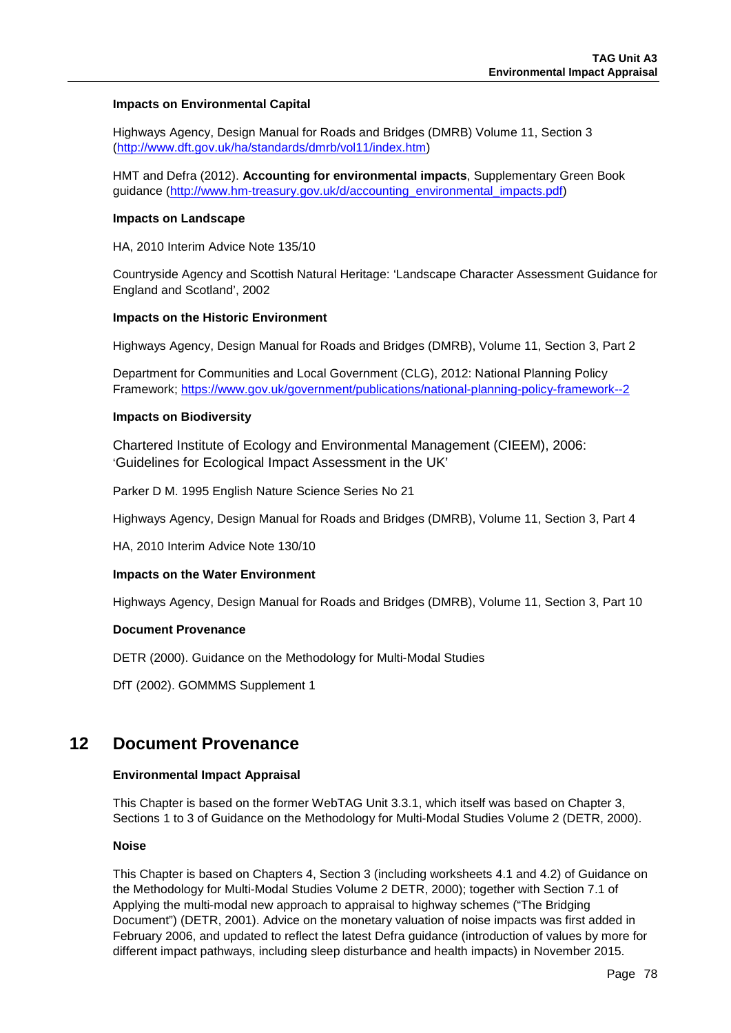**Impacts on Environmental Capital**

Highways Agency, Design Manual for Roads and Bridges (DMRB) Volume 11, Section 3 (http://www.dft.gov.uk/ha/standards/dmrb/vol11/index.htm)

HMT and Defra (2012). **Accounting for environmental impacts**, Supplementary Green Book guidance (http://www.hm-treasury.gov.uk/d/accounting_environmental_impacts.pdf)

**Impacts on Landscape**

HA, 2010 Interim Advice Note 135/10

Countryside Agency and Scottish Natural Heritage: 'Landscape Character Assessment Guidance for England and Scotland', 2002

**Impacts on the Historic Environment**

Highways Agency, Design Manual for Roads and Bridges (DMRB), Volume 11, Section 3, Part 2

Department for Communities and Local Government (CLG), 2012: National Planning Policy Framework; https://www.gov.uk/government/publications/national-planning-policy-framework--2

**Impacts on Biodiversity**

Chartered Institute of Ecology and Environmental Management (CIEEM), 2006: 'Guidelines for Ecological Impact Assessment in the UK'

Parker D M. 1995 English Nature Science Series No 21

Highways Agency, Design Manual for Roads and Bridges (DMRB), Volume 11, Section 3, Part 4

HA, 2010 Interim Advice Note 130/10

**Impacts on the Water Environment**

Highways Agency, Design Manual for Roads and Bridges (DMRB), Volume 11, Section 3, Part 10

**Document Provenance**

DETR (2000). Guidance on the Methodology for Multi-Modal Studies

DfT (2002). GOMMMS Supplement 1

## 12 Document Provenance

**Environmental Impact Appraisal**

This Chapter is based on the former WebTAG Unit 3.3.1, which itself was based on Chapter 3, Sections 1 to 3 of Guidance on the Methodology for Multi-Modal Studies Volume 2 (DETR, 2000).

**Noise**

This Chapter is based on Chapters 4, Section 3 (including worksheets 4.1 and 4.2) of Guidance on the Methodology for Multi-Modal Studies Volume 2 DETR, 2000); together with Section 7.1 of Applying the multi-modal new approach to appraisal to highway schemes ("The Bridging Document") (DETR, 2001). Advice on the monetary valuation of noise impacts was first added in February 2006, and updated to reflect the latest Defra guidance (introduction of values by more for different impact pathways, including sleep disturbance and health impacts) in November 2015.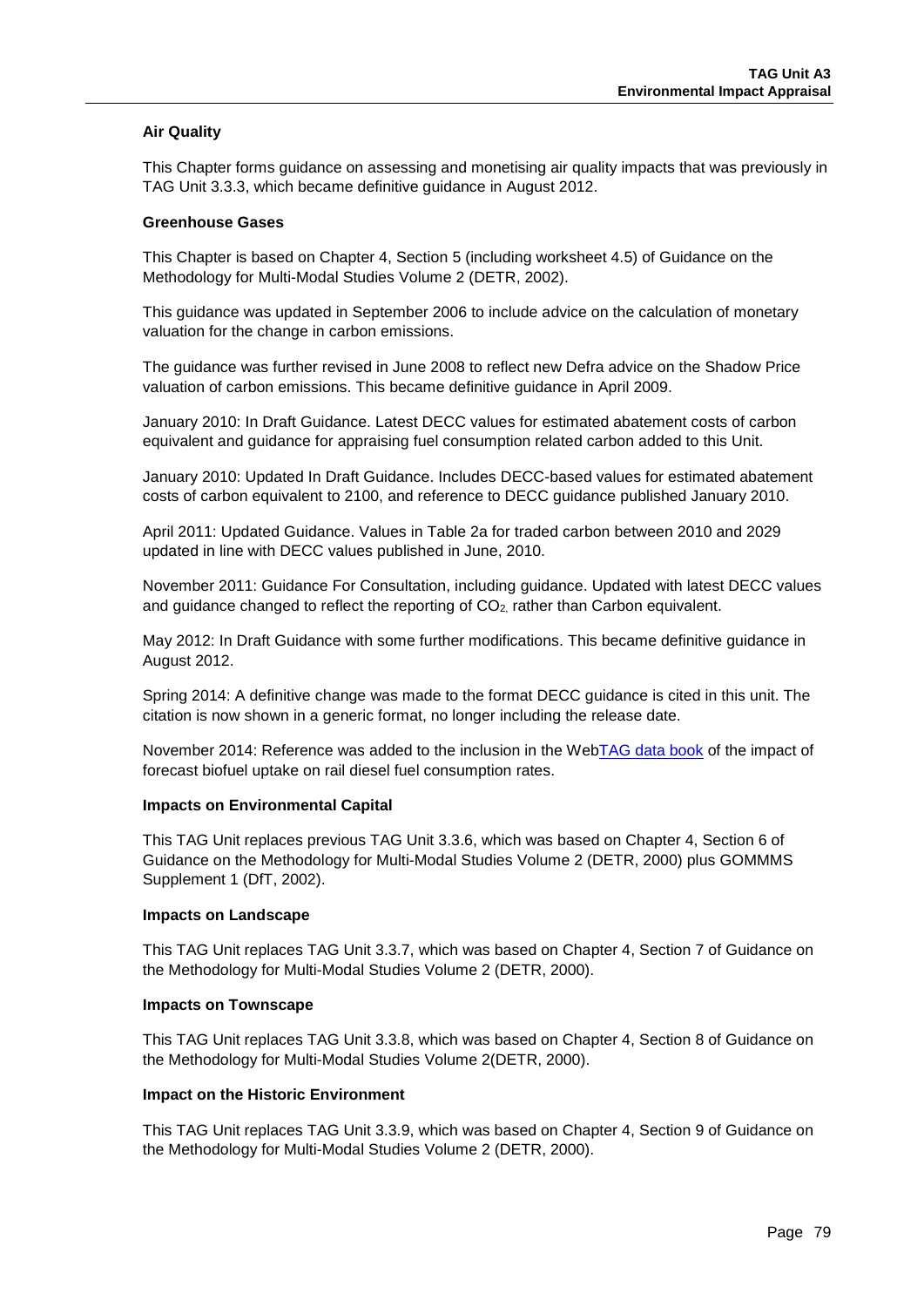**Air Quality**

This Chapter forms guidance on assessing and monetising air quality impacts that was previously in TAG Unit 3.3.3, which became definitive guidance in August 2012.

**Greenhouse Gases**

This Chapter is based on Chapter 4, Section 5 (including worksheet 4.5) of Guidance on the Methodology for Multi-Modal Studies Volume 2 (DETR, 2002).

This guidance was updated in September 2006 to include advice on the calculation of monetary valuation for the change in carbon emissions.

The guidance was further revised in June 2008 to reflect new Defra advice on the Shadow Price valuation of carbon emissions. This became definitive guidance in April 2009.

January 2010: In Draft Guidance. Latest DECC values for estimated abatement costs of carbon equivalent and guidance for appraising fuel consumption related carbon added to this Unit.

January 2010: Updated In Draft Guidance. Includes DECC-based values for estimated abatement costs of carbon equivalent to 2100, and reference to DECC guidance published January 2010.

April 2011: Updated Guidance. Values in Table 2a for traded carbon between 2010 and 2029 updated in line with DECC values published in June, 2010.

November 2011: Guidance For Consultation, including guidance. Updated with latest DECC values and guidance changed to reflect the reporting of $CO_2$, rather than Carbon equivalent.

May 2012: In Draft Guidance with some further modifications. This became definitive guidance in August 2012.

Spring 2014: A definitive change was made to the format DECC guidance is cited in this unit. The citation is now shown in a generic format, no longer including the release date.

November 2014: Reference was added to the inclusion in the WebTAG data book of the impact of forecast biofuel uptake on rail diesel fuel consumption rates.

**Impacts on Environmental Capital**

This TAG Unit replaces previous TAG Unit 3.3.6, which was based on Chapter 4, Section 6 of Guidance on the Methodology for Multi-Modal Studies Volume 2 (DETR, 2000) plus GOMMMS Supplement 1 (DfT, 2002).

**Impacts on Landscape**

This TAG Unit replaces TAG Unit 3.3.7, which was based on Chapter 4, Section 7 of Guidance on the Methodology for Multi-Modal Studies Volume 2 (DETR, 2000).

**Impacts on Townscape**

This TAG Unit replaces TAG Unit 3.3.8, which was based on Chapter 4, Section 8 of Guidance on the Methodology for Multi-Modal Studies Volume 2(DETR, 2000).

**Impact on the Historic Environment**

This TAG Unit replaces TAG Unit 3.3.9, which was based on Chapter 4, Section 9 of Guidance on the Methodology for Multi-Modal Studies Volume 2 (DETR, 2000).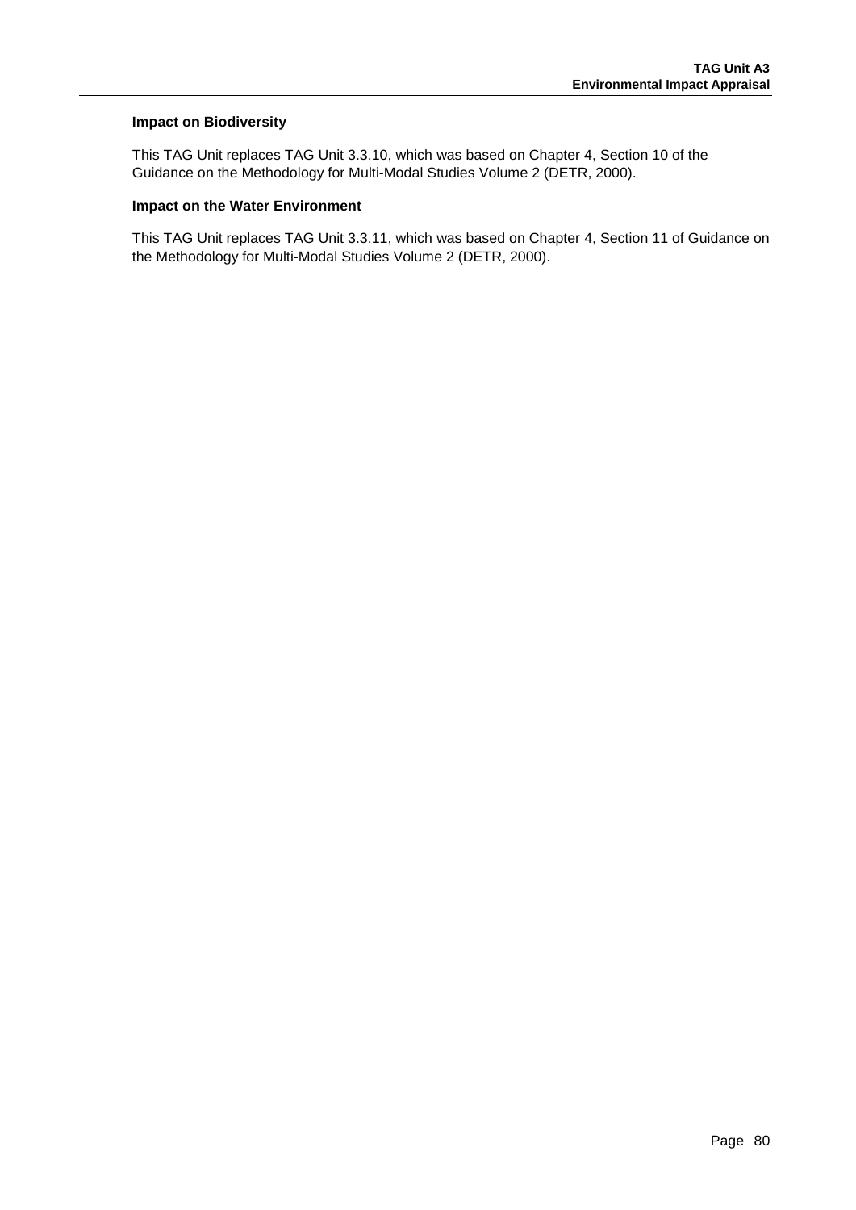**Impact on Biodiversity**

This TAG Unit replaces TAG Unit 3.3.10, which was based on Chapter 4, Section 10 of the Guidance on the Methodology for Multi-Modal Studies Volume 2 (DETR, 2000).

**Impact on the Water Environment**

This TAG Unit replaces TAG Unit 3.3.11, which was based on Chapter 4, Section 11 of Guidance on the Methodology for Multi-Modal Studies Volume 2 (DETR, 2000).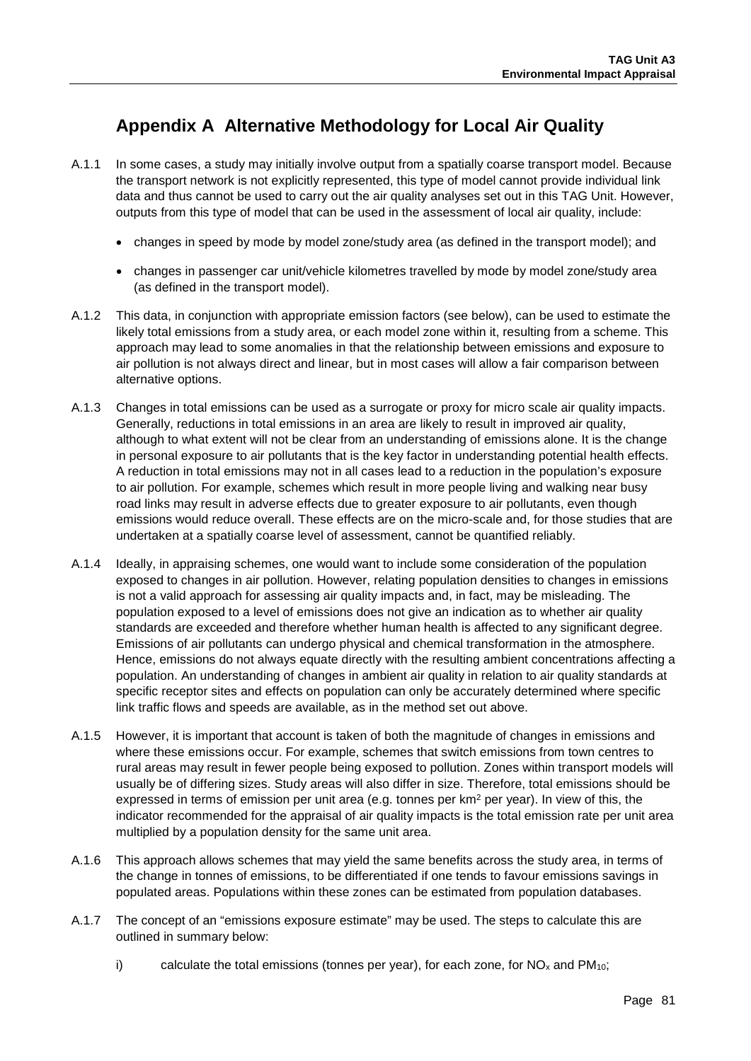# Appendix A Alternative Methodology for Local Air Quality

A.1.1 In some cases, a study may initially involve output from a spatially coarse transport model. Because the transport network is not explicitly represented, this type of model cannot provide individual link data and thus cannot be used to carry out the air quality analyses set out in this TAG Unit. However, outputs from this type of model that can be used in the assessment of local air quality, include:

- changes in speed by mode by model zone/study area (as defined in the transport model); and
- changes in passenger car unit/vehicle kilometres travelled by mode by model zone/study area (as defined in the transport model).

A.1.2 This data, in conjunction with appropriate emission factors (see below), can be used to estimate the likely total emissions from a study area, or each model zone within it, resulting from a scheme. This approach may lead to some anomalies in that the relationship between emissions and exposure to air pollution is not always direct and linear, but in most cases will allow a fair comparison between alternative options.

A.1.3 Changes in total emissions can be used as a surrogate or proxy for micro scale air quality impacts. Generally, reductions in total emissions in an area are likely to result in improved air quality, although to what extent will not be clear from an understanding of emissions alone. It is the change in personal exposure to air pollutants that is the key factor in understanding potential health effects. A reduction in total emissions may not in all cases lead to a reduction in the population's exposure to air pollution. For example, schemes which result in more people living and walking near busy road links may result in adverse effects due to greater exposure to air pollutants, even though emissions would reduce overall. These effects are on the micro-scale and, for those studies that are undertaken at a spatially coarse level of assessment, cannot be quantified reliably.

A.1.4 Ideally, in appraising schemes, one would want to include some consideration of the population exposed to changes in air pollution. However, relating population densities to changes in emissions is not a valid approach for assessing air quality impacts and, in fact, may be misleading. The population exposed to a level of emissions does not give an indication as to whether air quality standards are exceeded and therefore whether human health is affected to any significant degree. Emissions of air pollutants can undergo physical and chemical transformation in the atmosphere. Hence, emissions do not always equate directly with the resulting ambient concentrations affecting a population. An understanding of changes in ambient air quality in relation to air quality standards at specific receptor sites and effects on population can only be accurately determined where specific link traffic flows and speeds are available, as in the method set out above.

A.1.5 However, it is important that account is taken of both the magnitude of changes in emissions and where these emissions occur. For example, schemes that switch emissions from town centres to rural areas may result in fewer people being exposed to pollution. Zones within transport models will usually be of differing sizes. Study areas will also differ in size. Therefore, total emissions should be expressed in terms of emission per unit area (e.g. tonnes per $km^2$ per year). In view of this, the indicator recommended for the appraisal of air quality impacts is the total emission rate per unit area multiplied by a population density for the same unit area.

A.1.6 This approach allows schemes that may yield the same benefits across the study area, in terms of the change in tonnes of emissions, to be differentiated if one tends to favour emissions savings in populated areas. Populations within these zones can be estimated from population databases.

A.1.7 The concept of an "emissions exposure estimate" may be used. The steps to calculate this are outlined in summary below:

i) calculate the total emissions (tonnes per year), for each zone, for $NO_x$ and $PM_{10}$;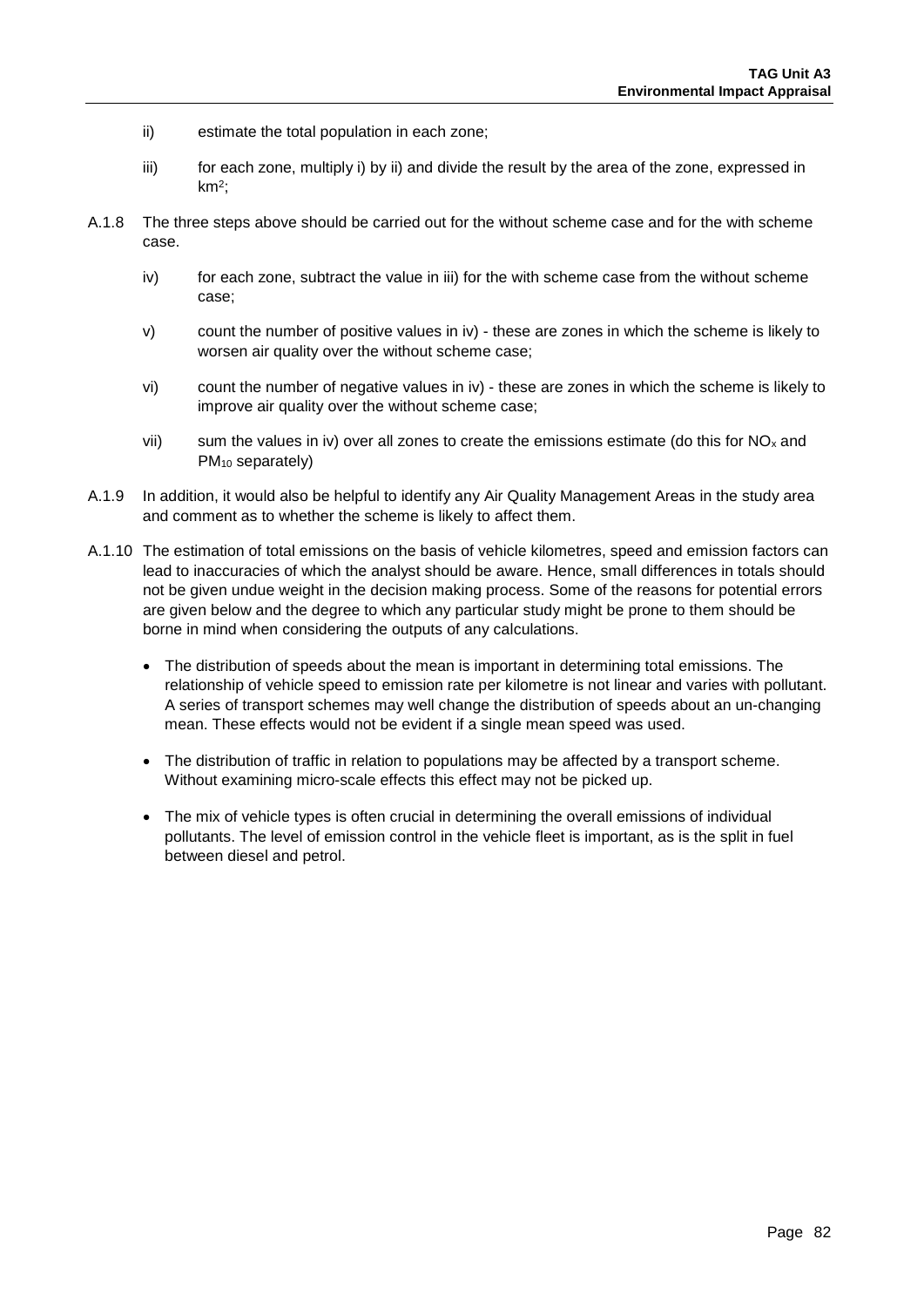ii) estimate the total population in each zone;

iii) for each zone, multiply i) by ii) and divide the result by the area of the zone, expressed in $km^2$;

A.1.8 The three steps above should be carried out for the without scheme case and for the with scheme case.

iv) for each zone, subtract the value in iii) for the with scheme case from the without scheme case;

v) count the number of positive values in iv) - these are zones in which the scheme is likely to worsen air quality over the without scheme case;

vi) count the number of negative values in iv) - these are zones in which the scheme is likely to improve air quality over the without scheme case;

vii) sum the values in iv) over all zones to create the emissions estimate (do this for $NO_x$ and $PM_{10}$ separately)

A.1.9 In addition, it would also be helpful to identify any Air Quality Management Areas in the study area and comment as to whether the scheme is likely to affect them.

A.1.10 The estimation of total emissions on the basis of vehicle kilometres, speed and emission factors can lead to inaccuracies of which the analyst should be aware. Hence, small differences in totals should not be given undue weight in the decision making process. Some of the reasons for potential errors are given below and the degree to which any particular study might be prone to them should be borne in mind when considering the outputs of any calculations.

- The distribution of speeds about the mean is important in determining total emissions. The relationship of vehicle speed to emission rate per kilometre is not linear and varies with pollutant. A series of transport schemes may well change the distribution of speeds about an un-changing mean. These effects would not be evident if a single mean speed was used.
- The distribution of traffic in relation to populations may be affected by a transport scheme. Without examining micro-scale effects this effect may not be picked up.
- The mix of vehicle types is often crucial in determining the overall emissions of individual pollutants. The level of emission control in the vehicle fleet is important, as is the split in fuel between diesel and petrol.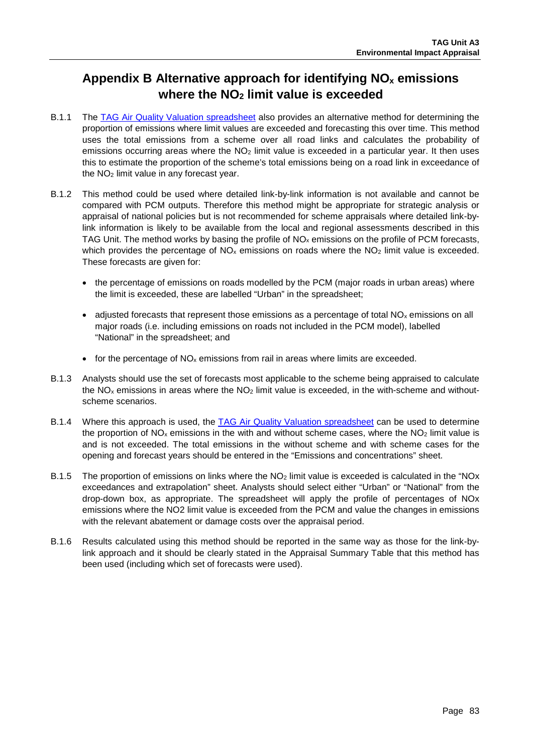# Appendix B Alternative approach for identifying $NO_x$ emissions where the $NO_2$ limit value is exceeded

B.1.1 The TAG Air Quality Valuation spreadsheet also provides an alternative method for determining the proportion of emissions where limit values are exceeded and forecasting this over time. This method uses the total emissions from a scheme over all road links and calculates the probability of emissions occurring areas where the $NO_2$ limit value is exceeded in a particular year. It then uses this to estimate the proportion of the scheme's total emissions being on a road link in exceedance of the $NO_2$ limit value in any forecast year.

B.1.2 This method could be used where detailed link-by-link information is not available and cannot be compared with PCM outputs. Therefore this method might be appropriate for strategic analysis or appraisal of national policies but is not recommended for scheme appraisals where detailed link-by-link information is likely to be available from the local and regional assessments described in this TAG Unit. The method works by basing the profile of $NO_x$ emissions on the profile of PCM forecasts, which provides the percentage of $NO_x$ emissions on roads where the $NO_2$ limit value is exceeded. These forecasts are given for:

- the percentage of emissions on roads modelled by the PCM (major roads in urban areas) where the limit is exceeded, these are labelled "Urban" in the spreadsheet;
- adjusted forecasts that represent those emissions as a percentage of total $NO_x$ emissions on all major roads (i.e. including emissions on roads not included in the PCM model), labelled "National" in the spreadsheet; and
- for the percentage of $NO_x$ emissions from rail in areas where limits are exceeded.

B.1.3 Analysts should use the set of forecasts most applicable to the scheme being appraised to calculate the $NO_x$ emissions in areas where the $NO_2$ limit value is exceeded, in the with-scheme and without-scheme scenarios.

B.1.4 Where this approach is used, the TAG Air Quality Valuation spreadsheet can be used to determine the proportion of $NO_x$ emissions in the with and without scheme cases, where the $NO_2$ limit value is and is not exceeded. The total emissions in the without scheme and with scheme cases for the opening and forecast years should be entered in the "Emissions and concentrations" sheet.

B.1.5 The proportion of emissions on links where the $NO_2$ limit value is exceeded is calculated in the "NOx exceedances and extrapolation" sheet. Analysts should select either "Urban" or "National" from the drop-down box, as appropriate. The spreadsheet will apply the profile of percentages of NOx emissions where the NO2 limit value is exceeded from the PCM and value the changes in emissions with the relevant abatement or damage costs over the appraisal period.

B.1.6 Results calculated using this method should be reported in the same way as those for the link-by-link approach and it should be clearly stated in the Appraisal Summary Table that this method has been used (including which set of forecasts were used).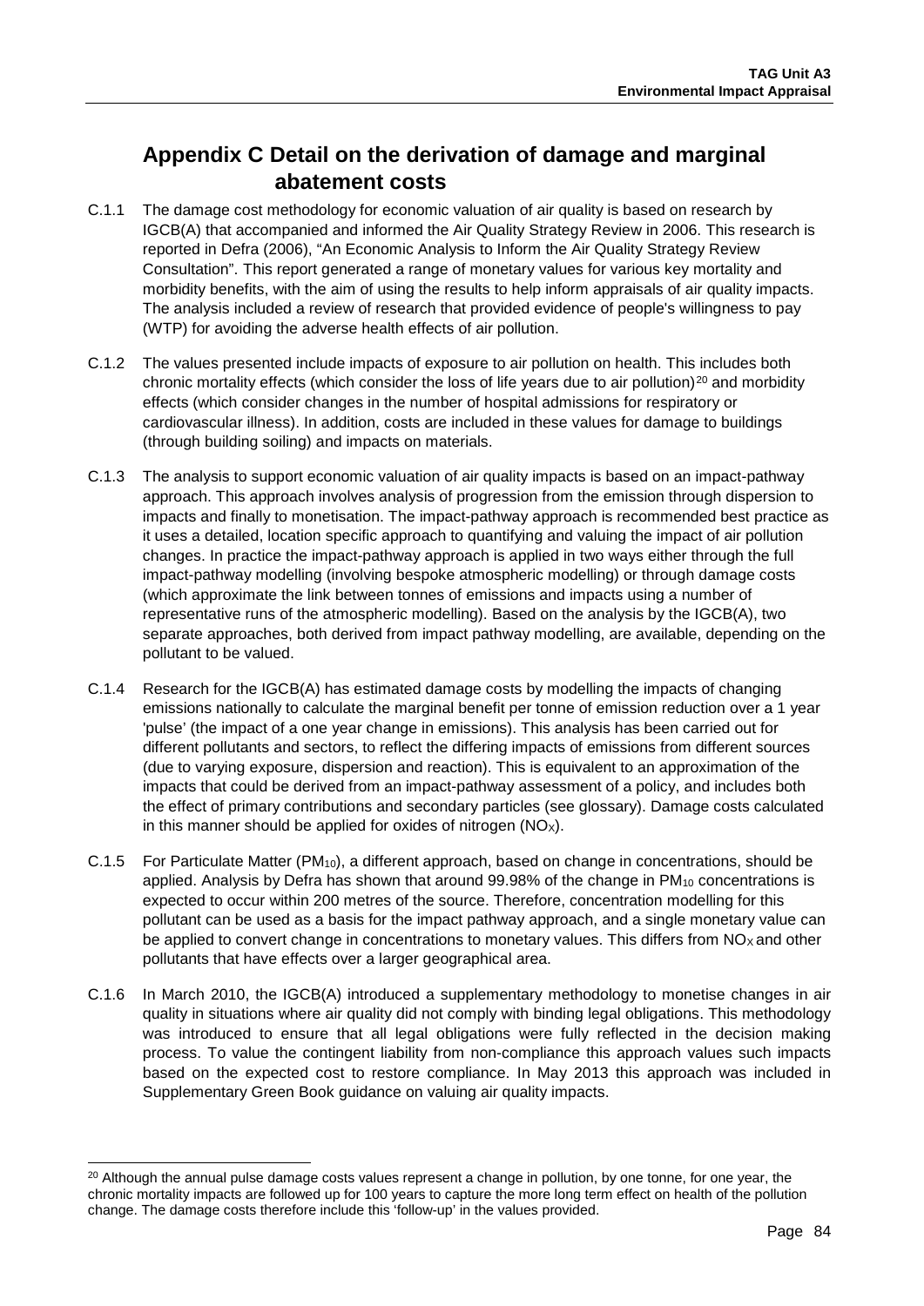# Appendix C Detail on the derivation of damage and marginal abatement costs

C.1.1 The damage cost methodology for economic valuation of air quality is based on research by IGCB(A) that accompanied and informed the Air Quality Strategy Review in 2006. This research is reported in Defra (2006), "An Economic Analysis to Inform the Air Quality Strategy Review Consultation". This report generated a range of monetary values for various key mortality and morbidity benefits, with the aim of using the results to help inform appraisals of air quality impacts. The analysis included a review of research that provided evidence of people's willingness to pay (WTP) for avoiding the adverse health effects of air pollution.

C.1.2 The values presented include impacts of exposure to air pollution on health. This includes both chronic mortality effects (which consider the loss of life years due to air pollution)[20] and morbidity effects (which consider changes in the number of hospital admissions for respiratory or cardiovascular illness). In addition, costs are included in these values for damage to buildings (through building soiling) and impacts on materials.

C.1.3 The analysis to support economic valuation of air quality impacts is based on an impact-pathway approach. This approach involves analysis of progression from the emission through dispersion to impacts and finally to monetisation. The impact-pathway approach is recommended best practice as it uses a detailed, location specific approach to quantifying and valuing the impact of air pollution changes. In practice the impact-pathway approach is applied in two ways either through the full impact-pathway modelling (involving bespoke atmospheric modelling) or through damage costs (which approximate the link between tonnes of emissions and impacts using a number of representative runs of the atmospheric modelling). Based on the analysis by the IGCB(A), two separate approaches, both derived from impact pathway modelling, are available, depending on the pollutant to be valued.

C.1.4 Research for the IGCB(A) has estimated damage costs by modelling the impacts of changing emissions nationally to calculate the marginal benefit per tonne of emission reduction over a 1 year 'pulse' (the impact of a one year change in emissions). This analysis has been carried out for different pollutants and sectors, to reflect the differing impacts of emissions from different sources (due to varying exposure, dispersion and reaction). This is equivalent to an approximation of the impacts that could be derived from an impact-pathway assessment of a policy, and includes both the effect of primary contributions and secondary particles (see glossary). Damage costs calculated in this manner should be applied for oxides of nitrogen ($NO_X$).

C.1.5 For Particulate Matter ($PM_{10}$), a different approach, based on change in concentrations, should be applied. Analysis by Defra has shown that around 99.98% of the change in $PM_{10}$ concentrations is expected to occur within 200 metres of the source. Therefore, concentration modelling for this pollutant can be used as a basis for the impact pathway approach, and a single monetary value can be applied to convert change in concentrations to monetary values. This differs from $NO_X$ and other pollutants that have effects over a larger geographical area.

C.1.6 In March 2010, the IGCB(A) introduced a supplementary methodology to monetise changes in air quality in situations where air quality did not comply with binding legal obligations. This methodology was introduced to ensure that all legal obligations were fully reflected in the decision making process. To value the contingent liability from non-compliance this approach values such impacts based on the expected cost to restore compliance. In May 2013 this approach was included in Supplementary Green Book guidance on valuing air quality impacts.

---

[20] Although the annual pulse damage costs values represent a change in pollution, by one tonne, for one year, the chronic mortality impacts are followed up for 100 years to capture the more long term effect on health of the pollution change. The damage costs therefore include this 'follow-up' in the values provided.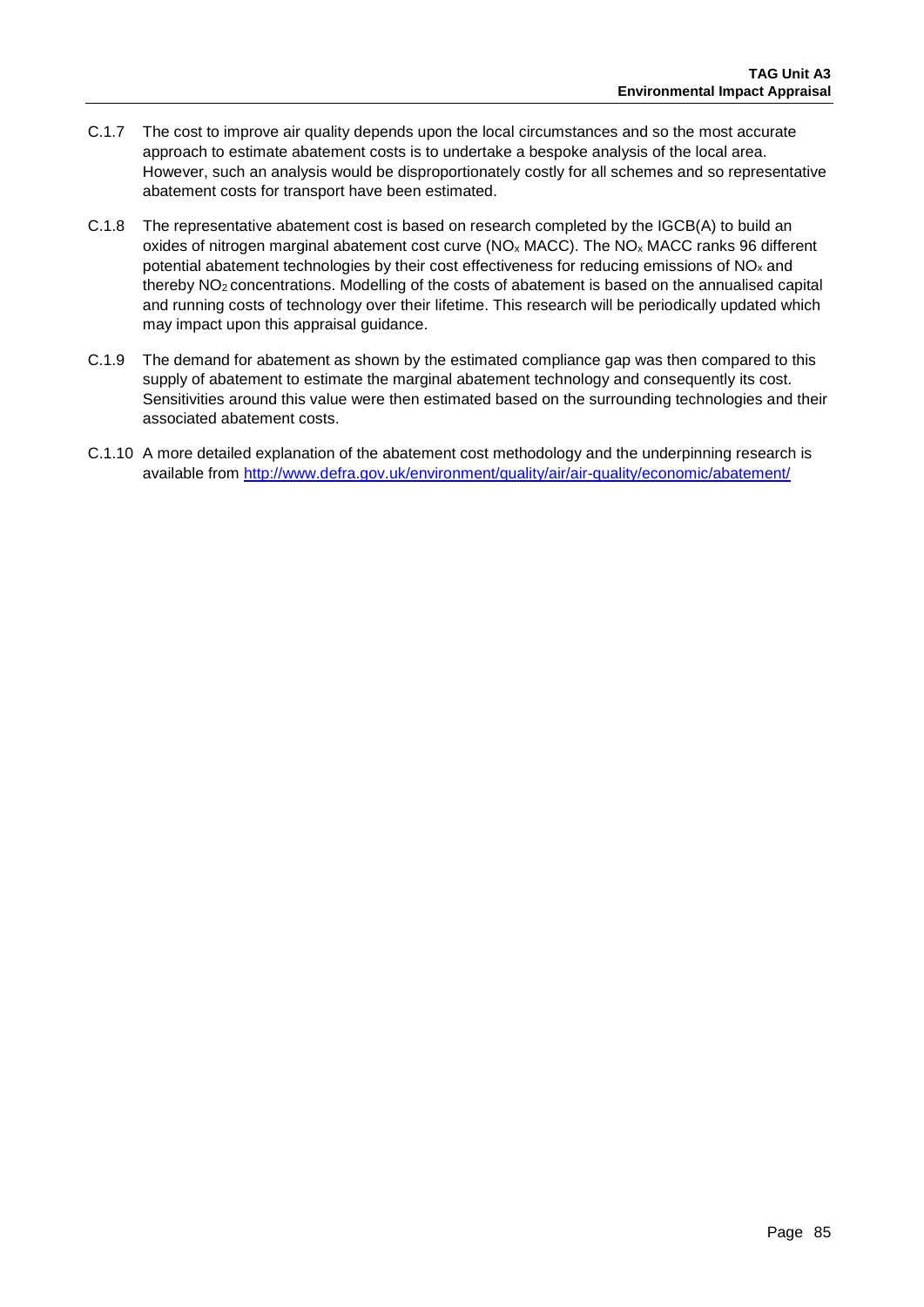C.1.7 The cost to improve air quality depends upon the local circumstances and so the most accurate approach to estimate abatement costs is to undertake a bespoke analysis of the local area. However, such an analysis would be disproportionately costly for all schemes and so representative abatement costs for transport have been estimated.

C.1.8 The representative abatement cost is based on research completed by the IGCB(A) to build an oxides of nitrogen marginal abatement cost curve ($NO_x$ MACC). The $NO_x$ MACC ranks 96 different potential abatement technologies by their cost effectiveness for reducing emissions of $NO_x$ and thereby $NO_2$ concentrations. Modelling of the costs of abatement is based on the annualised capital and running costs of technology over their lifetime. This research will be periodically updated which may impact upon this appraisal guidance.

C.1.9 The demand for abatement as shown by the estimated compliance gap was then compared to this supply of abatement to estimate the marginal abatement technology and consequently its cost. Sensitivities around this value were then estimated based on the surrounding technologies and their associated abatement costs.

C.1.10 A more detailed explanation of the abatement cost methodology and the underpinning research is available from http://www.defra.gov.uk/environment/quality/air/air-quality/economic/abatement/